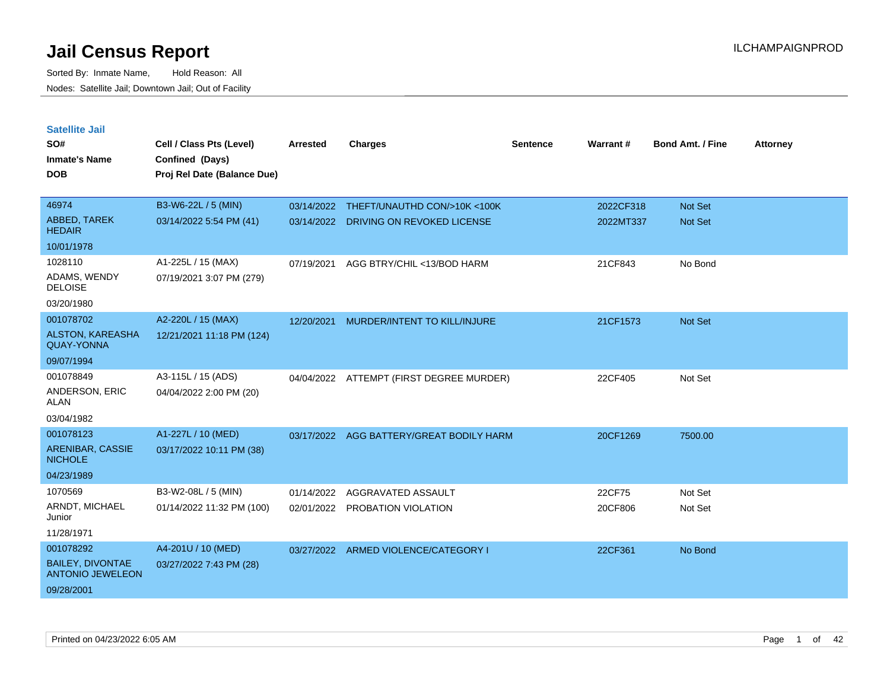# Jail Census Report

Sorted By: Inmate Name, Hold Reason: All

Nodes: Satellite Jail; Downtown Jail; Out of Facility

## Satellite Jail

| SO# / Inmate's Name / DOB | Cell / Class Pts (Level) / Confined (Days) / Proj Rel Date (Balance Due) | Arrested | Charges | Sentence | Warrant # | Bond Amt. / Fine | Attorney |
|---|---|---|---|---|---|---|---|
| 46974<br>ABBED, TAREK HEDAIR<br>10/01/1978 | B3-W6-22L / 5 (MIN)<br>03/14/2022 5:54 PM (41) | 03/14/2022<br>03/14/2022 | THEFT/UNAUTHD CON/>10K <100K<br>DRIVING ON REVOKED LICENSE | | 2022CF318<br>2022MT337 | Not Set<br>Not Set | |
| 1028110<br>ADAMS, WENDY DELOISE<br>03/20/1980 | A1-225L / 15 (MAX)<br>07/19/2021 3:07 PM (279) | 07/19/2021 | AGG BTRY/CHIL <13/BOD HARM | | 21CF843 | No Bond | |
| 001078702<br>ALSTON, KAREASHA QUAY-YONNA<br>09/07/1994 | A2-220L / 15 (MAX)<br>12/21/2021 11:18 PM (124) | 12/20/2021 | MURDER/INTENT TO KILL/INJURE | | 21CF1573 | Not Set | |
| 001078849<br>ANDERSON, ERIC ALAN<br>03/04/1982 | A3-115L / 15 (ADS)<br>04/04/2022 2:00 PM (20) | 04/04/2022 | ATTEMPT (FIRST DEGREE MURDER) | | 22CF405 | Not Set | |
| 001078123<br>ARENIBAR, CASSIE NICHOLE<br>04/23/1989 | A1-227L / 10 (MED)<br>03/17/2022 10:11 PM (38) | 03/17/2022 | AGG BATTERY/GREAT BODILY HARM | | 20CF1269 | 7500.00 | |
| 1070569<br>ARNDT, MICHAEL Junior<br>11/28/1971 | B3-W2-08L / 5 (MIN)<br>01/14/2022 11:32 PM (100) | 01/14/2022<br>02/01/2022 | AGGRAVATED ASSAULT<br>PROBATION VIOLATION | | 22CF75<br>20CF806 | Not Set<br>Not Set | |
| 001078292<br>BAILEY, DIVONTAE ANTONIO JEWELEON<br>09/28/2001 | A4-201U / 10 (MED)<br>03/27/2022 7:43 PM (28) | 03/27/2022 | ARMED VIOLENCE/CATEGORY I | | 22CF361 | No Bond | |

Printed on 04/23/2022 6:05 AM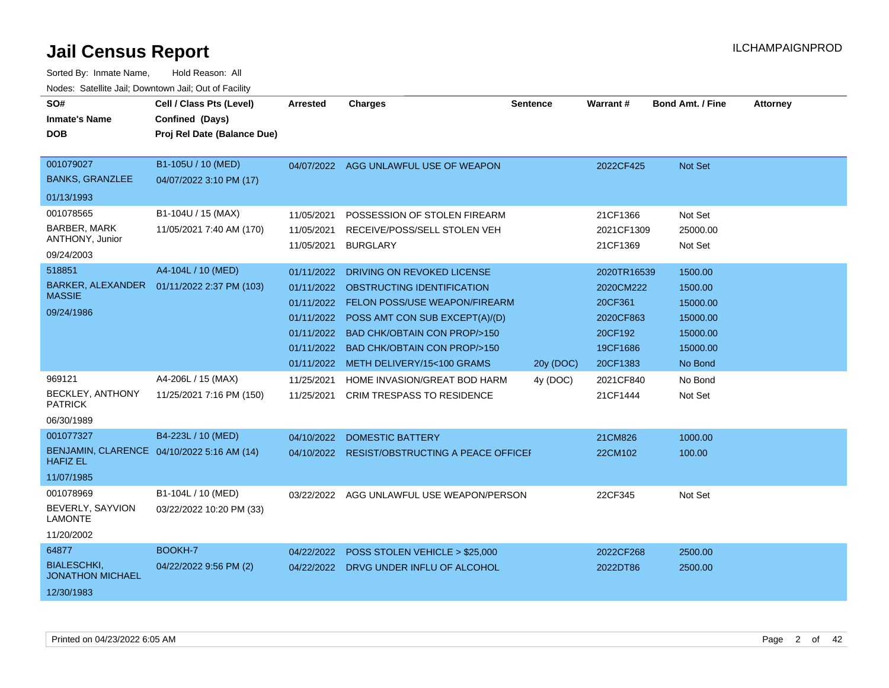# Jail Census Report

Sorted By: Inmate Name, Hold Reason: All

Nodes: Satellite Jail; Downtown Jail; Out of Facility

| SO# / Inmate's Name / DOB | Cell / Class Pts (Level) / Confined (Days) / Proj Rel Date (Balance Due) | Arrested | Charges | Sentence | Warrant # | Bond Amt. / Fine | Attorney |
|---|---|---|---|---|---|---|---|
| 001079027 BANKS, GRANZLEE 01/13/1993 | B1-105U / 10 (MED) 04/07/2022 3:10 PM (17) | 04/07/2022 | AGG UNLAWFUL USE OF WEAPON | | 2022CF425 | Not Set | |
| 001078565 BARBER, MARK ANTHONY, Junior 09/24/2003 | B1-104U / 15 (MAX) 11/05/2021 7:40 AM (170) | 11/05/2021 | POSSESSION OF STOLEN FIREARM | | 21CF1366 | Not Set | |
| | | 11/05/2021 | RECEIVE/POSS/SELL STOLEN VEH | | 2021CF1309 | 25000.00 | |
| | | 11/05/2021 | BURGLARY | | 21CF1369 | Not Set | |
| 518851 BARKER, ALEXANDER MASSIE 09/24/1986 | A4-104L / 10 (MED) 01/11/2022 2:37 PM (103) | 01/11/2022 | DRIVING ON REVOKED LICENSE | | 2020TR16539 | 1500.00 | |
| | | 01/11/2022 | OBSTRUCTING IDENTIFICATION | | 2020CM222 | 1500.00 | |
| | | 01/11/2022 | FELON POSS/USE WEAPON/FIREARM | | 20CF361 | 15000.00 | |
| | | 01/11/2022 | POSS AMT CON SUB EXCEPT(A)/(D) | | 2020CF863 | 15000.00 | |
| | | 01/11/2022 | BAD CHK/OBTAIN CON PROP/>150 | | 20CF192 | 15000.00 | |
| | | 01/11/2022 | BAD CHK/OBTAIN CON PROP/>150 | | 19CF1686 | 15000.00 | |
| | | 01/11/2022 | METH DELIVERY/15<100 GRAMS | 20y (DOC) | 20CF1383 | No Bond | |
| 969121 BECKLEY, ANTHONY PATRICK 06/30/1989 | A4-206L / 15 (MAX) 11/25/2021 7:16 PM (150) | 11/25/2021 | HOME INVASION/GREAT BOD HARM | 4y (DOC) | 2021CF840 | No Bond | |
| | | 11/25/2021 | CRIM TRESPASS TO RESIDENCE | | 21CF1444 | Not Set | |
| 001077327 BENJAMIN, CLARENCE HAFIZ EL 11/07/1985 | B4-223L / 10 (MED) 04/10/2022 5:16 AM (14) | 04/10/2022 | DOMESTIC BATTERY | | 21CM826 | 1000.00 | |
| | | 04/10/2022 | RESIST/OBSTRUCTING A PEACE OFFICEI | | 22CM102 | 100.00 | |
| 001078969 BEVERLY, SAYVION LAMONTE 11/20/2002 | B1-104L / 10 (MED) 03/22/2022 10:20 PM (33) | 03/22/2022 | AGG UNLAWFUL USE WEAPON/PERSON | | 22CF345 | Not Set | |
| 64877 BIALESCHKI, JONATHON MICHAEL 12/30/1983 | BOOKH-7 04/22/2022 9:56 PM (2) | 04/22/2022 | POSS STOLEN VEHICLE > $25,000 | | 2022CF268 | 2500.00 | |
| | | 04/22/2022 | DRVG UNDER INFLU OF ALCOHOL | | 2022DT86 | 2500.00 | |

Printed on 04/23/2022 6:05 AM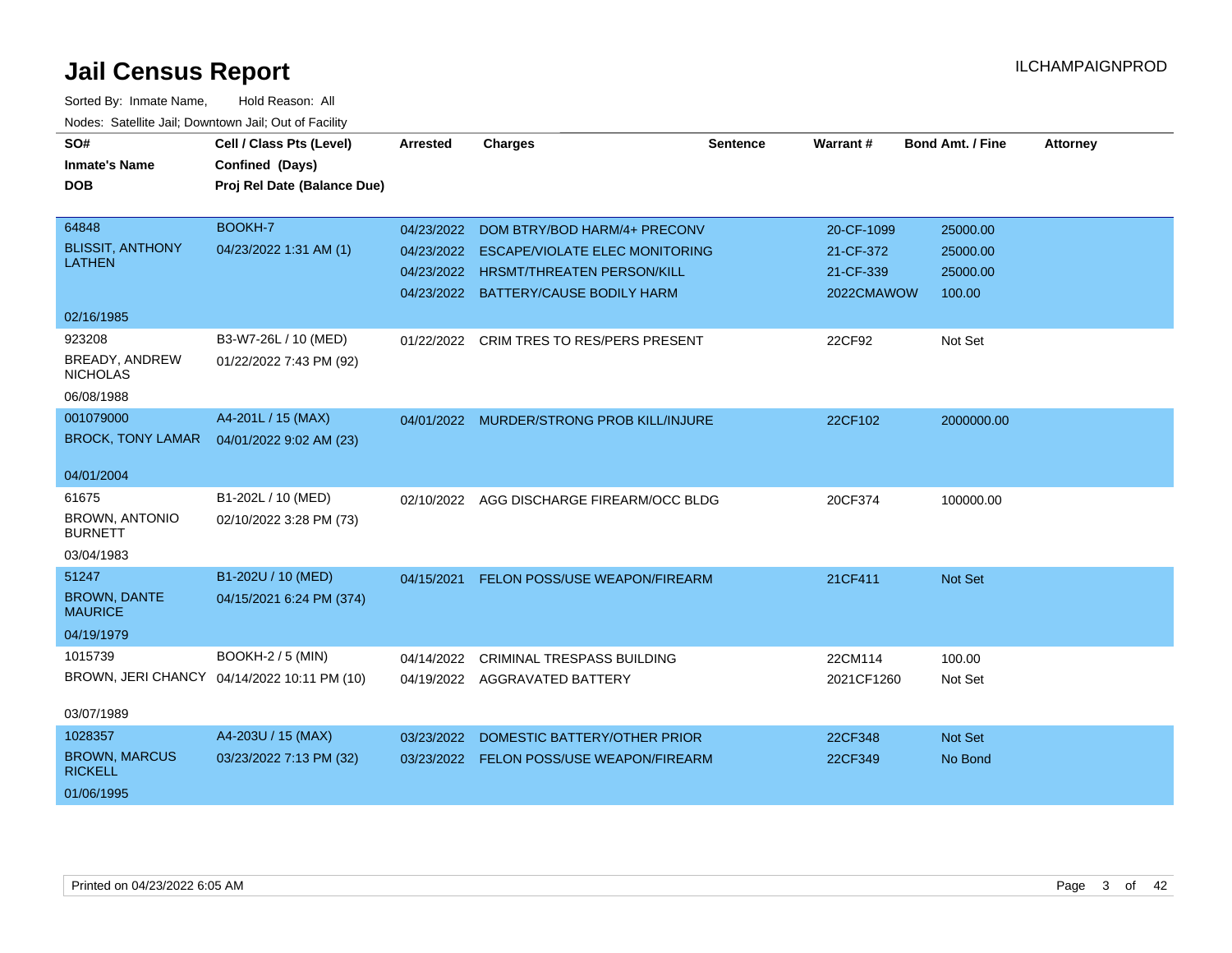# Jail Census Report

Sorted By: Inmate Name, Hold Reason: All

Nodes: Satellite Jail; Downtown Jail; Out of Facility

| SO# / Inmate's Name / DOB | Cell / Class Pts (Level) / Confined (Days) / Proj Rel Date (Balance Due) | Arrested | Charges | Sentence | Warrant # | Bond Amt. / Fine | Attorney |
|---|---|---|---|---|---|---|---|
| 64848<br>BLISSIT, ANTHONY LATHEN<br>02/16/1985 | BOOKH-7<br>04/23/2022 1:31 AM (1) | 04/23/2022 | DOM BTRY/BOD HARM/4+ PRECONV | | 20-CF-1099 | 25000.00 | |
| | | 04/23/2022 | ESCAPE/VIOLATE ELEC MONITORING | | 21-CF-372 | 25000.00 | |
| | | 04/23/2022 | HRSMT/THREATEN PERSON/KILL | | 21-CF-339 | 25000.00 | |
| | | 04/23/2022 | BATTERY/CAUSE BODILY HARM | | 2022CMAWOW | 100.00 | |
| 923208<br>BREADY, ANDREW NICHOLAS<br>06/08/1988 | B3-W7-26L / 10 (MED)<br>01/22/2022 7:43 PM (92) | 01/22/2022 | CRIM TRES TO RES/PERS PRESENT | | 22CF92 | Not Set | |
| 001079000<br>BROCK, TONY LAMAR<br>04/01/2004 | A4-201L / 15 (MAX)<br>04/01/2022 9:02 AM (23) | 04/01/2022 | MURDER/STRONG PROB KILL/INJURE | | 22CF102 | 2000000.00 | |
| 61675<br>BROWN, ANTONIO BURNETT<br>03/04/1983 | B1-202L / 10 (MED)<br>02/10/2022 3:28 PM (73) | 02/10/2022 | AGG DISCHARGE FIREARM/OCC BLDG | | 20CF374 | 100000.00 | |
| 51247<br>BROWN, DANTE MAURICE<br>04/19/1979 | B1-202U / 10 (MED)<br>04/15/2021 6:24 PM (374) | 04/15/2021 | FELON POSS/USE WEAPON/FIREARM | | 21CF411 | Not Set | |
| 1015739<br>BROWN, JERI CHANCY<br>03/07/1989 | BOOKH-2 / 5 (MIN)<br>04/14/2022 10:11 PM (10) | 04/14/2022 | CRIMINAL TRESPASS BUILDING | | 22CM114 | 100.00 | |
| | | 04/19/2022 | AGGRAVATED BATTERY | | 2021CF1260 | Not Set | |
| 1028357<br>BROWN, MARCUS RICKELL<br>01/06/1995 | A4-203U / 15 (MAX)<br>03/23/2022 7:13 PM (32) | 03/23/2022 | DOMESTIC BATTERY/OTHER PRIOR | | 22CF348 | Not Set | |
| | | 03/23/2022 | FELON POSS/USE WEAPON/FIREARM | | 22CF349 | No Bond | |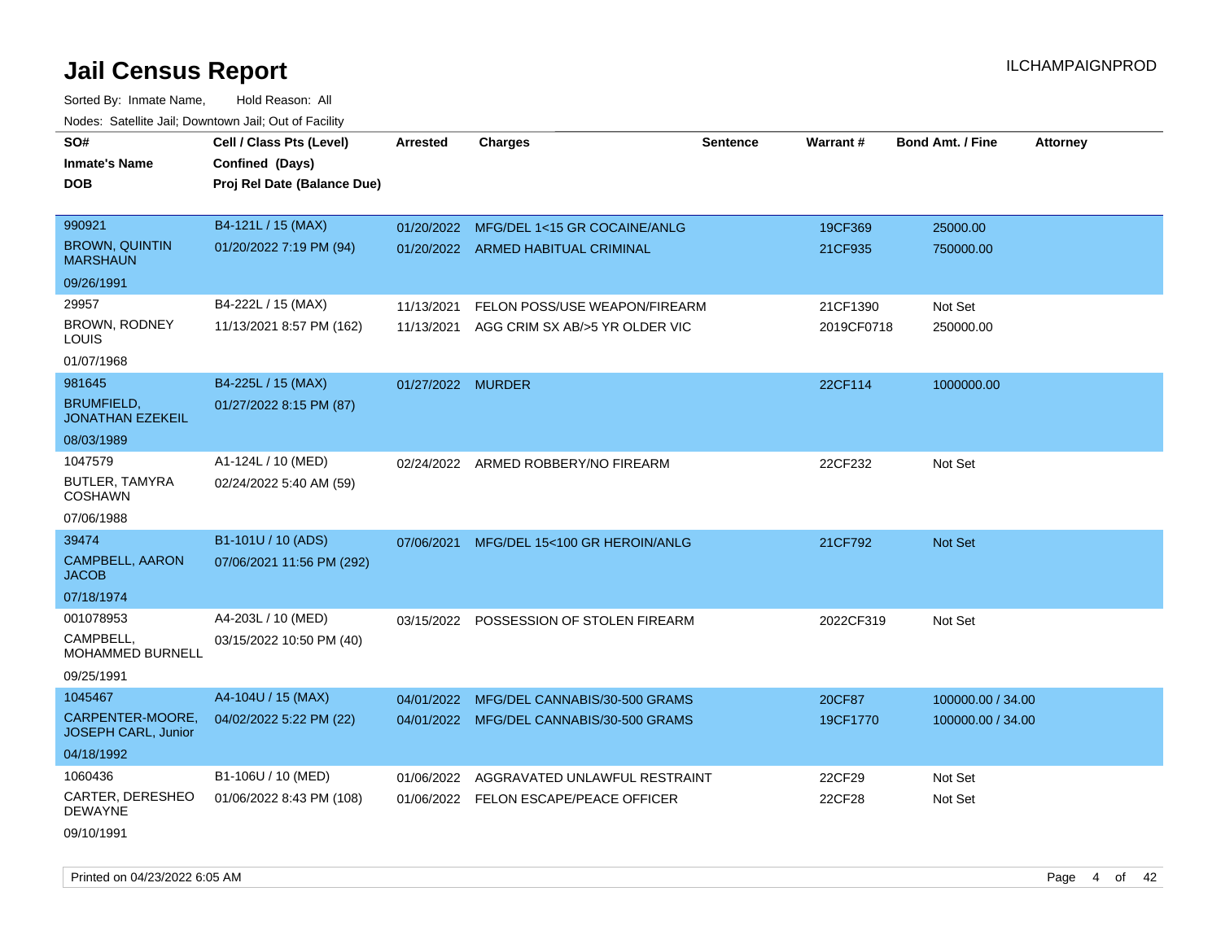# Jail Census Report

Sorted By: Inmate Name, Hold Reason: All

Nodes: Satellite Jail; Downtown Jail; Out of Facility

| SO# / Inmate's Name / DOB | Cell / Class Pts (Level) / Confined (Days) / Proj Rel Date (Balance Due) | Arrested | Charges | Sentence | Warrant # | Bond Amt. / Fine | Attorney |
|---|---|---|---|---|---|---|---|
| 990921<br>BROWN, QUINTIN MARSHAUN<br>09/26/1991 | B4-121L / 15 (MAX)<br>01/20/2022 7:19 PM (94) | 01/20/2022 | MFG/DEL 1<15 GR COCAINE/ANLG | | 19CF369 | 25000.00 | |
| | | 01/20/2022 | ARMED HABITUAL CRIMINAL | | 21CF935 | 750000.00 | |
| 29957<br>BROWN, RODNEY LOUIS<br>01/07/1968 | B4-222L / 15 (MAX)<br>11/13/2021 8:57 PM (162) | 11/13/2021 | FELON POSS/USE WEAPON/FIREARM | | 21CF1390 | Not Set | |
| | | 11/13/2021 | AGG CRIM SX AB/>5 YR OLDER VIC | | 2019CF0718 | 250000.00 | |
| 981645<br>BRUMFIELD, JONATHAN EZEKEIL<br>08/03/1989 | B4-225L / 15 (MAX)<br>01/27/2022 8:15 PM (87) | 01/27/2022 | MURDER | | 22CF114 | 1000000.00 | |
| 1047579<br>BUTLER, TAMYRA COSHAWN<br>07/06/1988 | A1-124L / 10 (MED)<br>02/24/2022 5:40 AM (59) | 02/24/2022 | ARMED ROBBERY/NO FIREARM | | 22CF232 | Not Set | |
| 39474<br>CAMPBELL, AARON JACOB<br>07/18/1974 | B1-101U / 10 (ADS)<br>07/06/2021 11:56 PM (292) | 07/06/2021 | MFG/DEL 15<100 GR HEROIN/ANLG | | 21CF792 | Not Set | |
| 001078953<br>CAMPBELL, MOHAMMED BURNELL<br>09/25/1991 | A4-203L / 10 (MED)<br>03/15/2022 10:50 PM (40) | 03/15/2022 | POSSESSION OF STOLEN FIREARM | | 2022CF319 | Not Set | |
| 1045467<br>CARPENTER-MOORE, JOSEPH CARL, Junior<br>04/18/1992 | A4-104U / 15 (MAX)<br>04/02/2022 5:22 PM (22) | 04/01/2022 | MFG/DEL CANNABIS/30-500 GRAMS | | 20CF87 | 100000.00 / 34.00 | |
| | | 04/01/2022 | MFG/DEL CANNABIS/30-500 GRAMS | | 19CF1770 | 100000.00 / 34.00 | |
| 1060436<br>CARTER, DERESHEO DEWAYNE<br>09/10/1991 | B1-106U / 10 (MED)<br>01/06/2022 8:43 PM (108) | 01/06/2022 | AGGRAVATED UNLAWFUL RESTRAINT | | 22CF29 | Not Set | |
| | | 01/06/2022 | FELON ESCAPE/PEACE OFFICER | | 22CF28 | Not Set | |

Printed on 04/23/2022 6:05 AM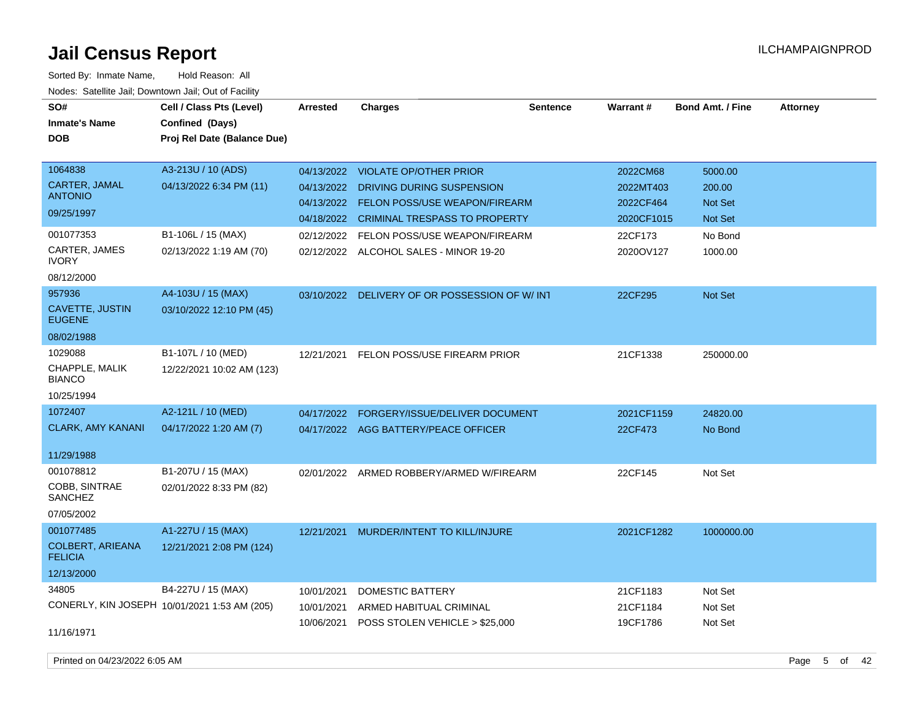# Jail Census Report

ILCHAMPAIGNPROD

Sorted By: Inmate Name, Hold Reason: All

Nodes: Satellite Jail; Downtown Jail; Out of Facility

| SO# / Inmate's Name / DOB | Cell / Class Pts (Level) / Confined (Days) / Proj Rel Date (Balance Due) | Arrested | Charges | Sentence | Warrant # | Bond Amt. / Fine | Attorney |
|---|---|---|---|---|---|---|---|
| 1064838<br>CARTER, JAMAL ANTONIO<br>09/25/1997 | A3-213U / 10 (ADS)<br>04/13/2022 6:34 PM (11) | 04/13/2022 | VIOLATE OP/OTHER PRIOR | | 2022CM68 | 5000.00 | |
| | | 04/13/2022 | DRIVING DURING SUSPENSION | | 2022MT403 | 200.00 | |
| | | 04/13/2022 | FELON POSS/USE WEAPON/FIREARM | | 2022CF464 | Not Set | |
| | | 04/18/2022 | CRIMINAL TRESPASS TO PROPERTY | | 2020CF1015 | Not Set | |
| 001077353<br>CARTER, JAMES IVORY<br>08/12/2000 | B1-106L / 15 (MAX)<br>02/13/2022 1:19 AM (70) | 02/12/2022 | FELON POSS/USE WEAPON/FIREARM | | 22CF173 | No Bond | |
| | | 02/12/2022 | ALCOHOL SALES - MINOR 19-20 | | 2020OV127 | 1000.00 | |
| 957936<br>CAVETTE, JUSTIN EUGENE<br>08/02/1988 | A4-103U / 15 (MAX)<br>03/10/2022 12:10 PM (45) | 03/10/2022 | DELIVERY OF OR POSSESSION OF W/ INT | | 22CF295 | Not Set | |
| 1029088<br>CHAPPLE, MALIK BIANCO<br>10/25/1994 | B1-107L / 10 (MED)<br>12/22/2021 10:02 AM (123) | 12/21/2021 | FELON POSS/USE FIREARM PRIOR | | 21CF1338 | 250000.00 | |
| 1072407<br>CLARK, AMY KANANI<br>11/29/1988 | A2-121L / 10 (MED)<br>04/17/2022 1:20 AM (7) | 04/17/2022 | FORGERY/ISSUE/DELIVER DOCUMENT | | 2021CF1159 | 24820.00 | |
| | | 04/17/2022 | AGG BATTERY/PEACE OFFICER | | 22CF473 | No Bond | |
| 001078812<br>COBB, SINTRAE SANCHEZ<br>07/05/2002 | B1-207U / 15 (MAX)<br>02/01/2022 8:33 PM (82) | 02/01/2022 | ARMED ROBBERY/ARMED W/FIREARM | | 22CF145 | Not Set | |
| 001077485<br>COLBERT, ARIEANA FELICIA<br>12/13/2000 | A1-227U / 15 (MAX)<br>12/21/2021 2:08 PM (124) | 12/21/2021 | MURDER/INTENT TO KILL/INJURE | | 2021CF1282 | 1000000.00 | |
| 34805<br>CONERLY, KIN JOSEPH<br>11/16/1971 | B4-227U / 15 (MAX)<br>10/01/2021 1:53 AM (205) | 10/01/2021 | DOMESTIC BATTERY | | 21CF1183 | Not Set | |
| | | 10/01/2021 | ARMED HABITUAL CRIMINAL | | 21CF1184 | Not Set | |
| | | 10/06/2021 | POSS STOLEN VEHICLE > $25,000 | | 19CF1786 | Not Set | |

Printed on 04/23/2022 6:05 AM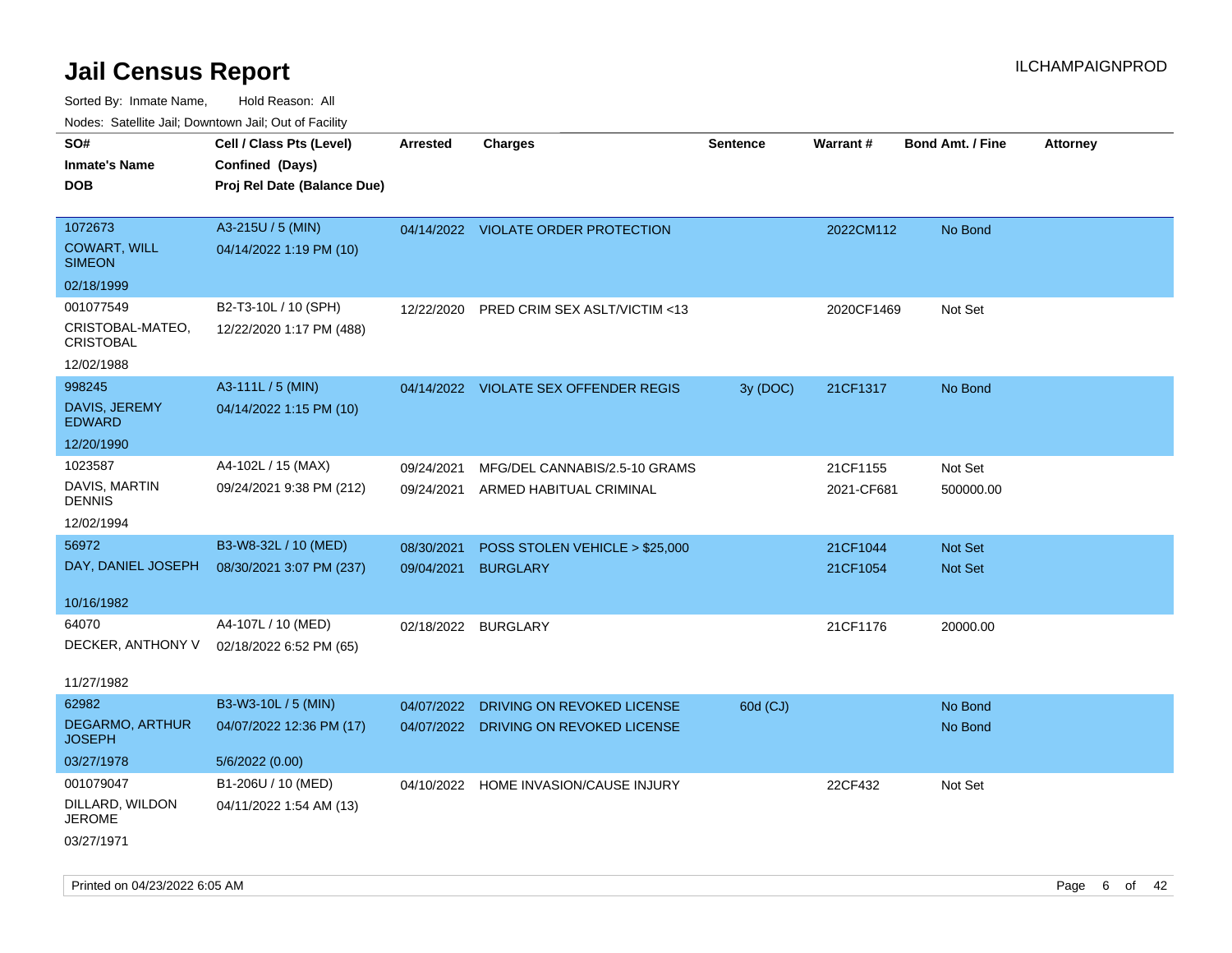# Jail Census Report

ILCHAMPAIGNPROD

Sorted By: Inmate Name, Hold Reason: All

Nodes: Satellite Jail; Downtown Jail; Out of Facility

| SO# / Inmate's Name / DOB | Cell / Class Pts (Level) / Confined (Days) / Proj Rel Date (Balance Due) | Arrested | Charges | Sentence | Warrant # | Bond Amt. / Fine | Attorney |
|---|---|---|---|---|---|---|---|
| 1072673<br>COWART, WILL SIMEON<br>02/18/1999 | A3-215U / 5 (MIN)<br>04/14/2022 1:19 PM (10) | 04/14/2022 | VIOLATE ORDER PROTECTION | | 2022CM112 | No Bond | |
| 001077549<br>CRISTOBAL-MATEO, CRISTOBAL<br>12/02/1988 | B2-T3-10L / 10 (SPH)<br>12/22/2020 1:17 PM (488) | 12/22/2020 | PRED CRIM SEX ASLT/VICTIM <13 | | 2020CF1469 | Not Set | |
| 998245<br>DAVIS, JEREMY EDWARD<br>12/20/1990 | A3-111L / 5 (MIN)<br>04/14/2022 1:15 PM (10) | 04/14/2022 | VIOLATE SEX OFFENDER REGIS | 3y (DOC) | 21CF1317 | No Bond | |
| 1023587<br>DAVIS, MARTIN DENNIS<br>12/02/1994 | A4-102L / 15 (MAX)<br>09/24/2021 9:38 PM (212) | 09/24/2021<br>09/24/2021 | MFG/DEL CANNABIS/2.5-10 GRAMS<br>ARMED HABITUAL CRIMINAL | | 21CF1155<br>2021-CF681 | Not Set<br>500000.00 | |
| 56972<br>DAY, DANIEL JOSEPH<br>10/16/1982 | B3-W8-32L / 10 (MED)<br>08/30/2021 3:07 PM (237) | 08/30/2021<br>09/04/2021 | POSS STOLEN VEHICLE > $25,000<br>BURGLARY | | 21CF1044<br>21CF1054 | Not Set<br>Not Set | |
| 64070<br>DECKER, ANTHONY V<br>11/27/1982 | A4-107L / 10 (MED)<br>02/18/2022 6:52 PM (65) | 02/18/2022 | BURGLARY | | 21CF1176 | 20000.00 | |
| 62982<br>DEGARMO, ARTHUR JOSEPH<br>03/27/1978 | B3-W3-10L / 5 (MIN)<br>04/07/2022 12:36 PM (17)<br>5/6/2022 (0.00) | 04/07/2022<br>04/07/2022 | DRIVING ON REVOKED LICENSE<br>DRIVING ON REVOKED LICENSE | 60d (CJ) | | No Bond<br>No Bond | |
| 001079047<br>DILLARD, WILDON JEROME<br>03/27/1971 | B1-206U / 10 (MED)<br>04/11/2022 1:54 AM (13) | 04/10/2022 | HOME INVASION/CAUSE INJURY | | 22CF432 | Not Set | |

Printed on 04/23/2022 6:05 AM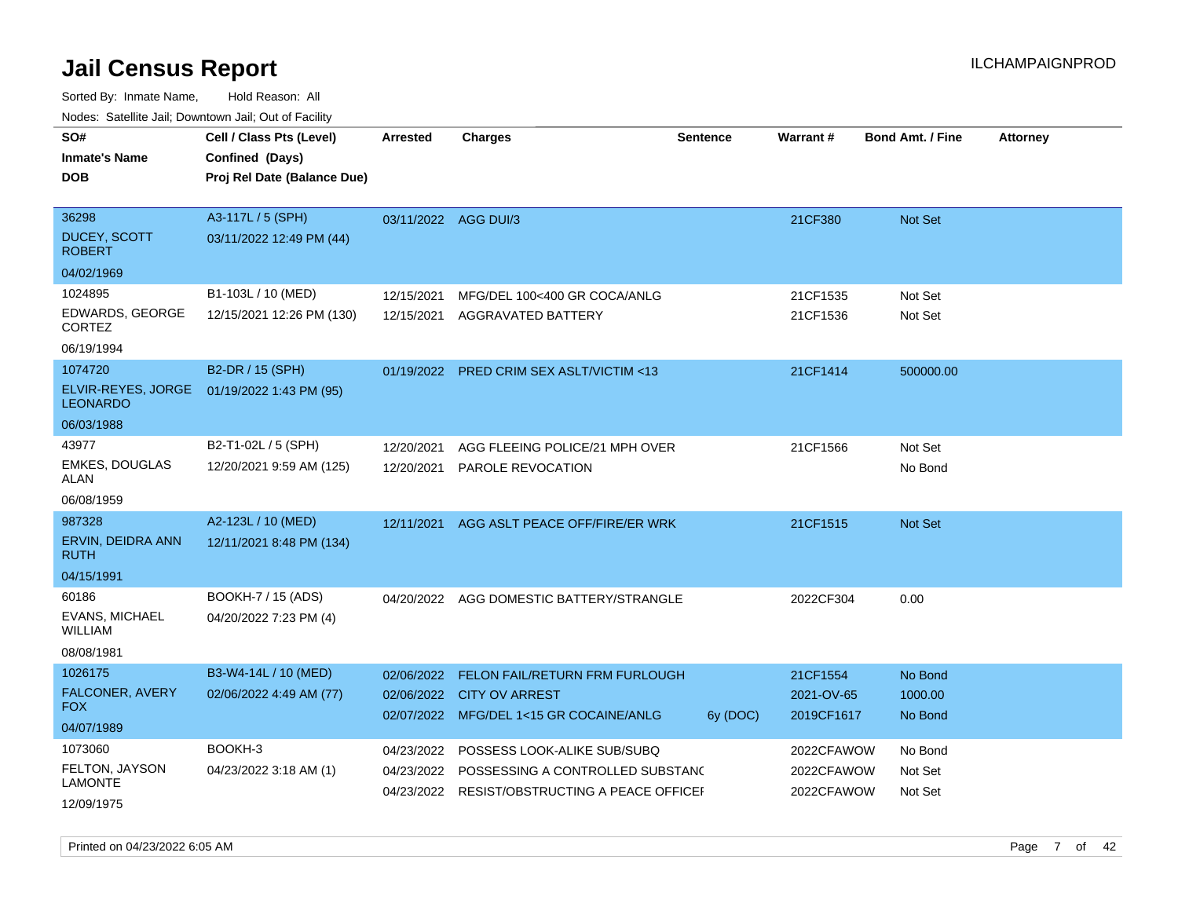# Jail Census Report

ILCHAMPAIGNPROD

Sorted By: Inmate Name, Hold Reason: All

Nodes: Satellite Jail; Downtown Jail; Out of Facility

| SO# / Inmate's Name / DOB | Cell / Class Pts (Level) / Confined (Days) / Proj Rel Date (Balance Due) | Arrested | Charges | Sentence | Warrant # | Bond Amt. / Fine | Attorney |
|---|---|---|---|---|---|---|---|
| 36298<br>DUCEY, SCOTT ROBERT<br>04/02/1969 | A3-117L / 5 (SPH)<br>03/11/2022 12:49 PM (44) | 03/11/2022 | AGG DUI/3 | | 21CF380 | Not Set | |
| 1024895<br>EDWARDS, GEORGE CORTEZ<br>06/19/1994 | B1-103L / 10 (MED)<br>12/15/2021 12:26 PM (130) | 12/15/2021 | MFG/DEL 100<400 GR COCA/ANLG | | 21CF1535 | Not Set | |
| | | 12/15/2021 | AGGRAVATED BATTERY | | 21CF1536 | Not Set | |
| 1074720<br>ELVIR-REYES, JORGE LEONARDO<br>06/03/1988 | B2-DR / 15 (SPH)<br>01/19/2022 1:43 PM (95) | 01/19/2022 | PRED CRIM SEX ASLT/VICTIM <13 | | 21CF1414 | 500000.00 | |
| 43977<br>EMKES, DOUGLAS ALAN<br>06/08/1959 | B2-T1-02L / 5 (SPH)<br>12/20/2021 9:59 AM (125) | 12/20/2021 | AGG FLEEING POLICE/21 MPH OVER | | 21CF1566 | Not Set | |
| | | 12/20/2021 | PAROLE REVOCATION | | | No Bond | |
| 987328<br>ERVIN, DEIDRA ANN RUTH<br>04/15/1991 | A2-123L / 10 (MED)<br>12/11/2021 8:48 PM (134) | 12/11/2021 | AGG ASLT PEACE OFF/FIRE/ER WRK | | 21CF1515 | Not Set | |
| 60186<br>EVANS, MICHAEL WILLIAM<br>08/08/1981 | BOOKH-7 / 15 (ADS)<br>04/20/2022 7:23 PM (4) | 04/20/2022 | AGG DOMESTIC BATTERY/STRANGLE | | 2022CF304 | 0.00 | |
| 1026175<br>FALCONER, AVERY FOX<br>04/07/1989 | B3-W4-14L / 10 (MED)<br>02/06/2022 4:49 AM (77) | 02/06/2022 | FELON FAIL/RETURN FRM FURLOUGH | | 21CF1554 | No Bond | |
| | | 02/06/2022 | CITY OV ARREST | | 2021-OV-65 | 1000.00 | |
| | | 02/07/2022 | MFG/DEL 1<15 GR COCAINE/ANLG | 6y (DOC) | 2019CF1617 | No Bond | |
| 1073060<br>FELTON, JAYSON LAMONTE<br>12/09/1975 | BOOKH-3<br>04/23/2022 3:18 AM (1) | 04/23/2022 | POSSESS LOOK-ALIKE SUB/SUBQ | | 2022CFAWOW | No Bond | |
| | | 04/23/2022 | POSSESSING A CONTROLLED SUBSTANC | | 2022CFAWOW | Not Set | |
| | | 04/23/2022 | RESIST/OBSTRUCTING A PEACE OFFICEI | | 2022CFAWOW | Not Set | |

Printed on 04/23/2022 6:05 AM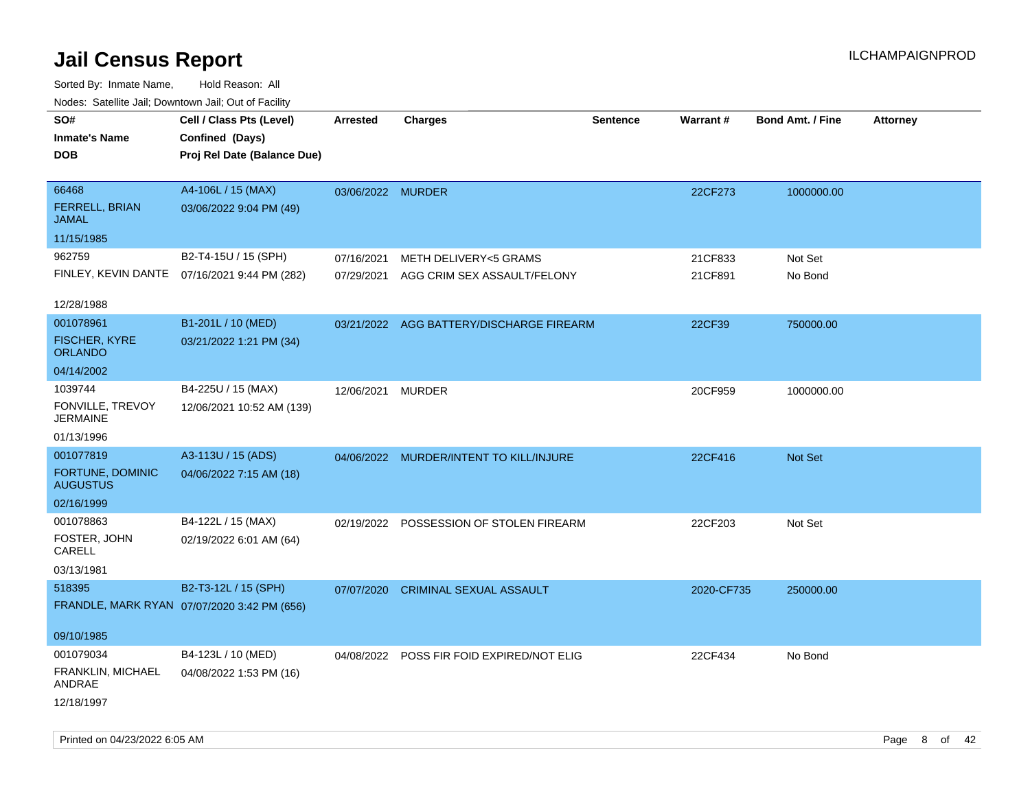# Jail Census Report

ILCHAMPAIGNPROD

Sorted By: Inmate Name, Hold Reason: All

Nodes: Satellite Jail; Downtown Jail; Out of Facility

| SO# / Inmate's Name / DOB | Cell / Class Pts (Level) / Confined (Days) / Proj Rel Date (Balance Due) | Arrested | Charges | Sentence | Warrant # | Bond Amt. / Fine | Attorney |
|---|---|---|---|---|---|---|---|
| 66468<br>FERRELL, BRIAN JAMAL<br>11/15/1985 | A4-106L / 15 (MAX)<br>03/06/2022 9:04 PM (49) | 03/06/2022 | MURDER | | 22CF273 | 1000000.00 | |
| 962759<br>FINLEY, KEVIN DANTE<br>12/28/1988 | B2-T4-15U / 15 (SPH)<br>07/16/2021 9:44 PM (282) | 07/16/2021<br>07/29/2021 | METH DELIVERY<5 GRAMS<br>AGG CRIM SEX ASSAULT/FELONY | | 21CF833<br>21CF891 | Not Set<br>No Bond | |
| 001078961<br>FISCHER, KYRE ORLANDO<br>04/14/2002 | B1-201L / 10 (MED)<br>03/21/2022 1:21 PM (34) | 03/21/2022 | AGG BATTERY/DISCHARGE FIREARM | | 22CF39 | 750000.00 | |
| 1039744<br>FONVILLE, TREVOY JERMAINE<br>01/13/1996 | B4-225U / 15 (MAX)<br>12/06/2021 10:52 AM (139) | 12/06/2021 | MURDER | | 20CF959 | 1000000.00 | |
| 001077819<br>FORTUNE, DOMINIC AUGUSTUS<br>02/16/1999 | A3-113U / 15 (ADS)<br>04/06/2022 7:15 AM (18) | 04/06/2022 | MURDER/INTENT TO KILL/INJURE | | 22CF416 | Not Set | |
| 001078863<br>FOSTER, JOHN CARELL<br>03/13/1981 | B4-122L / 15 (MAX)<br>02/19/2022 6:01 AM (64) | 02/19/2022 | POSSESSION OF STOLEN FIREARM | | 22CF203 | Not Set | |
| 518395<br>FRANDLE, MARK RYAN<br>09/10/1985 | B2-T3-12L / 15 (SPH)<br>07/07/2020 3:42 PM (656) | 07/07/2020 | CRIMINAL SEXUAL ASSAULT | | 2020-CF735 | 250000.00 | |
| 001079034<br>FRANKLIN, MICHAEL ANDRAE<br>12/18/1997 | B4-123L / 10 (MED)<br>04/08/2022 1:53 PM (16) | 04/08/2022 | POSS FIR FOID EXPIRED/NOT ELIG | | 22CF434 | No Bond | |

Printed on 04/23/2022 6:05 AM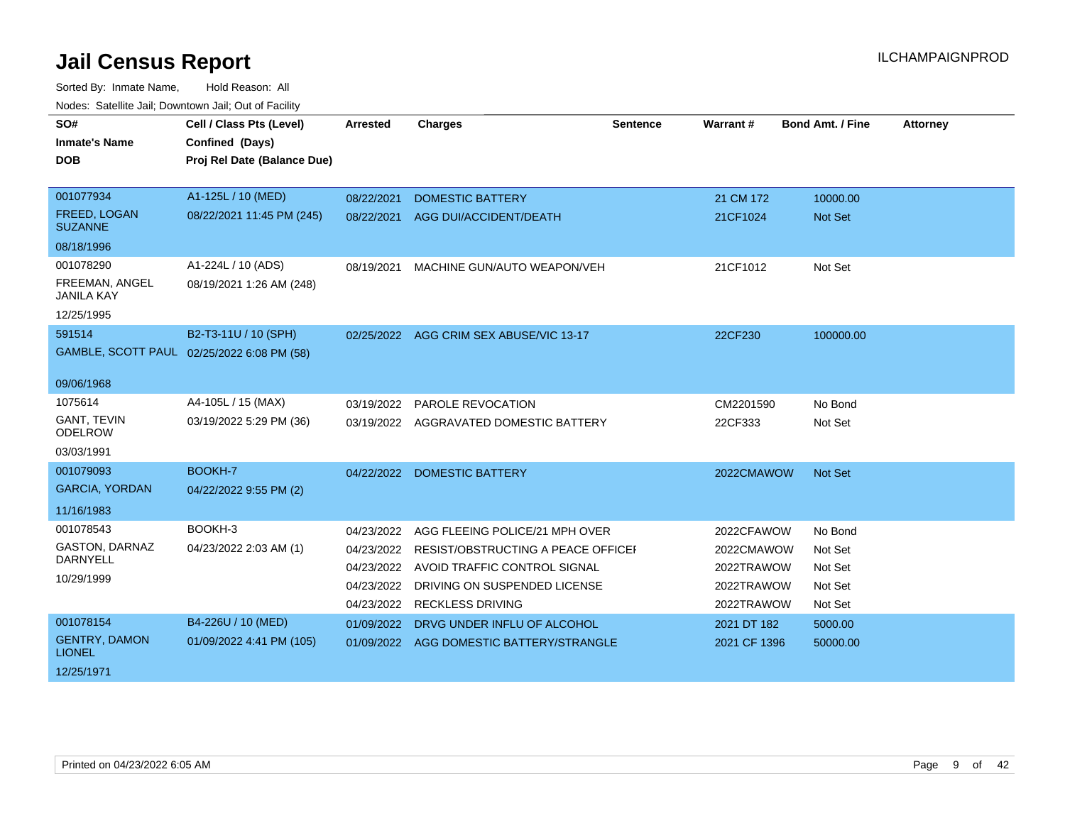# Jail Census Report

ILCHAMPAIGNPROD

Sorted By: Inmate Name, Hold Reason: All

Nodes: Satellite Jail; Downtown Jail; Out of Facility

| SO# / Inmate's Name / DOB | Cell / Class Pts (Level) / Confined (Days) / Proj Rel Date (Balance Due) | Arrested | Charges | Sentence | Warrant # | Bond Amt. / Fine | Attorney |
|---|---|---|---|---|---|---|---|
| 001077934<br>FREED, LOGAN SUZANNE<br>08/18/1996 | A1-125L / 10 (MED)<br>08/22/2021 11:45 PM (245) | 08/22/2021 | DOMESTIC BATTERY | | 21 CM 172 | 10000.00 | |
| | | 08/22/2021 | AGG DUI/ACCIDENT/DEATH | | 21CF1024 | Not Set | |
| 001078290<br>FREEMAN, ANGEL JANILA KAY<br>12/25/1995 | A1-224L / 10 (ADS)<br>08/19/2021 1:26 AM (248) | 08/19/2021 | MACHINE GUN/AUTO WEAPON/VEH | | 21CF1012 | Not Set | |
| 591514<br>GAMBLE, SCOTT PAUL<br>09/06/1968 | B2-T3-11U / 10 (SPH)<br>02/25/2022 6:08 PM (58) | 02/25/2022 | AGG CRIM SEX ABUSE/VIC 13-17 | | 22CF230 | 100000.00 | |
| 1075614<br>GANT, TEVIN ODELROW<br>03/03/1991 | A4-105L / 15 (MAX)<br>03/19/2022 5:29 PM (36) | 03/19/2022 | PAROLE REVOCATION | | CM2201590 | No Bond | |
| | | 03/19/2022 | AGGRAVATED DOMESTIC BATTERY | | 22CF333 | Not Set | |
| 001079093<br>GARCIA, YORDAN<br>11/16/1983 | BOOKH-7<br>04/22/2022 9:55 PM (2) | 04/22/2022 | DOMESTIC BATTERY | | 2022CMAWOW | Not Set | |
| 001078543<br>GASTON, DARNAZ DARNYELL<br>10/29/1999 | BOOKH-3<br>04/23/2022 2:03 AM (1) | 04/23/2022 | AGG FLEEING POLICE/21 MPH OVER | | 2022CFAWOW | No Bond | |
| | | 04/23/2022 | RESIST/OBSTRUCTING A PEACE OFFICEI | | 2022CMAWOW | Not Set | |
| | | 04/23/2022 | AVOID TRAFFIC CONTROL SIGNAL | | 2022TRAWOW | Not Set | |
| | | 04/23/2022 | DRIVING ON SUSPENDED LICENSE | | 2022TRAWOW | Not Set | |
| | | 04/23/2022 | RECKLESS DRIVING | | 2022TRAWOW | Not Set | |
| 001078154<br>GENTRY, DAMON LIONEL<br>12/25/1971 | B4-226U / 10 (MED)<br>01/09/2022 4:41 PM (105) | 01/09/2022 | DRVG UNDER INFLU OF ALCOHOL | | 2021 DT 182 | 5000.00 | |
| | | 01/09/2022 | AGG DOMESTIC BATTERY/STRANGLE | | 2021 CF 1396 | 50000.00 | |

Printed on 04/23/2022 6:05 AM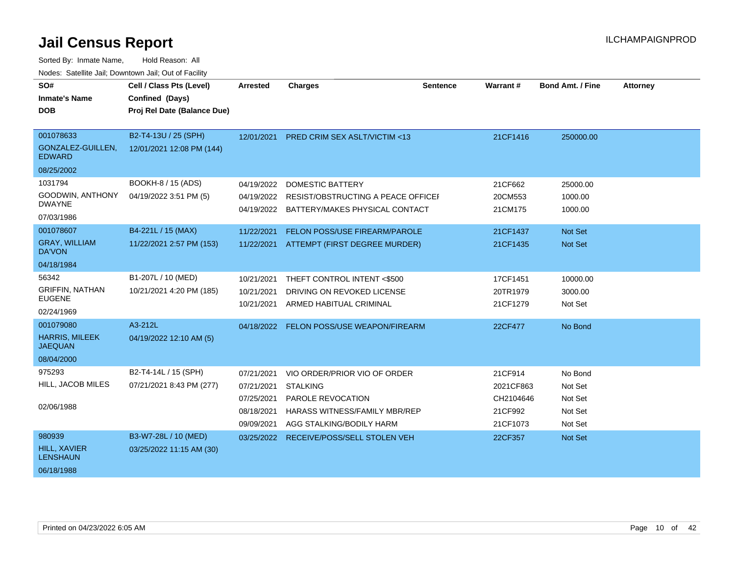# Jail Census Report

ILCHAMPAIGNPROD

Sorted By: Inmate Name, Hold Reason: All

Nodes: Satellite Jail; Downtown Jail; Out of Facility

| SO# / Inmate's Name / DOB | Cell / Class Pts (Level) / Confined (Days) / Proj Rel Date (Balance Due) | Arrested | Charges | Sentence | Warrant # | Bond Amt. / Fine | Attorney |
|---|---|---|---|---|---|---|---|
| 001078633<br>GONZALEZ-GUILLEN, EDWARD<br>08/25/2002 | B2-T4-13U / 25 (SPH)<br>12/01/2021 12:08 PM (144) | 12/01/2021 | PRED CRIM SEX ASLT/VICTIM <13 | | 21CF1416 | 250000.00 | |
| 1031794<br>GOODWIN, ANTHONY DWAYNE<br>07/03/1986 | BOOKH-8 / 15 (ADS)<br>04/19/2022 3:51 PM (5) | 04/19/2022 | DOMESTIC BATTERY | | 21CF662 | 25000.00 | |
| | | 04/19/2022 | RESIST/OBSTRUCTING A PEACE OFFICEI | | 20CM553 | 1000.00 | |
| | | 04/19/2022 | BATTERY/MAKES PHYSICAL CONTACT | | 21CM175 | 1000.00 | |
| 001078607<br>GRAY, WILLIAM DA'VON<br>04/18/1984 | B4-221L / 15 (MAX)<br>11/22/2021 2:57 PM (153) | 11/22/2021 | FELON POSS/USE FIREARM/PAROLE | | 21CF1437 | Not Set | |
| | | 11/22/2021 | ATTEMPT (FIRST DEGREE MURDER) | | 21CF1435 | Not Set | |
| 56342<br>GRIFFIN, NATHAN EUGENE<br>02/24/1969 | B1-207L / 10 (MED)<br>10/21/2021 4:20 PM (185) | 10/21/2021 | THEFT CONTROL INTENT <$500 | | 17CF1451 | 10000.00 | |
| | | 10/21/2021 | DRIVING ON REVOKED LICENSE | | 20TR1979 | 3000.00 | |
| | | 10/21/2021 | ARMED HABITUAL CRIMINAL | | 21CF1279 | Not Set | |
| 001079080<br>HARRIS, MILEEK JAEQUAN<br>08/04/2000 | A3-212L<br>04/19/2022 12:10 AM (5) | 04/18/2022 | FELON POSS/USE WEAPON/FIREARM | | 22CF477 | No Bond | |
| 975293<br>HILL, JACOB MILES<br>02/06/1988 | B2-T4-14L / 15 (SPH)<br>07/21/2021 8:43 PM (277) | 07/21/2021 | VIO ORDER/PRIOR VIO OF ORDER | | 21CF914 | No Bond | |
| | | 07/21/2021 | STALKING | | 2021CF863 | Not Set | |
| | | 07/25/2021 | PAROLE REVOCATION | | CH2104646 | Not Set | |
| | | 08/18/2021 | HARASS WITNESS/FAMILY MBR/REP | | 21CF992 | Not Set | |
| | | 09/09/2021 | AGG STALKING/BODILY HARM | | 21CF1073 | Not Set | |
| 980939<br>HILL, XAVIER LENSHAUN<br>06/18/1988 | B3-W7-28L / 10 (MED)<br>03/25/2022 11:15 AM (30) | 03/25/2022 | RECEIVE/POSS/SELL STOLEN VEH | | 22CF357 | Not Set | |

Printed on 04/23/2022 6:05 AM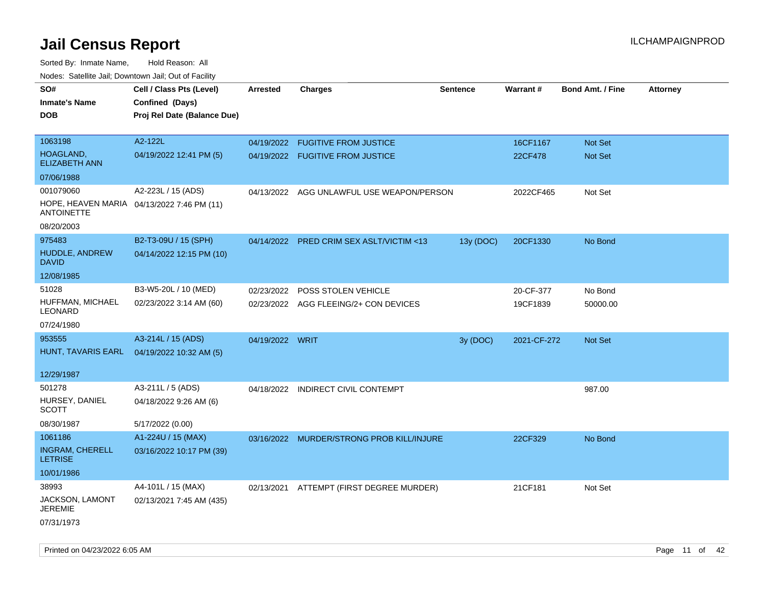# Jail Census Report

ILCHAMPAIGNPROD

Sorted By: Inmate Name, Hold Reason: All

Nodes: Satellite Jail; Downtown Jail; Out of Facility

| SO# / Inmate's Name / DOB | Cell / Class Pts (Level) / Confined (Days) / Proj Rel Date (Balance Due) | Arrested | Charges | Sentence | Warrant # | Bond Amt. / Fine | Attorney |
|---|---|---|---|---|---|---|---|
| 1063198<br>HOAGLAND, ELIZABETH ANN<br>07/06/1988 | A2-122L<br>04/19/2022 12:41 PM (5) | 04/19/2022<br>04/19/2022 | FUGITIVE FROM JUSTICE<br>FUGITIVE FROM JUSTICE | | 16CF1167<br>22CF478 | Not Set<br>Not Set | |
| 001079060<br>HOPE, HEAVEN MARIA ANTOINETTE<br>08/20/2003 | A2-223L / 15 (ADS)<br>04/13/2022 7:46 PM (11) | 04/13/2022 | AGG UNLAWFUL USE WEAPON/PERSON | | 2022CF465 | Not Set | |
| 975483<br>HUDDLE, ANDREW DAVID<br>12/08/1985 | B2-T3-09U / 15 (SPH)<br>04/14/2022 12:15 PM (10) | 04/14/2022 | PRED CRIM SEX ASLT/VICTIM <13 | 13y (DOC) | 20CF1330 | No Bond | |
| 51028<br>HUFFMAN, MICHAEL LEONARD<br>07/24/1980 | B3-W5-20L / 10 (MED)<br>02/23/2022 3:14 AM (60) | 02/23/2022<br>02/23/2022 | POSS STOLEN VEHICLE<br>AGG FLEEING/2+ CON DEVICES | | 20-CF-377<br>19CF1839 | No Bond<br>50000.00 | |
| 953555<br>HUNT, TAVARIS EARL<br>12/29/1987 | A3-214L / 15 (ADS)<br>04/19/2022 10:32 AM (5) | 04/19/2022 | WRIT | 3y (DOC) | 2021-CF-272 | Not Set | |
| 501278<br>HURSEY, DANIEL SCOTT<br>08/30/1987 | A3-211L / 5 (ADS)<br>04/18/2022 9:26 AM (6)<br>5/17/2022 (0.00) | 04/18/2022 | INDIRECT CIVIL CONTEMPT | | | 987.00 | |
| 1061186<br>INGRAM, CHERELL LETRISE<br>10/01/1986 | A1-224U / 15 (MAX)<br>03/16/2022 10:17 PM (39) | 03/16/2022 | MURDER/STRONG PROB KILL/INJURE | | 22CF329 | No Bond | |
| 38993<br>JACKSON, LAMONT JEREMIE<br>07/31/1973 | A4-101L / 15 (MAX)<br>02/13/2021 7:45 AM (435) | 02/13/2021 | ATTEMPT (FIRST DEGREE MURDER) | | 21CF181 | Not Set | |

Printed on 04/23/2022 6:05 AM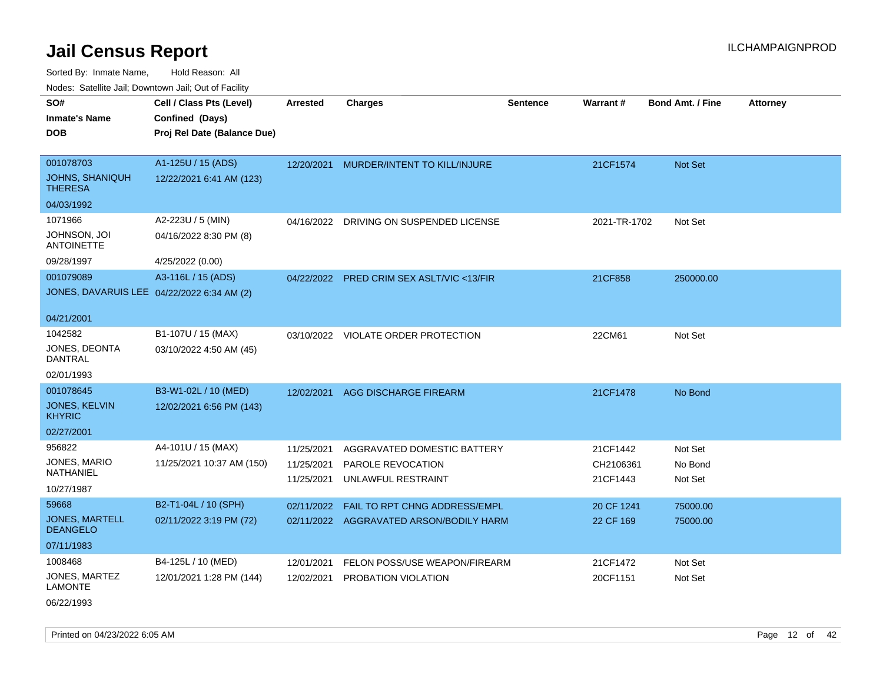# Jail Census Report

ILCHAMPAIGNPROD

Sorted By: Inmate Name, Hold Reason: All

Nodes: Satellite Jail; Downtown Jail; Out of Facility

| SO# / Inmate's Name / DOB | Cell / Class Pts (Level) / Confined (Days) / Proj Rel Date (Balance Due) | Arrested | Charges | Sentence | Warrant # | Bond Amt. / Fine | Attorney |
|---|---|---|---|---|---|---|---|
| 001078703<br>JOHNS, SHANIQUH THERESA<br>04/03/1992 | A1-125U / 15 (ADS)<br>12/22/2021 6:41 AM (123) | 12/20/2021 | MURDER/INTENT TO KILL/INJURE | | 21CF1574 | Not Set | |
| 1071966<br>JOHNSON, JOI ANTOINETTE<br>09/28/1997 | A2-223U / 5 (MIN)<br>04/16/2022 8:30 PM (8)<br>4/25/2022 (0.00) | 04/16/2022 | DRIVING ON SUSPENDED LICENSE | | 2021-TR-1702 | Not Set | |
| 001079089<br>JONES, DAVARUIS LEE<br>04/21/2001 | A3-116L / 15 (ADS)<br>04/22/2022 6:34 AM (2) | 04/22/2022 | PRED CRIM SEX ASLT/VIC <13/FIR | | 21CF858 | 250000.00 | |
| 1042582<br>JONES, DEONTA DANTRAL<br>02/01/1993 | B1-107U / 15 (MAX)<br>03/10/2022 4:50 AM (45) | 03/10/2022 | VIOLATE ORDER PROTECTION | | 22CM61 | Not Set | |
| 001078645<br>JONES, KELVIN KHYRIC<br>02/27/2001 | B3-W1-02L / 10 (MED)<br>12/02/2021 6:56 PM (143) | 12/02/2021 | AGG DISCHARGE FIREARM | | 21CF1478 | No Bond | |
| 956822<br>JONES, MARIO NATHANIEL<br>10/27/1987 | A4-101U / 15 (MAX)<br>11/25/2021 10:37 AM (150) | 11/25/2021 | AGGRAVATED DOMESTIC BATTERY | | 21CF1442 | Not Set | |
| | | 11/25/2021 | PAROLE REVOCATION | | CH2106361 | No Bond | |
| | | 11/25/2021 | UNLAWFUL RESTRAINT | | 21CF1443 | Not Set | |
| 59668<br>JONES, MARTELL DEANGELO<br>07/11/1983 | B2-T1-04L / 10 (SPH)<br>02/11/2022 3:19 PM (72) | 02/11/2022 | FAIL TO RPT CHNG ADDRESS/EMPL | | 20 CF 1241 | 75000.00 | |
| | | 02/11/2022 | AGGRAVATED ARSON/BODILY HARM | | 22 CF 169 | 75000.00 | |
| 1008468<br>JONES, MARTEZ LAMONTE<br>06/22/1993 | B4-125L / 10 (MED)<br>12/01/2021 1:28 PM (144) | 12/01/2021 | FELON POSS/USE WEAPON/FIREARM | | 21CF1472 | Not Set | |
| | | 12/02/2021 | PROBATION VIOLATION | | 20CF1151 | Not Set | |

Printed on 04/23/2022 6:05 AM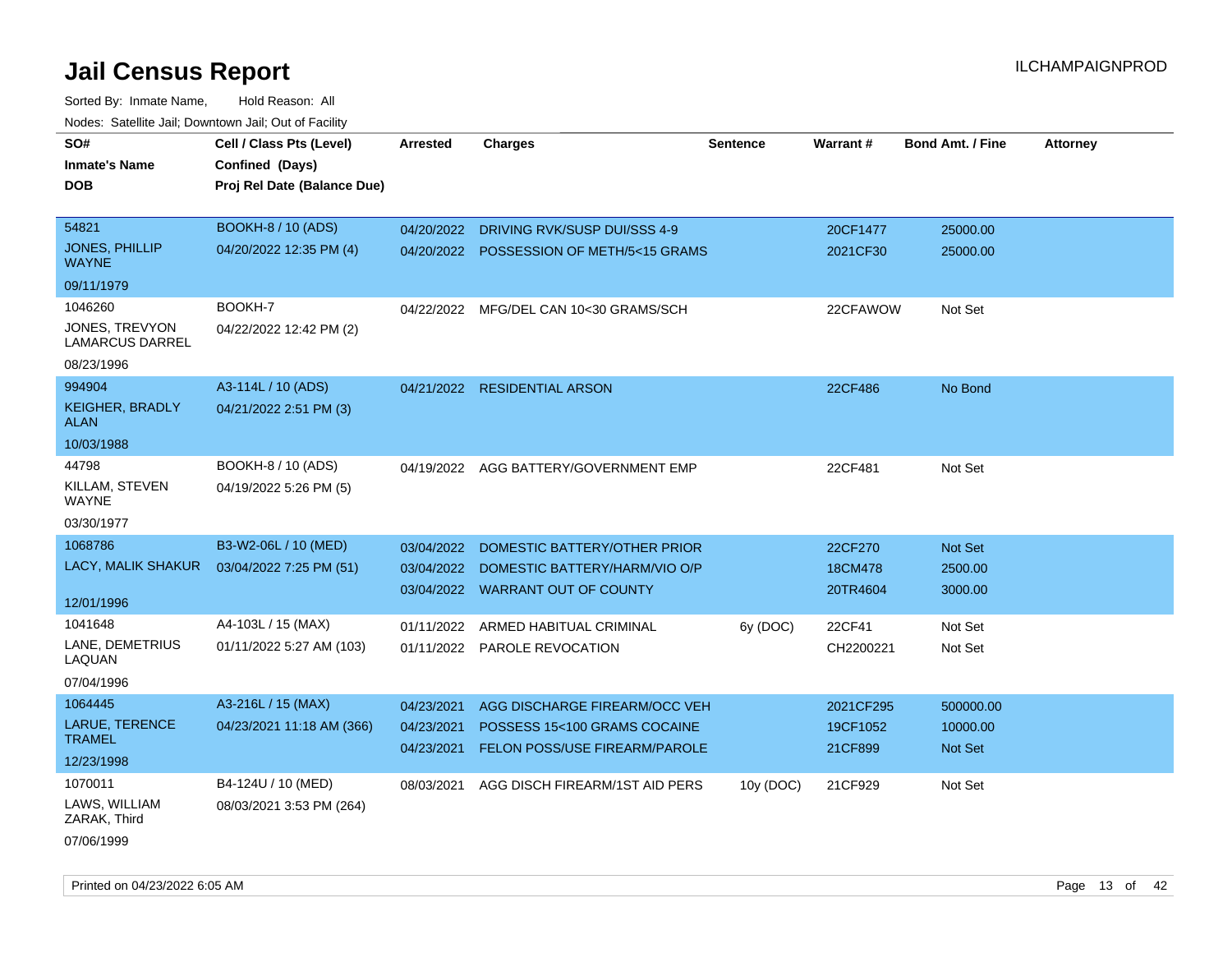# Jail Census Report

Sorted By: Inmate Name, Hold Reason: All

Nodes: Satellite Jail; Downtown Jail; Out of Facility

| SO# / Inmate's Name / DOB | Cell / Class Pts (Level) / Confined (Days) / Proj Rel Date (Balance Due) | Arrested | Charges | Sentence | Warrant # | Bond Amt. / Fine | Attorney |
|---|---|---|---|---|---|---|---|
| 54821<br>JONES, PHILLIP WAYNE<br>09/11/1979 | BOOKH-8 / 10 (ADS)<br>04/20/2022 12:35 PM (4) | 04/20/2022<br>04/20/2022 | DRIVING RVK/SUSP DUI/SSS 4-9<br>POSSESSION OF METH/5<15 GRAMS | | 20CF1477<br>2021CF30 | 25000.00<br>25000.00 | |
| 1046260<br>JONES, TREVYON LAMARCUS DARREL<br>08/23/1996 | BOOKH-7<br>04/22/2022 12:42 PM (2) | 04/22/2022 | MFG/DEL CAN 10<30 GRAMS/SCH | | 22CFAWOW | Not Set | |
| 994904<br>KEIGHER, BRADLY ALAN<br>10/03/1988 | A3-114L / 10 (ADS)<br>04/21/2022 2:51 PM (3) | 04/21/2022 | RESIDENTIAL ARSON | | 22CF486 | No Bond | |
| 44798<br>KILLAM, STEVEN WAYNE<br>03/30/1977 | BOOKH-8 / 10 (ADS)<br>04/19/2022 5:26 PM (5) | 04/19/2022 | AGG BATTERY/GOVERNMENT EMP | | 22CF481 | Not Set | |
| 1068786<br>LACY, MALIK SHAKUR<br>12/01/1996 | B3-W2-06L / 10 (MED)<br>03/04/2022 7:25 PM (51) | 03/04/2022<br>03/04/2022<br>03/04/2022 | DOMESTIC BATTERY/OTHER PRIOR<br>DOMESTIC BATTERY/HARM/VIO O/P<br>WARRANT OUT OF COUNTY | | 22CF270<br>18CM478<br>20TR4604 | Not Set<br>2500.00<br>3000.00 | |
| 1041648<br>LANE, DEMETRIUS LAQUAN<br>07/04/1996 | A4-103L / 15 (MAX)<br>01/11/2022 5:27 AM (103) | 01/11/2022<br>01/11/2022 | ARMED HABITUAL CRIMINAL<br>PAROLE REVOCATION | 6y (DOC) | 22CF41<br>CH2200221 | Not Set<br>Not Set | |
| 1064445<br>LARUE, TERENCE TRAMEL<br>12/23/1998 | A3-216L / 15 (MAX)<br>04/23/2021 11:18 AM (366) | 04/23/2021<br>04/23/2021<br>04/23/2021 | AGG DISCHARGE FIREARM/OCC VEH<br>POSSESS 15<100 GRAMS COCAINE<br>FELON POSS/USE FIREARM/PAROLE | | 2021CF295<br>19CF1052<br>21CF899 | 500000.00<br>10000.00<br>Not Set | |
| 1070011<br>LAWS, WILLIAM ZARAK, Third<br>07/06/1999 | B4-124U / 10 (MED)<br>08/03/2021 3:53 PM (264) | 08/03/2021 | AGG DISCH FIREARM/1ST AID PERS | 10y (DOC) | 21CF929 | Not Set | |

Printed on 04/23/2022 6:05 AM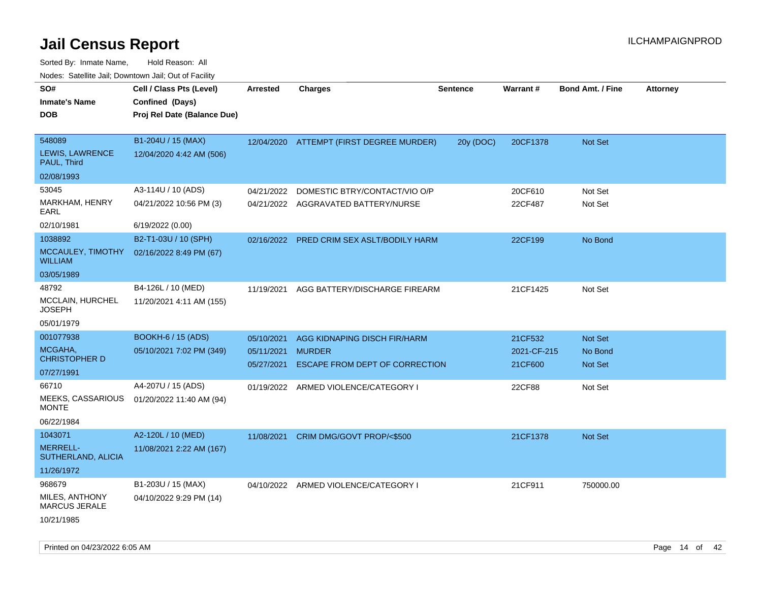# Jail Census Report

ILCHAMPAIGNPROD

Sorted By: Inmate Name, Hold Reason: All

Nodes: Satellite Jail; Downtown Jail; Out of Facility

| SO# / Inmate's Name / DOB | Cell / Class Pts (Level) / Confined (Days) / Proj Rel Date (Balance Due) | Arrested | Charges | Sentence | Warrant # | Bond Amt. / Fine | Attorney |
|---|---|---|---|---|---|---|---|
| 548089<br>LEWIS, LAWRENCE PAUL, Third<br>02/08/1993 | B1-204U / 15 (MAX)<br>12/04/2020 4:42 AM (506) | 12/04/2020 | ATTEMPT (FIRST DEGREE MURDER) | 20y (DOC) | 20CF1378 | Not Set | |
| 53045<br>MARKHAM, HENRY EARL<br>02/10/1981 | A3-114U / 10 (ADS)<br>04/21/2022 10:56 PM (3)<br>6/19/2022 (0.00) | 04/21/2022<br>04/21/2022 | DOMESTIC BTRY/CONTACT/VIO O/P<br>AGGRAVATED BATTERY/NURSE | | 20CF610<br>22CF487 | Not Set<br>Not Set | |
| 1038892<br>MCCAULEY, TIMOTHY WILLIAM<br>03/05/1989 | B2-T1-03U / 10 (SPH)<br>02/16/2022 8:49 PM (67) | 02/16/2022 | PRED CRIM SEX ASLT/BODILY HARM | | 22CF199 | No Bond | |
| 48792<br>MCCLAIN, HURCHEL JOSEPH<br>05/01/1979 | B4-126L / 10 (MED)<br>11/20/2021 4:11 AM (155) | 11/19/2021 | AGG BATTERY/DISCHARGE FIREARM | | 21CF1425 | Not Set | |
| 001077938<br>MCGAHA, CHRISTOPHER D<br>07/27/1991 | BOOKH-6 / 15 (ADS)<br>05/10/2021 7:02 PM (349) | 05/10/2021<br>05/11/2021<br>05/27/2021 | AGG KIDNAPING DISCH FIR/HARM<br>MURDER<br>ESCAPE FROM DEPT OF CORRECTION | | 21CF532<br>2021-CF-215<br>21CF600 | Not Set<br>No Bond<br>Not Set | |
| 66710<br>MEEKS, CASSARIOUS MONTE<br>06/22/1984 | A4-207U / 15 (ADS)<br>01/20/2022 11:40 AM (94) | 01/19/2022 | ARMED VIOLENCE/CATEGORY I | | 22CF88 | Not Set | |
| 1043071<br>MERRELL-SUTHERLAND, ALICIA<br>11/26/1972 | A2-120L / 10 (MED)<br>11/08/2021 2:22 AM (167) | 11/08/2021 | CRIM DMG/GOVT PROP/<$500 | | 21CF1378 | Not Set | |
| 968679<br>MILES, ANTHONY MARCUS JERALE<br>10/21/1985 | B1-203U / 15 (MAX)<br>04/10/2022 9:29 PM (14) | 04/10/2022 | ARMED VIOLENCE/CATEGORY I | | 21CF911 | 750000.00 | |

Printed on 04/23/2022 6:05 AM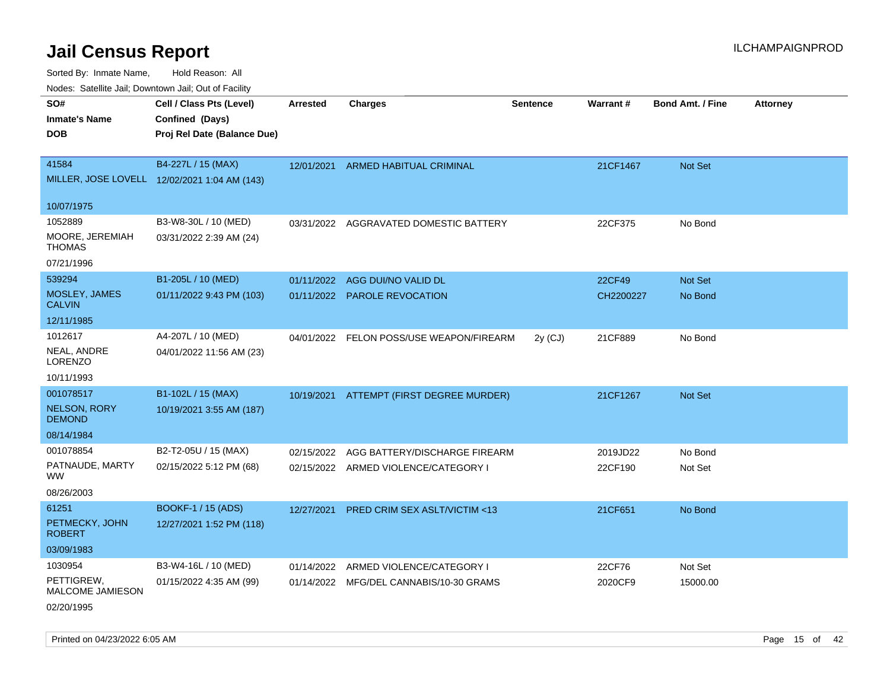# Jail Census Report

ILCHAMPAIGNPROD

Sorted By: Inmate Name, Hold Reason: All

Nodes: Satellite Jail; Downtown Jail; Out of Facility

| SO# / Inmate's Name / DOB | Cell / Class Pts (Level) / Confined (Days) / Proj Rel Date (Balance Due) | Arrested | Charges | Sentence | Warrant # | Bond Amt. / Fine | Attorney |
|---|---|---|---|---|---|---|---|
| 41584<br>MILLER, JOSE LOVELL<br>10/07/1975 | B4-227L / 15 (MAX)<br>12/02/2021 1:04 AM (143) | 12/01/2021 | ARMED HABITUAL CRIMINAL | | 21CF1467 | Not Set | |
| 1052889<br>MOORE, JEREMIAH THOMAS<br>07/21/1996 | B3-W8-30L / 10 (MED)<br>03/31/2022 2:39 AM (24) | 03/31/2022 | AGGRAVATED DOMESTIC BATTERY | | 22CF375 | No Bond | |
| 539294<br>MOSLEY, JAMES CALVIN<br>12/11/1985 | B1-205L / 10 (MED)<br>01/11/2022 9:43 PM (103) | 01/11/2022 | AGG DUI/NO VALID DL | | 22CF49 | Not Set | |
| | | 01/11/2022 | PAROLE REVOCATION | | CH2200227 | No Bond | |
| 1012617<br>NEAL, ANDRE LORENZO<br>10/11/1993 | A4-207L / 10 (MED)<br>04/01/2022 11:56 AM (23) | 04/01/2022 | FELON POSS/USE WEAPON/FIREARM | 2y (CJ) | 21CF889 | No Bond | |
| 001078517<br>NELSON, RORY DEMOND<br>08/14/1984 | B1-102L / 15 (MAX)<br>10/19/2021 3:55 AM (187) | 10/19/2021 | ATTEMPT (FIRST DEGREE MURDER) | | 21CF1267 | Not Set | |
| 001078854<br>PATNAUDE, MARTY WW<br>08/26/2003 | B2-T2-05U / 15 (MAX)<br>02/15/2022 5:12 PM (68) | 02/15/2022 | AGG BATTERY/DISCHARGE FIREARM | | 2019JD22 | No Bond | |
| | | 02/15/2022 | ARMED VIOLENCE/CATEGORY I | | 22CF190 | Not Set | |
| 61251<br>PETMECKY, JOHN ROBERT<br>03/09/1983 | BOOKF-1 / 15 (ADS)<br>12/27/2021 1:52 PM (118) | 12/27/2021 | PRED CRIM SEX ASLT/VICTIM <13 | | 21CF651 | No Bond | |
| 1030954<br>PETTIGREW, MALCOME JAMIESON<br>02/20/1995 | B3-W4-16L / 10 (MED)<br>01/15/2022 4:35 AM (99) | 01/14/2022 | ARMED VIOLENCE/CATEGORY I | | 22CF76 | Not Set | |
| | | 01/14/2022 | MFG/DEL CANNABIS/10-30 GRAMS | | 2020CF9 | 15000.00 | |

Printed on 04/23/2022 6:05 AM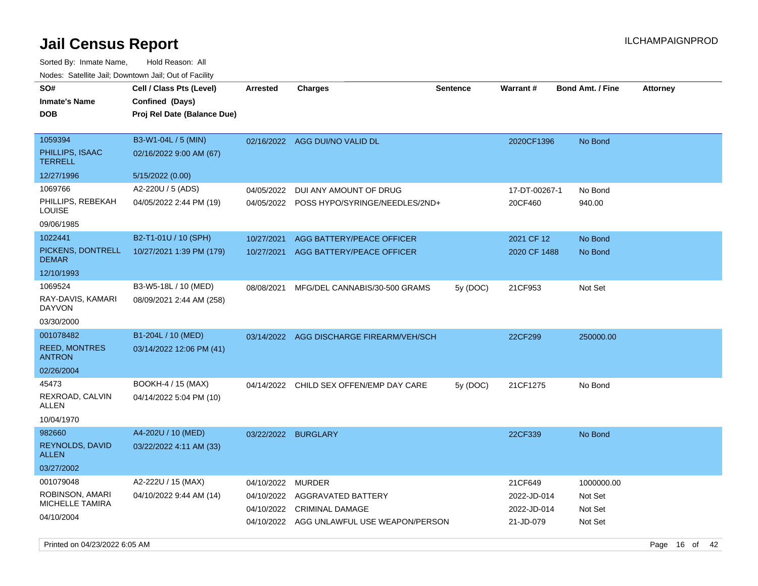# Jail Census Report

ILCHAMPAIGNPROD

Sorted By: Inmate Name, Hold Reason: All

Nodes: Satellite Jail; Downtown Jail; Out of Facility

| SO# / Inmate's Name / DOB | Cell / Class Pts (Level) / Confined (Days) / Proj Rel Date (Balance Due) | Arrested | Charges | Sentence | Warrant # | Bond Amt. / Fine | Attorney |
|---|---|---|---|---|---|---|---|
| 1059394 PHILLIPS, ISAAC TERRELL 12/27/1996 | B3-W1-04L / 5 (MIN) 02/16/2022 9:00 AM (67) 5/15/2022 (0.00) | 02/16/2022 | AGG DUI/NO VALID DL | | 2020CF1396 | No Bond | |
| 1069766 PHILLIPS, REBEKAH LOUISE 09/06/1985 | A2-220U / 5 (ADS) 04/05/2022 2:44 PM (19) | 04/05/2022 | DUI ANY AMOUNT OF DRUG | | 17-DT-00267-1 | No Bond | |
| | | 04/05/2022 | POSS HYPO/SYRINGE/NEEDLES/2ND+ | | 20CF460 | 940.00 | |
| 1022441 PICKENS, DONTRELL DEMAR 12/10/1993 | B2-T1-01U / 10 (SPH) 10/27/2021 1:39 PM (179) | 10/27/2021 | AGG BATTERY/PEACE OFFICER | | 2021 CF 12 | No Bond | |
| | | 10/27/2021 | AGG BATTERY/PEACE OFFICER | | 2020 CF 1488 | No Bond | |
| 1069524 RAY-DAVIS, KAMARI DAYVON 03/30/2000 | B3-W5-18L / 10 (MED) 08/09/2021 2:44 AM (258) | 08/08/2021 | MFG/DEL CANNABIS/30-500 GRAMS | 5y (DOC) | 21CF953 | Not Set | |
| 001078482 REED, MONTRES ANTRON 02/26/2004 | B1-204L / 10 (MED) 03/14/2022 12:06 PM (41) | 03/14/2022 | AGG DISCHARGE FIREARM/VEH/SCH | | 22CF299 | 250000.00 | |
| 45473 REXROAD, CALVIN ALLEN 10/04/1970 | BOOKH-4 / 15 (MAX) 04/14/2022 5:04 PM (10) | 04/14/2022 | CHILD SEX OFFEN/EMP DAY CARE | 5y (DOC) | 21CF1275 | No Bond | |
| 982660 REYNOLDS, DAVID ALLEN 03/27/2002 | A4-202U / 10 (MED) 03/22/2022 4:11 AM (33) | 03/22/2022 | BURGLARY | | 22CF339 | No Bond | |
| 001079048 ROBINSON, AMARI MICHELLE TAMIRA 04/10/2004 | A2-222U / 15 (MAX) 04/10/2022 9:44 AM (14) | 04/10/2022 | MURDER | | 21CF649 | 1000000.00 | |
| | | 04/10/2022 | AGGRAVATED BATTERY | | 2022-JD-014 | Not Set | |
| | | 04/10/2022 | CRIMINAL DAMAGE | | 2022-JD-014 | Not Set | |
| | | 04/10/2022 | AGG UNLAWFUL USE WEAPON/PERSON | | 21-JD-079 | Not Set | |

Printed on 04/23/2022 6:05 AM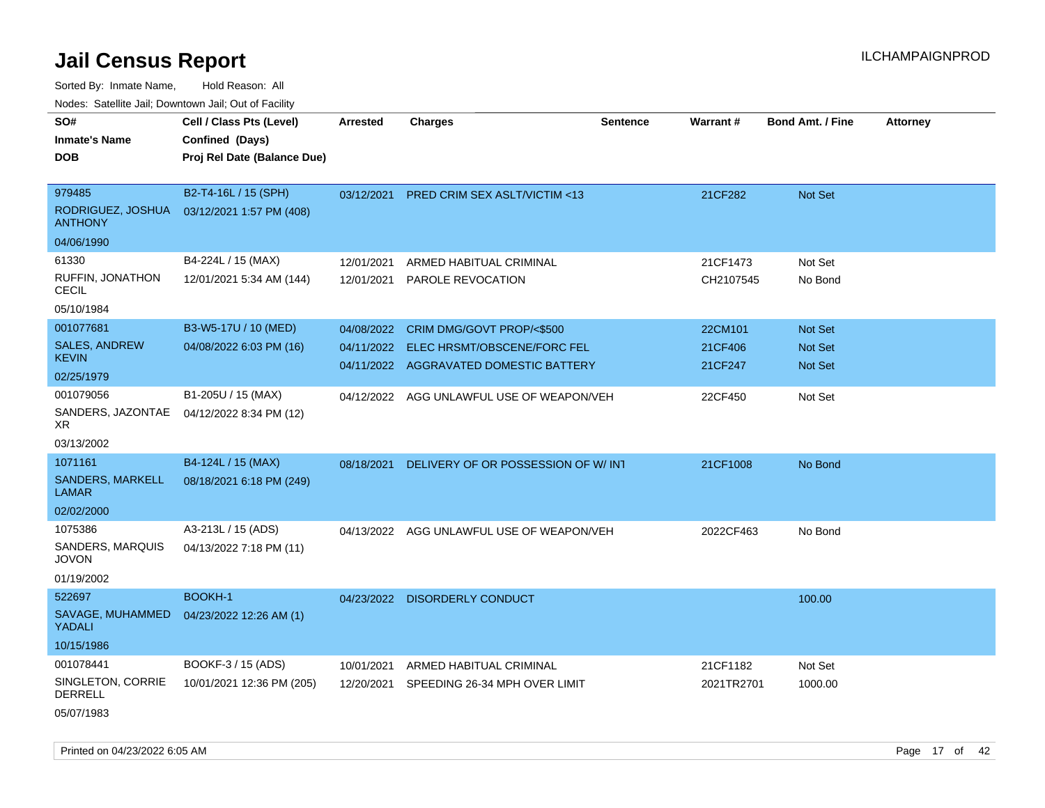# Jail Census Report

ILCHAMPAIGNPROD

Sorted By: Inmate Name, Hold Reason: All

Nodes: Satellite Jail; Downtown Jail; Out of Facility

| SO# / Inmate's Name / DOB | Cell / Class Pts (Level) / Confined (Days) / Proj Rel Date (Balance Due) | Arrested | Charges | Sentence | Warrant # | Bond Amt. / Fine | Attorney |
|---|---|---|---|---|---|---|---|
| 979485<br>RODRIGUEZ, JOSHUA ANTHONY<br>04/06/1990 | B2-T4-16L / 15 (SPH)<br>03/12/2021 1:57 PM (408) | 03/12/2021 | PRED CRIM SEX ASLT/VICTIM <13 | | 21CF282 | Not Set | |
| 61330<br>RUFFIN, JONATHON CECIL<br>05/10/1984 | B4-224L / 15 (MAX)<br>12/01/2021 5:34 AM (144) | 12/01/2021<br>12/01/2021 | ARMED HABITUAL CRIMINAL<br>PAROLE REVOCATION | | 21CF1473<br>CH2107545 | Not Set<br>No Bond | |
| 001077681<br>SALES, ANDREW KEVIN<br>02/25/1979 | B3-W5-17U / 10 (MED)<br>04/08/2022 6:03 PM (16) | 04/08/2022<br>04/11/2022<br>04/11/2022 | CRIM DMG/GOVT PROP/<$500<br>ELEC HRSMT/OBSCENE/FORC FEL<br>AGGRAVATED DOMESTIC BATTERY | | 22CM101<br>21CF406<br>21CF247 | Not Set<br>Not Set<br>Not Set | |
| 001079056<br>SANDERS, JAZONTAE XR<br>03/13/2002 | B1-205U / 15 (MAX)<br>04/12/2022 8:34 PM (12) | 04/12/2022 | AGG UNLAWFUL USE OF WEAPON/VEH | | 22CF450 | Not Set | |
| 1071161<br>SANDERS, MARKELL LAMAR<br>02/02/2000 | B4-124L / 15 (MAX)<br>08/18/2021 6:18 PM (249) | 08/18/2021 | DELIVERY OF OR POSSESSION OF W/ INT | | 21CF1008 | No Bond | |
| 1075386<br>SANDERS, MARQUIS JOVON<br>01/19/2002 | A3-213L / 15 (ADS)<br>04/13/2022 7:18 PM (11) | 04/13/2022 | AGG UNLAWFUL USE OF WEAPON/VEH | | 2022CF463 | No Bond | |
| 522697<br>SAVAGE, MUHAMMED YADALI<br>10/15/1986 | BOOKH-1<br>04/23/2022 12:26 AM (1) | 04/23/2022 | DISORDERLY CONDUCT | | | 100.00 | |
| 001078441<br>SINGLETON, CORRIE DERRELL<br>05/07/1983 | BOOKF-3 / 15 (ADS)<br>10/01/2021 12:36 PM (205) | 10/01/2021<br>12/20/2021 | ARMED HABITUAL CRIMINAL<br>SPEEDING 26-34 MPH OVER LIMIT | | 21CF1182<br>2021TR2701 | Not Set<br>1000.00 | |

Printed on 04/23/2022 6:05 AM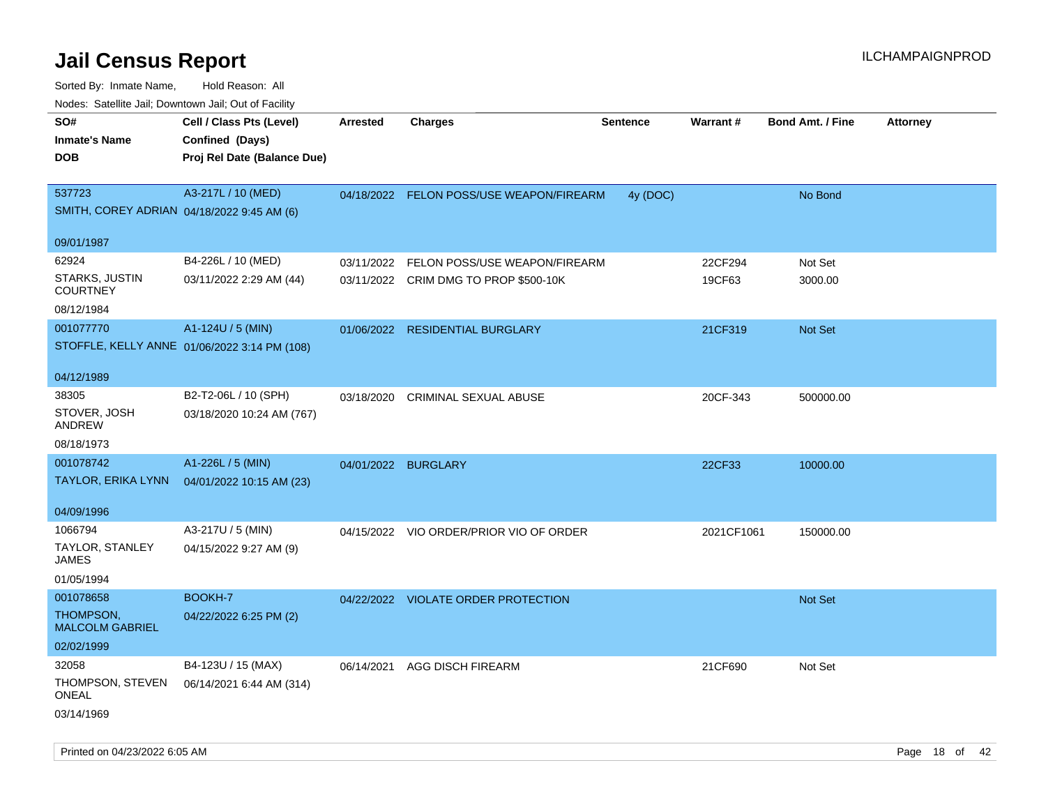# Jail Census Report

ILCHAMPAIGNPROD

Sorted By: Inmate Name, Hold Reason: All

Nodes: Satellite Jail; Downtown Jail; Out of Facility

| SO# / Inmate's Name / DOB | Cell / Class Pts (Level) / Confined (Days) / Proj Rel Date (Balance Due) | Arrested | Charges | Sentence | Warrant # | Bond Amt. / Fine | Attorney |
|---|---|---|---|---|---|---|---|
| 537723<br>SMITH, COREY ADRIAN<br>09/01/1987 | A3-217L / 10 (MED)<br>04/18/2022 9:45 AM (6) | 04/18/2022 | FELON POSS/USE WEAPON/FIREARM | 4y (DOC) | | No Bond | |
| 62924<br>STARKS, JUSTIN COURTNEY<br>08/12/1984 | B4-226L / 10 (MED)<br>03/11/2022 2:29 AM (44) | 03/11/2022 | FELON POSS/USE WEAPON/FIREARM | | 22CF294 | Not Set | |
| | | 03/11/2022 | CRIM DMG TO PROP $500-10K | | 19CF63 | 3000.00 | |
| 001077770<br>STOFFLE, KELLY ANNE<br>04/12/1989 | A1-124U / 5 (MIN)<br>01/06/2022 3:14 PM (108) | 01/06/2022 | RESIDENTIAL BURGLARY | | 21CF319 | Not Set | |
| 38305<br>STOVER, JOSH ANDREW<br>08/18/1973 | B2-T2-06L / 10 (SPH)<br>03/18/2020 10:24 AM (767) | 03/18/2020 | CRIMINAL SEXUAL ABUSE | | 20CF-343 | 500000.00 | |
| 001078742<br>TAYLOR, ERIKA LYNN<br>04/09/1996 | A1-226L / 5 (MIN)<br>04/01/2022 10:15 AM (23) | 04/01/2022 | BURGLARY | | 22CF33 | 10000.00 | |
| 1066794<br>TAYLOR, STANLEY JAMES<br>01/05/1994 | A3-217U / 5 (MIN)<br>04/15/2022 9:27 AM (9) | 04/15/2022 | VIO ORDER/PRIOR VIO OF ORDER | | 2021CF1061 | 150000.00 | |
| 001078658<br>THOMPSON, MALCOLM GABRIEL<br>02/02/1999 | BOOKH-7<br>04/22/2022 6:25 PM (2) | 04/22/2022 | VIOLATE ORDER PROTECTION | | | Not Set | |
| 32058<br>THOMPSON, STEVEN ONEAL<br>03/14/1969 | B4-123U / 15 (MAX)<br>06/14/2021 6:44 AM (314) | 06/14/2021 | AGG DISCH FIREARM | | 21CF690 | Not Set | |

Printed on 04/23/2022 6:05 AM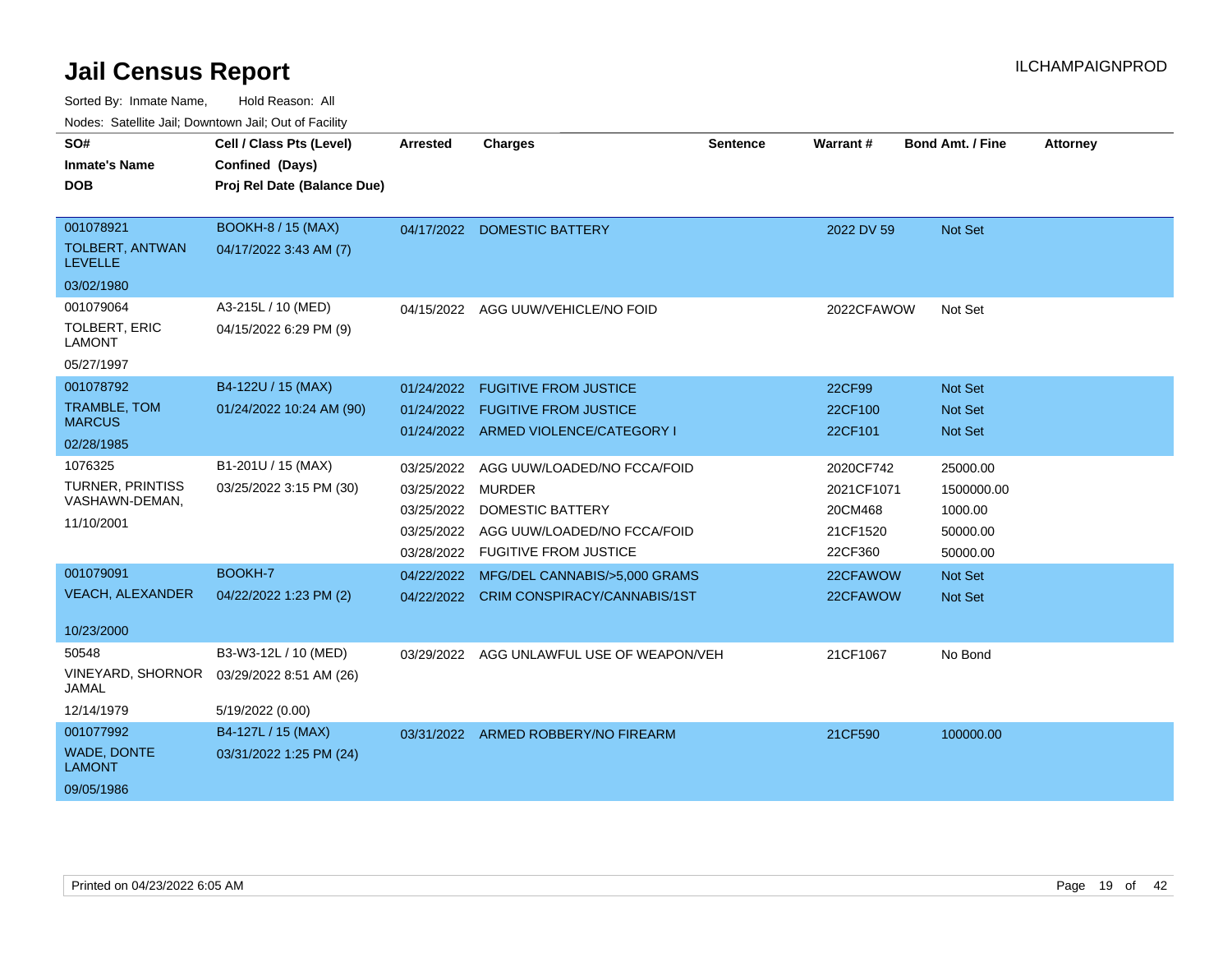# Jail Census Report

ILCHAMPAIGNPROD

Sorted By: Inmate Name, Hold Reason: All

Nodes: Satellite Jail; Downtown Jail; Out of Facility

| SO# / Inmate's Name / DOB | Cell / Class Pts (Level) / Confined (Days) / Proj Rel Date (Balance Due) | Arrested | Charges | Sentence | Warrant # | Bond Amt. / Fine | Attorney |
|---|---|---|---|---|---|---|---|
| 001078921<br>TOLBERT, ANTWAN LEVELLE<br>03/02/1980 | BOOKH-8 / 15 (MAX)<br>04/17/2022 3:43 AM (7) | 04/17/2022 | DOMESTIC BATTERY | | 2022 DV 59 | Not Set | |
| 001079064<br>TOLBERT, ERIC LAMONT<br>05/27/1997 | A3-215L / 10 (MED)<br>04/15/2022 6:29 PM (9) | 04/15/2022 | AGG UUW/VEHICLE/NO FOID | | 2022CFAWOW | Not Set | |
| 001078792<br>TRAMBLE, TOM MARCUS<br>02/28/1985 | B4-122U / 15 (MAX)<br>01/24/2022 10:24 AM (90) | 01/24/2022 | FUGITIVE FROM JUSTICE | | 22CF99 | Not Set | |
| | | 01/24/2022 | FUGITIVE FROM JUSTICE | | 22CF100 | Not Set | |
| | | 01/24/2022 | ARMED VIOLENCE/CATEGORY I | | 22CF101 | Not Set | |
| 1076325<br>TURNER, PRINTISS VASHAWN-DEMAN,<br>11/10/2001 | B1-201U / 15 (MAX)<br>03/25/2022 3:15 PM (30) | 03/25/2022 | AGG UUW/LOADED/NO FCCA/FOID | | 2020CF742 | 25000.00 | |
| | | 03/25/2022 | MURDER | | 2021CF1071 | 1500000.00 | |
| | | 03/25/2022 | DOMESTIC BATTERY | | 20CM468 | 1000.00 | |
| | | 03/25/2022 | AGG UUW/LOADED/NO FCCA/FOID | | 21CF1520 | 50000.00 | |
| | | 03/28/2022 | FUGITIVE FROM JUSTICE | | 22CF360 | 50000.00 | |
| 001079091<br>VEACH, ALEXANDER<br>10/23/2000 | BOOKH-7<br>04/22/2022 1:23 PM (2) | 04/22/2022 | MFG/DEL CANNABIS/>5,000 GRAMS | | 22CFAWOW | Not Set | |
| | | 04/22/2022 | CRIM CONSPIRACY/CANNABIS/1ST | | 22CFAWOW | Not Set | |
| 50548<br>VINEYARD, SHORNOR JAMAL<br>12/14/1979 | B3-W3-12L / 10 (MED)<br>03/29/2022 8:51 AM (26)<br>5/19/2022 (0.00) | 03/29/2022 | AGG UNLAWFUL USE OF WEAPON/VEH | | 21CF1067 | No Bond | |
| 001077992<br>WADE, DONTE LAMONT<br>09/05/1986 | B4-127L / 15 (MAX)<br>03/31/2022 1:25 PM (24) | 03/31/2022 | ARMED ROBBERY/NO FIREARM | | 21CF590 | 100000.00 | |

Printed on 04/23/2022 6:05 AM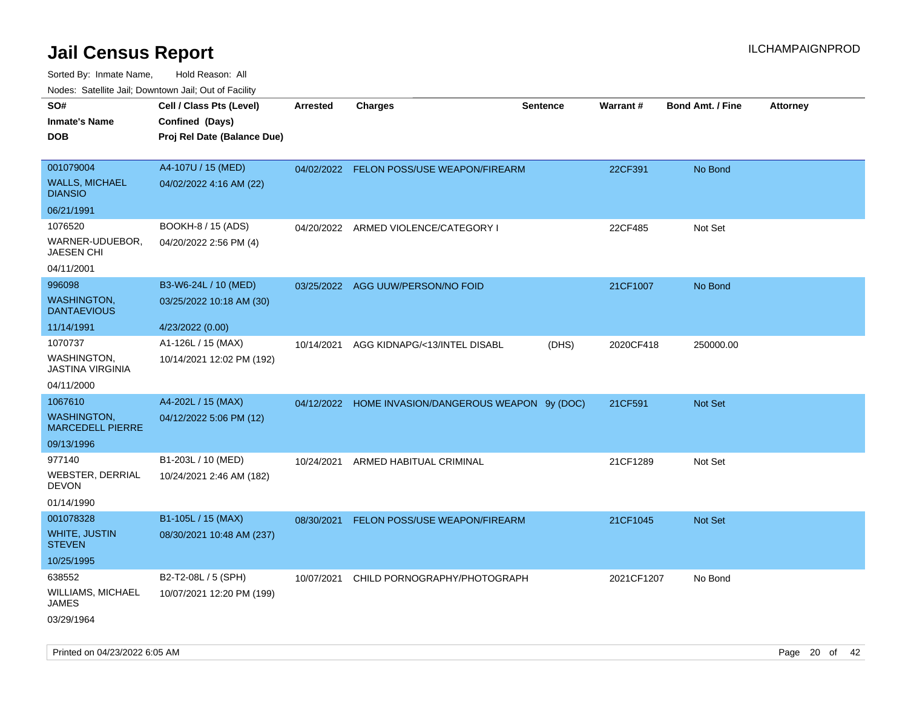# Jail Census Report

ILCHAMPAIGNPROD

Sorted By: Inmate Name, Hold Reason: All

Nodes: Satellite Jail; Downtown Jail; Out of Facility

| SO# / Inmate's Name / DOB | Cell / Class Pts (Level) / Confined (Days) / Proj Rel Date (Balance Due) | Arrested | Charges | Sentence | Warrant # | Bond Amt. / Fine | Attorney |
|---|---|---|---|---|---|---|---|
| 001079004 WALLS, MICHAEL DIANSIO 06/21/1991 | A4-107U / 15 (MED) 04/02/2022 4:16 AM (22) | 04/02/2022 | FELON POSS/USE WEAPON/FIREARM | | 22CF391 | No Bond | |
| 1076520 WARNER-UDUEBOR, JAESEN CHI 04/11/2001 | BOOKH-8 / 15 (ADS) 04/20/2022 2:56 PM (4) | 04/20/2022 | ARMED VIOLENCE/CATEGORY I | | 22CF485 | Not Set | |
| 996098 WASHINGTON, DANTAEVIOUS 11/14/1991 | B3-W6-24L / 10 (MED) 03/25/2022 10:18 AM (30) 4/23/2022 (0.00) | 03/25/2022 | AGG UUW/PERSON/NO FOID | | 21CF1007 | No Bond | |
| 1070737 WASHINGTON, JASTINA VIRGINIA 04/11/2000 | A1-126L / 15 (MAX) 10/14/2021 12:02 PM (192) | 10/14/2021 | AGG KIDNAPG/<13/INTEL DISABL | (DHS) | 2020CF418 | 250000.00 | |
| 1067610 WASHINGTON, MARCEDELL PIERRE 09/13/1996 | A4-202L / 15 (MAX) 04/12/2022 5:06 PM (12) | 04/12/2022 | HOME INVASION/DANGEROUS WEAPON | 9y (DOC) | 21CF591 | Not Set | |
| 977140 WEBSTER, DERRIAL DEVON 01/14/1990 | B1-203L / 10 (MED) 10/24/2021 2:46 AM (182) | 10/24/2021 | ARMED HABITUAL CRIMINAL | | 21CF1289 | Not Set | |
| 001078328 WHITE, JUSTIN STEVEN 10/25/1995 | B1-105L / 15 (MAX) 08/30/2021 10:48 AM (237) | 08/30/2021 | FELON POSS/USE WEAPON/FIREARM | | 21CF1045 | Not Set | |
| 638552 WILLIAMS, MICHAEL JAMES 03/29/1964 | B2-T2-08L / 5 (SPH) 10/07/2021 12:20 PM (199) | 10/07/2021 | CHILD PORNOGRAPHY/PHOTOGRAPH | | 2021CF1207 | No Bond | |

Printed on 04/23/2022 6:05 AM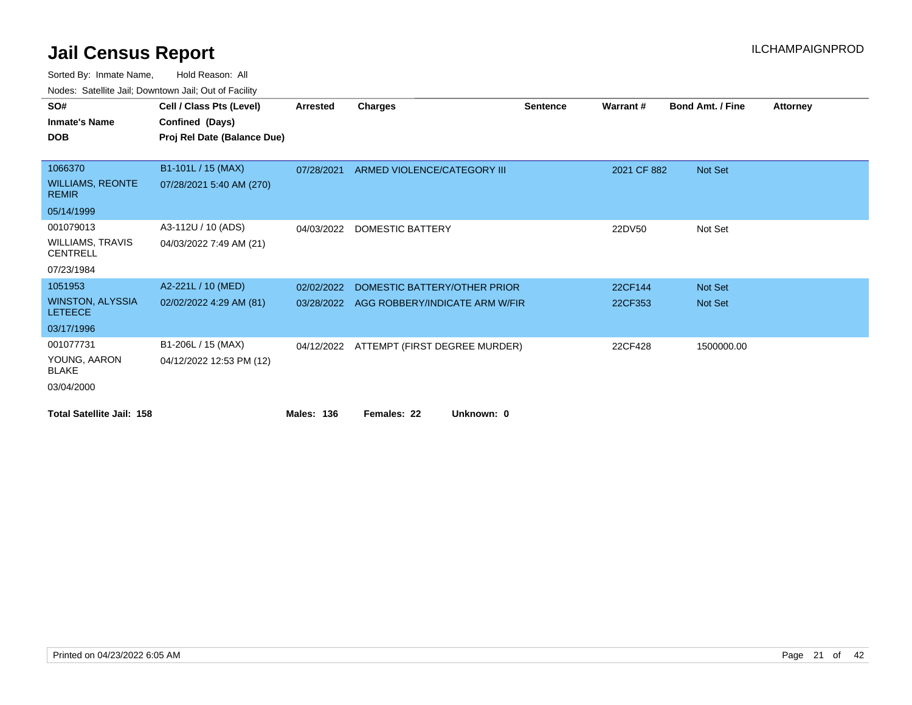# Jail Census Report

ILCHAMPAIGNPROD

Sorted By: Inmate Name, Hold Reason: All

Nodes: Satellite Jail; Downtown Jail; Out of Facility

| SO# / Inmate's Name / DOB | Cell / Class Pts (Level) / Confined (Days) / Proj Rel Date (Balance Due) | Arrested | Charges | Sentence | Warrant # | Bond Amt. / Fine | Attorney |
|---|---|---|---|---|---|---|---|
| 1066370 WILLIAMS, REONTE REMIR 05/14/1999 | B1-101L / 15 (MAX) 07/28/2021 5:40 AM (270) | 07/28/2021 | ARMED VIOLENCE/CATEGORY III | | 2021 CF 882 | Not Set | |
| 001079013 WILLIAMS, TRAVIS CENTRELL 07/23/1984 | A3-112U / 10 (ADS) 04/03/2022 7:49 AM (21) | 04/03/2022 | DOMESTIC BATTERY | | 22DV50 | Not Set | |
| 1051953 WINSTON, ALYSSIA LETEECE 03/17/1996 | A2-221L / 10 (MED) 02/02/2022 4:29 AM (81) | 02/02/2022 | DOMESTIC BATTERY/OTHER PRIOR | | 22CF144 | Not Set | |
| | | 03/28/2022 | AGG ROBBERY/INDICATE ARM W/FIR | | 22CF353 | Not Set | |
| 001077731 YOUNG, AARON BLAKE 03/04/2000 | B1-206L / 15 (MAX) 04/12/2022 12:53 PM (12) | 04/12/2022 | ATTEMPT (FIRST DEGREE MURDER) | | 22CF428 | 1500000.00 | |

**Total Satellite Jail: 158** **Males: 136** **Females: 22** **Unknown: 0**

Printed on 04/23/2022 6:05 AM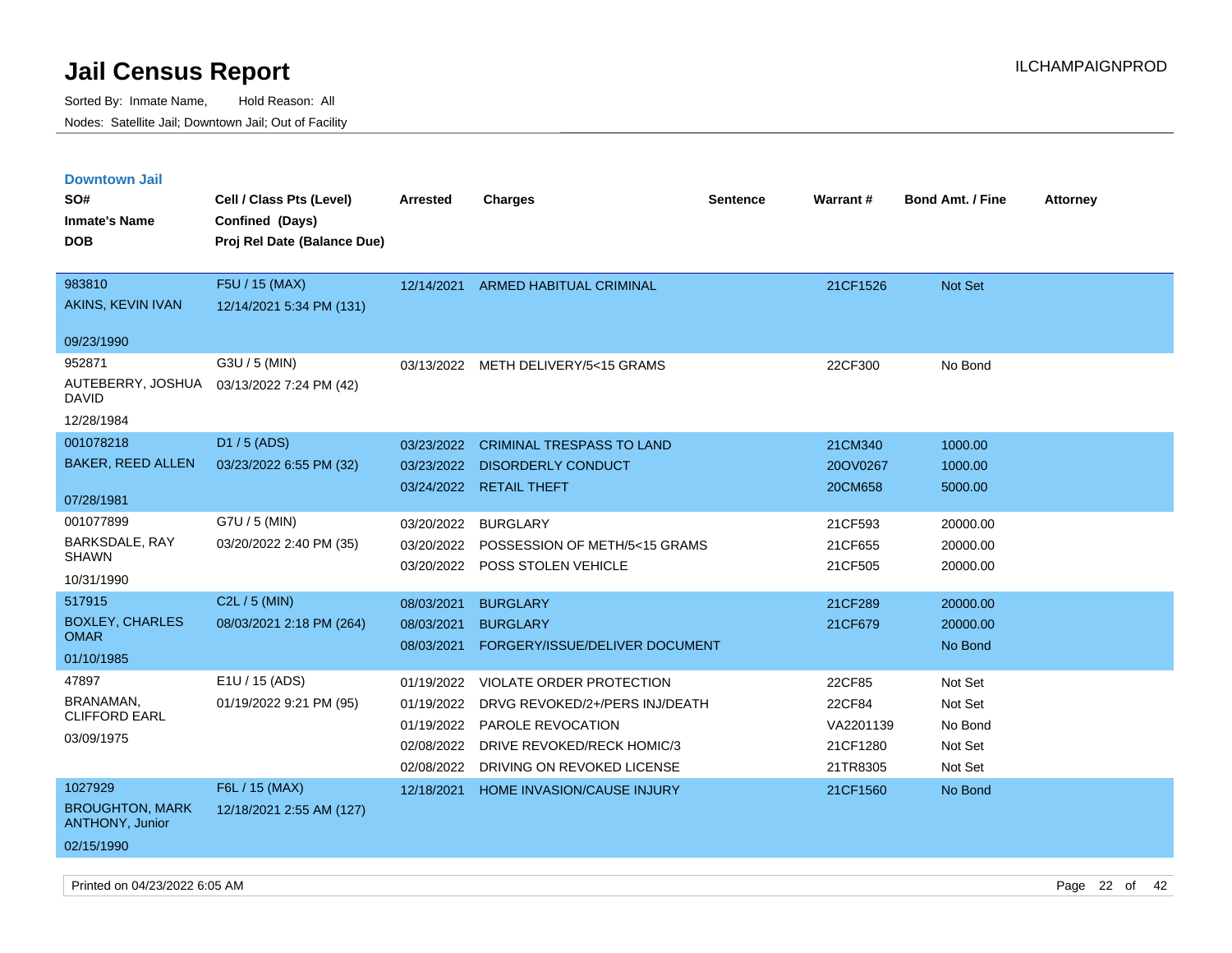# Jail Census Report

Sorted By: Inmate Name, Hold Reason: All

Nodes: Satellite Jail; Downtown Jail; Out of Facility

ILCHAMPAIGNPROD

## Downtown Jail

| SO# / Inmate's Name / DOB | Cell / Class Pts (Level) / Confined (Days) / Proj Rel Date (Balance Due) | Arrested | Charges | Sentence | Warrant # | Bond Amt. / Fine | Attorney |
|---|---|---|---|---|---|---|---|
| 983810<br>AKINS, KEVIN IVAN<br>09/23/1990 | F5U / 15 (MAX)<br>12/14/2021 5:34 PM (131) | 12/14/2021 | ARMED HABITUAL CRIMINAL | | 21CF1526 | Not Set | |
| 952871<br>AUTEBERRY, JOSHUA DAVID<br>12/28/1984 | G3U / 5 (MIN)<br>03/13/2022 7:24 PM (42) | 03/13/2022 | METH DELIVERY/5<15 GRAMS | | 22CF300 | No Bond | |
| 001078218<br>BAKER, REED ALLEN<br>07/28/1981 | D1 / 5 (ADS)<br>03/23/2022 6:55 PM (32) | 03/23/2022 | CRIMINAL TRESPASS TO LAND | | 21CM340 | 1000.00 | |
| | | 03/23/2022 | DISORDERLY CONDUCT | | 20OV0267 | 1000.00 | |
| | | 03/24/2022 | RETAIL THEFT | | 20CM658 | 5000.00 | |
| 001077899<br>BARKSDALE, RAY SHAWN<br>10/31/1990 | G7U / 5 (MIN)<br>03/20/2022 2:40 PM (35) | 03/20/2022 | BURGLARY | | 21CF593 | 20000.00 | |
| | | 03/20/2022 | POSSESSION OF METH/5<15 GRAMS | | 21CF655 | 20000.00 | |
| | | 03/20/2022 | POSS STOLEN VEHICLE | | 21CF505 | 20000.00 | |
| 517915<br>BOXLEY, CHARLES OMAR<br>01/10/1985 | C2L / 5 (MIN)<br>08/03/2021 2:18 PM (264) | 08/03/2021 | BURGLARY | | 21CF289 | 20000.00 | |
| | | 08/03/2021 | BURGLARY | | 21CF679 | 20000.00 | |
| | | 08/03/2021 | FORGERY/ISSUE/DELIVER DOCUMENT | | | No Bond | |
| 47897<br>BRANAMAN, CLIFFORD EARL<br>03/09/1975 | E1U / 15 (ADS)<br>01/19/2022 9:21 PM (95) | 01/19/2022 | VIOLATE ORDER PROTECTION | | 22CF85 | Not Set | |
| | | 01/19/2022 | DRVG REVOKED/2+/PERS INJ/DEATH | | 22CF84 | Not Set | |
| | | 01/19/2022 | PAROLE REVOCATION | | VA2201139 | No Bond | |
| | | 02/08/2022 | DRIVE REVOKED/RECK HOMIC/3 | | 21CF1280 | Not Set | |
| | | 02/08/2022 | DRIVING ON REVOKED LICENSE | | 21TR8305 | Not Set | |
| 1027929<br>BROUGHTON, MARK ANTHONY, Junior<br>02/15/1990 | F6L / 15 (MAX)<br>12/18/2021 2:55 AM (127) | 12/18/2021 | HOME INVASION/CAUSE INJURY | | 21CF1560 | No Bond | |

Printed on 04/23/2022 6:05 AM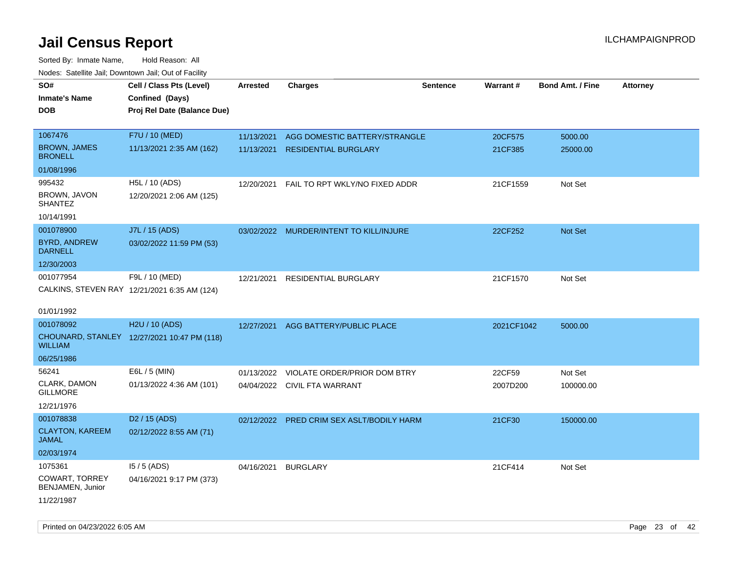# Jail Census Report

ILCHAMPAIGNPROD

Sorted By: Inmate Name, Hold Reason: All

Nodes: Satellite Jail; Downtown Jail; Out of Facility

| SO# / Inmate's Name / DOB | Cell / Class Pts (Level) / Confined (Days) / Proj Rel Date (Balance Due) | Arrested | Charges | Sentence | Warrant # | Bond Amt. / Fine | Attorney |
|---|---|---|---|---|---|---|---|
| 1067476<br>BROWN, JAMES BRONELL<br>01/08/1996 | F7U / 10 (MED)<br>11/13/2021 2:35 AM (162) | 11/13/2021<br>11/13/2021 | AGG DOMESTIC BATTERY/STRANGLE<br>RESIDENTIAL BURGLARY | | 20CF575<br>21CF385 | 5000.00<br>25000.00 | |
| 995432<br>BROWN, JAVON SHANTEZ<br>10/14/1991 | H5L / 10 (ADS)<br>12/20/2021 2:06 AM (125) | 12/20/2021 | FAIL TO RPT WKLY/NO FIXED ADDR | | 21CF1559 | Not Set | |
| 001078900<br>BYRD, ANDREW DARNELL<br>12/30/2003 | J7L / 15 (ADS)<br>03/02/2022 11:59 PM (53) | 03/02/2022 | MURDER/INTENT TO KILL/INJURE | | 22CF252 | Not Set | |
| 001077954<br>CALKINS, STEVEN RAY<br>01/01/1992 | F9L / 10 (MED)<br>12/21/2021 6:35 AM (124) | 12/21/2021 | RESIDENTIAL BURGLARY | | 21CF1570 | Not Set | |
| 001078092<br>CHOUNARD, STANLEY WILLIAM<br>06/25/1986 | H2U / 10 (ADS)<br>12/27/2021 10:47 PM (118) | 12/27/2021 | AGG BATTERY/PUBLIC PLACE | | 2021CF1042 | 5000.00 | |
| 56241<br>CLARK, DAMON GILLMORE<br>12/21/1976 | E6L / 5 (MIN)<br>01/13/2022 4:36 AM (101) | 01/13/2022<br>04/04/2022 | VIOLATE ORDER/PRIOR DOM BTRY<br>CIVIL FTA WARRANT | | 22CF59<br>2007D200 | Not Set<br>100000.00 | |
| 001078838<br>CLAYTON, KAREEM JAMAL<br>02/03/1974 | D2 / 15 (ADS)<br>02/12/2022 8:55 AM (71) | 02/12/2022 | PRED CRIM SEX ASLT/BODILY HARM | | 21CF30 | 150000.00 | |
| 1075361<br>COWART, TORREY BENJAMEN, Junior<br>11/22/1987 | I5 / 5 (ADS)<br>04/16/2021 9:17 PM (373) | 04/16/2021 | BURGLARY | | 21CF414 | Not Set | |

Printed on 04/23/2022 6:05 AM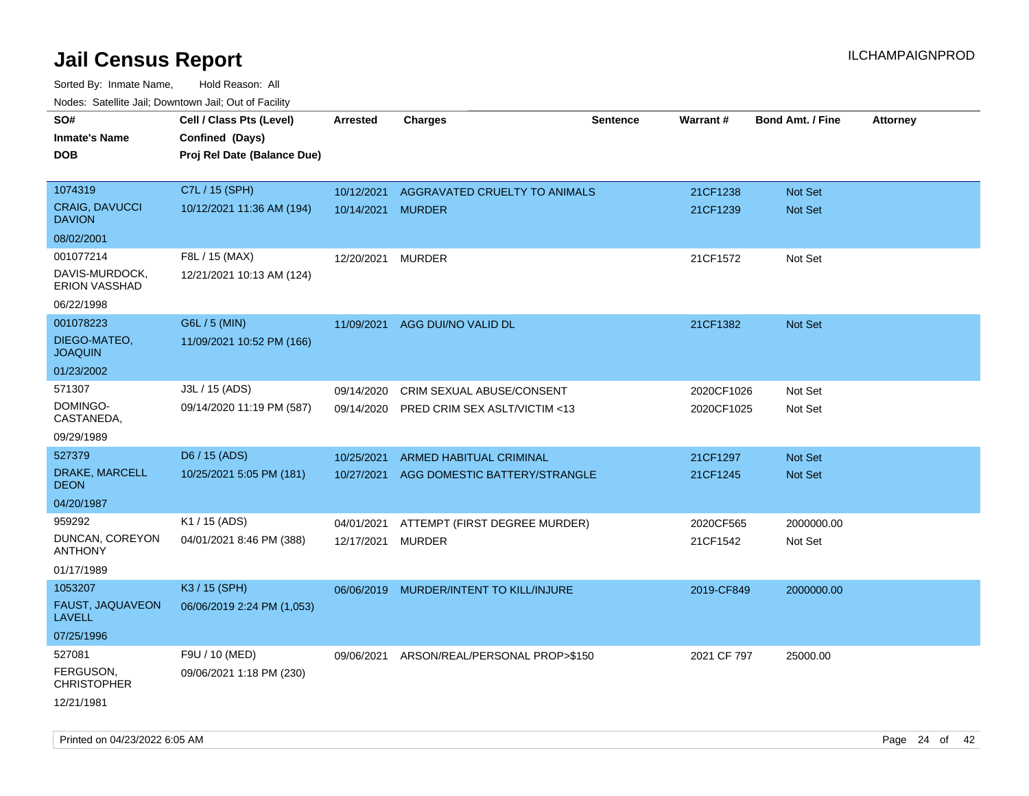# Jail Census Report

ILCHAMPAIGNPROD

Sorted By: Inmate Name, Hold Reason: All

Nodes: Satellite Jail; Downtown Jail; Out of Facility

| SO# / Inmate's Name / DOB | Cell / Class Pts (Level) / Confined (Days) / Proj Rel Date (Balance Due) | Arrested | Charges | Sentence | Warrant # | Bond Amt. / Fine | Attorney |
|---|---|---|---|---|---|---|---|
| 1074319<br>CRAIG, DAVUCCI DAVION<br>08/02/2001 | C7L / 15 (SPH)<br>10/12/2021 11:36 AM (194) | 10/12/2021<br>10/14/2021 | AGGRAVATED CRUELTY TO ANIMALS<br>MURDER | | 21CF1238<br>21CF1239 | Not Set<br>Not Set | |
| 001077214<br>DAVIS-MURDOCK, ERION VASSHAD<br>06/22/1998 | F8L / 15 (MAX)<br>12/21/2021 10:13 AM (124) | 12/20/2021 | MURDER | | 21CF1572 | Not Set | |
| 001078223<br>DIEGO-MATEO, JOAQUIN<br>01/23/2002 | G6L / 5 (MIN)<br>11/09/2021 10:52 PM (166) | 11/09/2021 | AGG DUI/NO VALID DL | | 21CF1382 | Not Set | |
| 571307<br>DOMINGO-CASTANEDA,<br>09/29/1989 | J3L / 15 (ADS)<br>09/14/2020 11:19 PM (587) | 09/14/2020<br>09/14/2020 | CRIM SEXUAL ABUSE/CONSENT<br>PRED CRIM SEX ASLT/VICTIM <13 | | 2020CF1026<br>2020CF1025 | Not Set<br>Not Set | |
| 527379<br>DRAKE, MARCELL DEON<br>04/20/1987 | D6 / 15 (ADS)<br>10/25/2021 5:05 PM (181) | 10/25/2021<br>10/27/2021 | ARMED HABITUAL CRIMINAL<br>AGG DOMESTIC BATTERY/STRANGLE | | 21CF1297<br>21CF1245 | Not Set<br>Not Set | |
| 959292<br>DUNCAN, COREYON ANTHONY<br>01/17/1989 | K1 / 15 (ADS)<br>04/01/2021 8:46 PM (388) | 04/01/2021<br>12/17/2021 | ATTEMPT (FIRST DEGREE MURDER)<br>MURDER | | 2020CF565<br>21CF1542 | 2000000.00<br>Not Set | |
| 1053207<br>FAUST, JAQUAVEON LAVELL<br>07/25/1996 | K3 / 15 (SPH)<br>06/06/2019 2:24 PM (1,053) | 06/06/2019 | MURDER/INTENT TO KILL/INJURE | | 2019-CF849 | 2000000.00 | |
| 527081<br>FERGUSON, CHRISTOPHER<br>12/21/1981 | F9U / 10 (MED)<br>09/06/2021 1:18 PM (230) | 09/06/2021 | ARSON/REAL/PERSONAL PROP>$150 | | 2021 CF 797 | 25000.00 | |

Printed on 04/23/2022 6:05 AM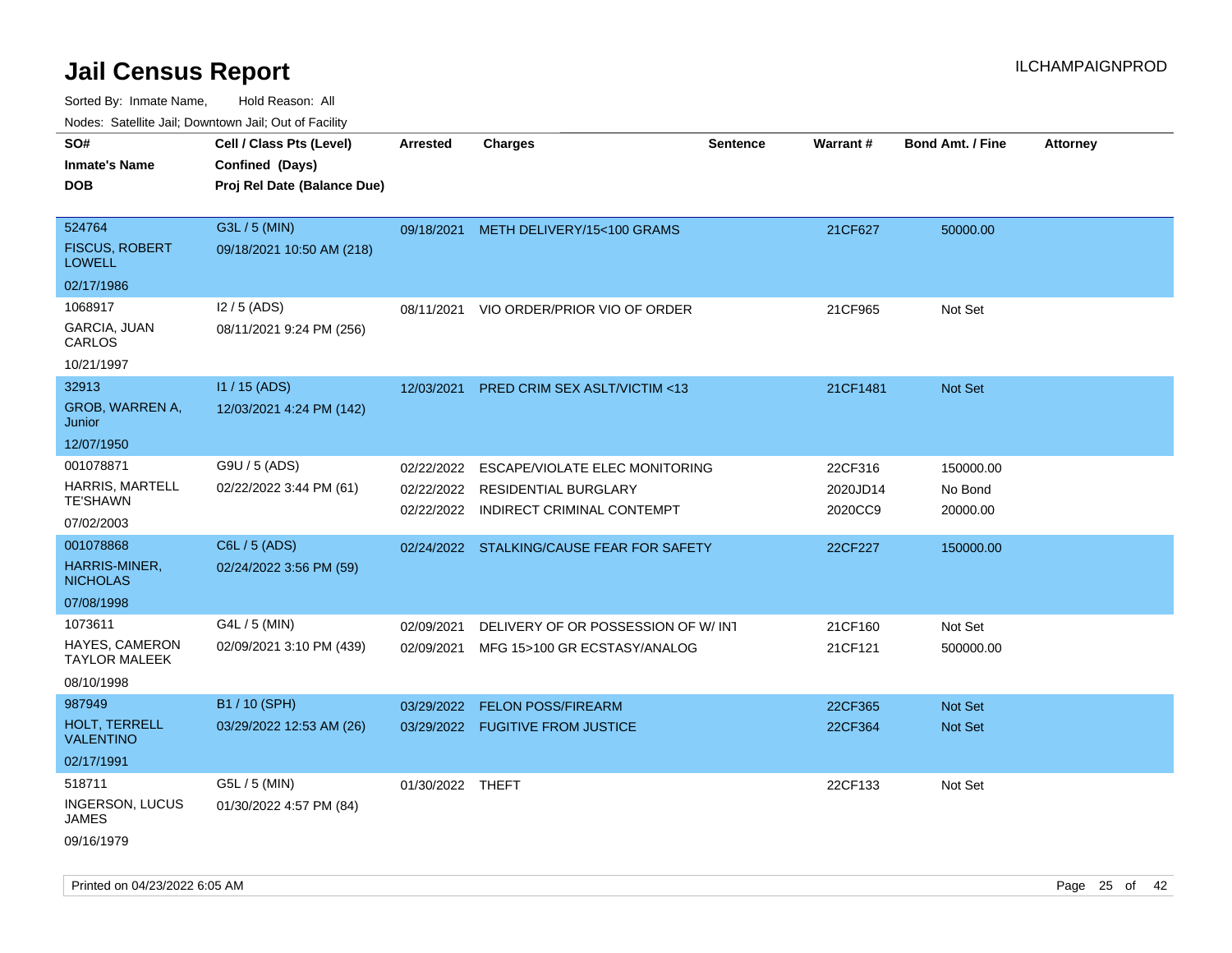# Jail Census Report

Sorted By: Inmate Name, Hold Reason: All

Nodes: Satellite Jail; Downtown Jail; Out of Facility

| SO# / Inmate's Name / DOB | Cell / Class Pts (Level) / Confined (Days) / Proj Rel Date (Balance Due) | Arrested | Charges | Sentence | Warrant # | Bond Amt. / Fine | Attorney |
|---|---|---|---|---|---|---|---|
| 524764<br>FISCUS, ROBERT LOWELL<br>02/17/1986 | G3L / 5 (MIN)<br>09/18/2021 10:50 AM (218) | 09/18/2021 | METH DELIVERY/15<100 GRAMS | | 21CF627 | 50000.00 | |
| 1068917<br>GARCIA, JUAN CARLOS<br>10/21/1997 | I2 / 5 (ADS)<br>08/11/2021 9:24 PM (256) | 08/11/2021 | VIO ORDER/PRIOR VIO OF ORDER | | 21CF965 | Not Set | |
| 32913<br>GROB, WARREN A, Junior<br>12/07/1950 | I1 / 15 (ADS)<br>12/03/2021 4:24 PM (142) | 12/03/2021 | PRED CRIM SEX ASLT/VICTIM <13 | | 21CF1481 | Not Set | |
| 001078871<br>HARRIS, MARTELL TE'SHAWN<br>07/02/2003 | G9U / 5 (ADS)<br>02/22/2022 3:44 PM (61) | 02/22/2022<br>02/22/2022<br>02/22/2022 | ESCAPE/VIOLATE ELEC MONITORING<br>RESIDENTIAL BURGLARY<br>INDIRECT CRIMINAL CONTEMPT | | 22CF316<br>2020JD14<br>2020CC9 | 150000.00<br>No Bond<br>20000.00 | |
| 001078868<br>HARRIS-MINER, NICHOLAS<br>07/08/1998 | C6L / 5 (ADS)<br>02/24/2022 3:56 PM (59) | 02/24/2022 | STALKING/CAUSE FEAR FOR SAFETY | | 22CF227 | 150000.00 | |
| 1073611<br>HAYES, CAMERON TAYLOR MALEEK<br>08/10/1998 | G4L / 5 (MIN)<br>02/09/2021 3:10 PM (439) | 02/09/2021<br>02/09/2021 | DELIVERY OF OR POSSESSION OF W/ INT<br>MFG 15>100 GR ECSTASY/ANALOG | | 21CF160<br>21CF121 | Not Set<br>500000.00 | |
| 987949<br>HOLT, TERRELL VALENTINO<br>02/17/1991 | B1 / 10 (SPH)<br>03/29/2022 12:53 AM (26) | 03/29/2022<br>03/29/2022 | FELON POSS/FIREARM<br>FUGITIVE FROM JUSTICE | | 22CF365<br>22CF364 | Not Set<br>Not Set | |
| 518711<br>INGERSON, LUCUS JAMES<br>09/16/1979 | G5L / 5 (MIN)<br>01/30/2022 4:57 PM (84) | 01/30/2022 | THEFT | | 22CF133 | Not Set | |

Printed on 04/23/2022 6:05 AM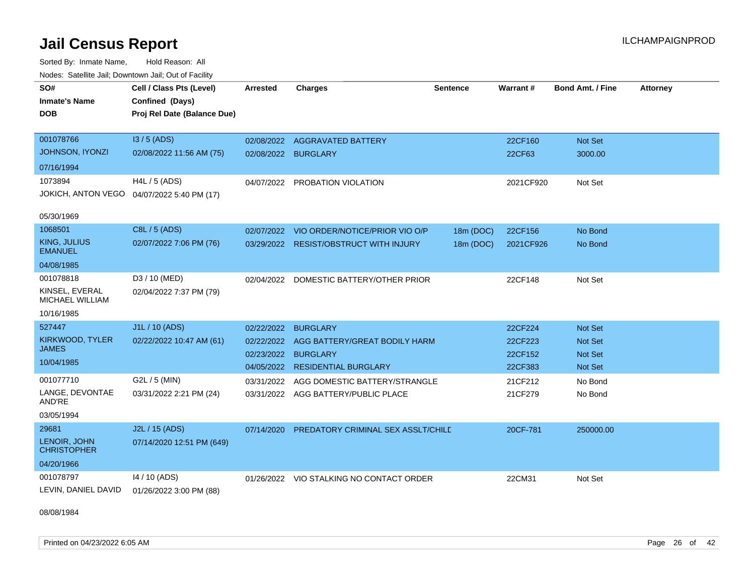# Jail Census Report

Sorted By: Inmate Name, Hold Reason: All

Nodes: Satellite Jail; Downtown Jail; Out of Facility

| SO# / Inmate's Name / DOB | Cell / Class Pts (Level) / Confined (Days) / Proj Rel Date (Balance Due) | Arrested | Charges | Sentence | Warrant # | Bond Amt. / Fine | Attorney |
|---|---|---|---|---|---|---|---|
| 001078766 JOHNSON, IYONZI 07/16/1994 | I3 / 5 (ADS) 02/08/2022 11:56 AM (75) | 02/08/2022 | AGGRAVATED BATTERY | | 22CF160 | Not Set | |
| | | 02/08/2022 | BURGLARY | | 22CF63 | 3000.00 | |
| 1073894 JOKICH, ANTON VEGO 05/30/1969 | H4L / 5 (ADS) 04/07/2022 5:40 PM (17) | 04/07/2022 | PROBATION VIOLATION | | 2021CF920 | Not Set | |
| 1068501 KING, JULIUS EMANUEL 04/08/1985 | C8L / 5 (ADS) 02/07/2022 7:06 PM (76) | 02/07/2022 | VIO ORDER/NOTICE/PRIOR VIO O/P | 18m (DOC) | 22CF156 | No Bond | |
| | | 03/29/2022 | RESIST/OBSTRUCT WITH INJURY | 18m (DOC) | 2021CF926 | No Bond | |
| 001078818 KINSEL, EVERAL MICHAEL WILLIAM 10/16/1985 | D3 / 10 (MED) 02/04/2022 7:37 PM (79) | 02/04/2022 | DOMESTIC BATTERY/OTHER PRIOR | | 22CF148 | Not Set | |
| 527447 KIRKWOOD, TYLER JAMES 10/04/1985 | J1L / 10 (ADS) 02/22/2022 10:47 AM (61) | 02/22/2022 | BURGLARY | | 22CF224 | Not Set | |
| | | 02/22/2022 | AGG BATTERY/GREAT BODILY HARM | | 22CF223 | Not Set | |
| | | 02/23/2022 | BURGLARY | | 22CF152 | Not Set | |
| | | 04/05/2022 | RESIDENTIAL BURGLARY | | 22CF383 | Not Set | |
| 001077710 LANGE, DEVONTAE AND'RE 03/05/1994 | G2L / 5 (MIN) 03/31/2022 2:21 PM (24) | 03/31/2022 | AGG DOMESTIC BATTERY/STRANGLE | | 21CF212 | No Bond | |
| | | 03/31/2022 | AGG BATTERY/PUBLIC PLACE | | 21CF279 | No Bond | |
| 29681 LENOIR, JOHN CHRISTOPHER 04/20/1966 | J2L / 15 (ADS) 07/14/2020 12:51 PM (649) | 07/14/2020 | PREDATORY CRIMINAL SEX ASSLT/CHILD | | 20CF-781 | 250000.00 | |
| 001078797 LEVIN, DANIEL DAVID 08/08/1984 | I4 / 10 (ADS) 01/26/2022 3:00 PM (88) | 01/26/2022 | VIO STALKING NO CONTACT ORDER | | 22CM31 | Not Set | |

Printed on 04/23/2022 6:05 AM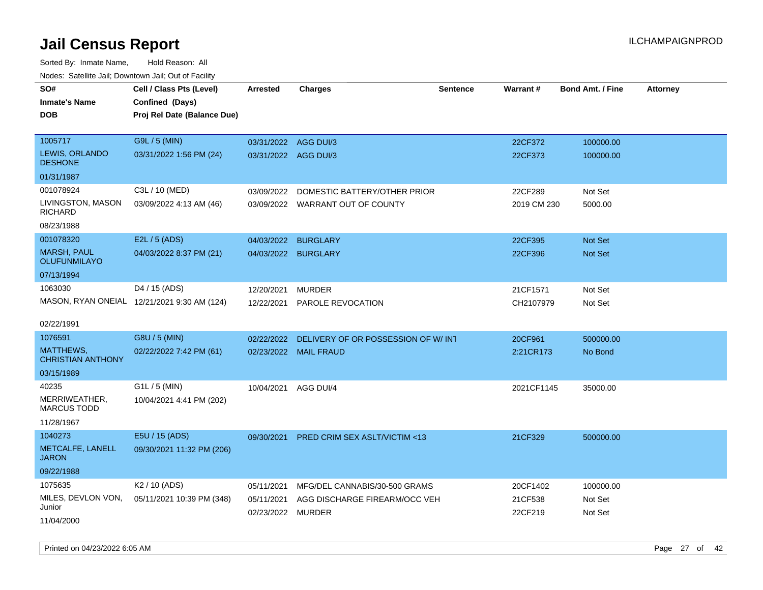# Jail Census Report

ILCHAMPAIGNPROD

Sorted By: Inmate Name, Hold Reason: All

Nodes: Satellite Jail; Downtown Jail; Out of Facility

| SO# / Inmate's Name / DOB | Cell / Class Pts (Level) / Confined (Days) / Proj Rel Date (Balance Due) | Arrested | Charges | Sentence | Warrant # | Bond Amt. / Fine | Attorney |
|---|---|---|---|---|---|---|---|
| 1005717<br>LEWIS, ORLANDO DESHONE<br>01/31/1987 | G9L / 5 (MIN)<br>03/31/2022 1:56 PM (24) | 03/31/2022<br>03/31/2022 | AGG DUI/3<br>AGG DUI/3 | | 22CF372<br>22CF373 | 100000.00<br>100000.00 | |
| 001078924<br>LIVINGSTON, MASON RICHARD<br>08/23/1988 | C3L / 10 (MED)<br>03/09/2022 4:13 AM (46) | 03/09/2022<br>03/09/2022 | DOMESTIC BATTERY/OTHER PRIOR<br>WARRANT OUT OF COUNTY | | 22CF289<br>2019 CM 230 | Not Set<br>5000.00 | |
| 001078320<br>MARSH, PAUL OLUFUNMILAYO<br>07/13/1994 | E2L / 5 (ADS)<br>04/03/2022 8:37 PM (21) | 04/03/2022<br>04/03/2022 | BURGLARY<br>BURGLARY | | 22CF395<br>22CF396 | Not Set<br>Not Set | |
| 1063030<br>MASON, RYAN ONEIAL<br>02/22/1991 | D4 / 15 (ADS)<br>12/21/2021 9:30 AM (124) | 12/20/2021<br>12/22/2021 | MURDER<br>PAROLE REVOCATION | | 21CF1571<br>CH2107979 | Not Set<br>Not Set | |
| 1076591<br>MATTHEWS, CHRISTIAN ANTHONY<br>03/15/1989 | G8U / 5 (MIN)<br>02/22/2022 7:42 PM (61) | 02/22/2022<br>02/23/2022 | DELIVERY OF OR POSSESSION OF W/ INT<br>MAIL FRAUD | | 20CF961<br>2:21CR173 | 500000.00<br>No Bond | |
| 40235<br>MERRIWEATHER, MARCUS TODD<br>11/28/1967 | G1L / 5 (MIN)<br>10/04/2021 4:41 PM (202) | 10/04/2021 | AGG DUI/4 | | 2021CF1145 | 35000.00 | |
| 1040273<br>METCALFE, LANELL JARON<br>09/22/1988 | E5U / 15 (ADS)<br>09/30/2021 11:32 PM (206) | 09/30/2021 | PRED CRIM SEX ASLT/VICTIM <13 | | 21CF329 | 500000.00 | |
| 1075635<br>MILES, DEVLON VON, Junior<br>11/04/2000 | K2 / 10 (ADS)<br>05/11/2021 10:39 PM (348) | 05/11/2021<br>05/11/2021<br>02/23/2022 | MFG/DEL CANNABIS/30-500 GRAMS<br>AGG DISCHARGE FIREARM/OCC VEH<br>MURDER | | 20CF1402<br>21CF538<br>22CF219 | 100000.00<br>Not Set<br>Not Set | |

Printed on 04/23/2022 6:05 AM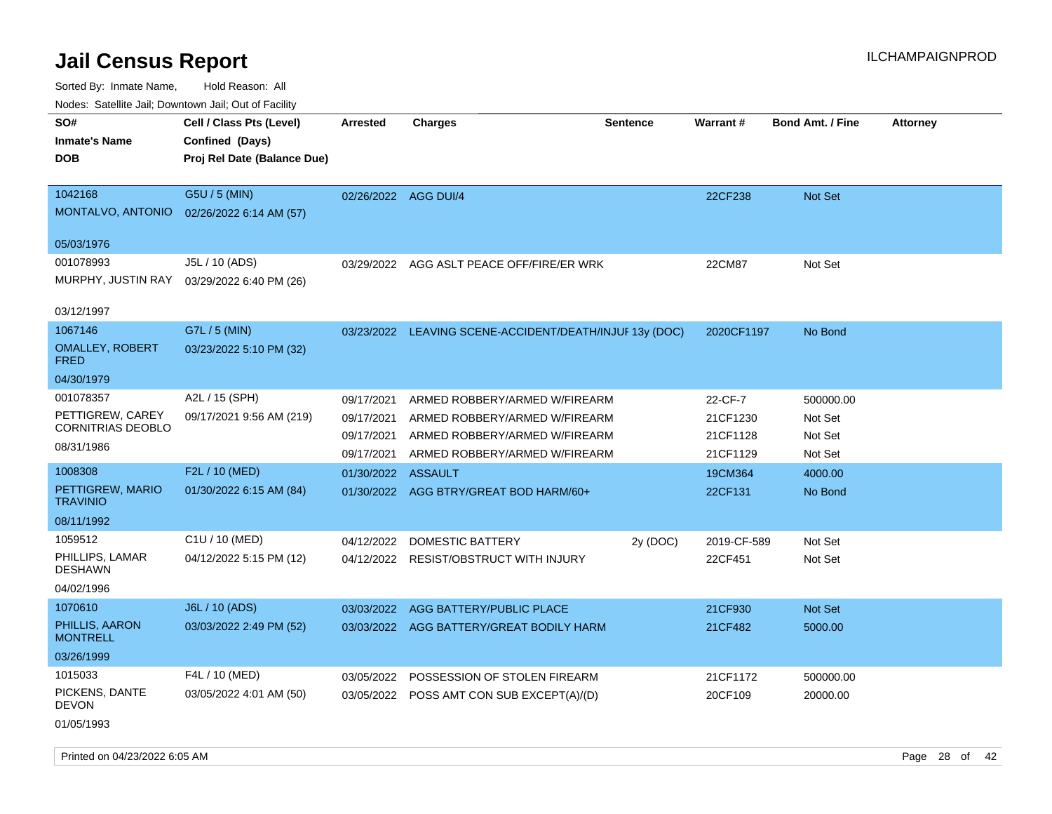# Jail Census Report

ILCHAMPAIGNPROD

Sorted By: Inmate Name, Hold Reason: All

Nodes: Satellite Jail; Downtown Jail; Out of Facility

| SO# / Inmate's Name / DOB | Cell / Class Pts (Level) / Confined (Days) / Proj Rel Date (Balance Due) | Arrested | Charges | Sentence | Warrant # | Bond Amt. / Fine | Attorney |
|---|---|---|---|---|---|---|---|
| 1042168 MONTALVO, ANTONIO 05/03/1976 | G5U / 5 (MIN) 02/26/2022 6:14 AM (57) | 02/26/2022 | AGG DUI/4 | | 22CF238 | Not Set | |
| 001078993 MURPHY, JUSTIN RAY 03/12/1997 | J5L / 10 (ADS) 03/29/2022 6:40 PM (26) | 03/29/2022 | AGG ASLT PEACE OFF/FIRE/ER WRK | | 22CM87 | Not Set | |
| 1067146 OMALLEY, ROBERT FRED 04/30/1979 | G7L / 5 (MIN) 03/23/2022 5:10 PM (32) | 03/23/2022 | LEAVING SCENE-ACCIDENT/DEATH/INJUF | 13y (DOC) | 2020CF1197 | No Bond | |
| 001078357 PETTIGREW, CAREY CORNITRIAS DEOBLO 08/31/1986 | A2L / 15 (SPH) 09/17/2021 9:56 AM (219) | 09/17/2021 | ARMED ROBBERY/ARMED W/FIREARM | | 22-CF-7 | 500000.00 | |
| | | 09/17/2021 | ARMED ROBBERY/ARMED W/FIREARM | | 21CF1230 | Not Set | |
| | | 09/17/2021 | ARMED ROBBERY/ARMED W/FIREARM | | 21CF1128 | Not Set | |
| | | 09/17/2021 | ARMED ROBBERY/ARMED W/FIREARM | | 21CF1129 | Not Set | |
| 1008308 PETTIGREW, MARIO TRAVINIO 08/11/1992 | F2L / 10 (MED) 01/30/2022 6:15 AM (84) | 01/30/2022 | ASSAULT | | 19CM364 | 4000.00 | |
| | | 01/30/2022 | AGG BTRY/GREAT BOD HARM/60+ | | 22CF131 | No Bond | |
| 1059512 PHILLIPS, LAMAR DESHAWN 04/02/1996 | C1U / 10 (MED) 04/12/2022 5:15 PM (12) | 04/12/2022 | DOMESTIC BATTERY | 2y (DOC) | 2019-CF-589 | Not Set | |
| | | 04/12/2022 | RESIST/OBSTRUCT WITH INJURY | | 22CF451 | Not Set | |
| 1070610 PHILLIS, AARON MONTRELL 03/26/1999 | J6L / 10 (ADS) 03/03/2022 2:49 PM (52) | 03/03/2022 | AGG BATTERY/PUBLIC PLACE | | 21CF930 | Not Set | |
| | | 03/03/2022 | AGG BATTERY/GREAT BODILY HARM | | 21CF482 | 5000.00 | |
| 1015033 PICKENS, DANTE DEVON 01/05/1993 | F4L / 10 (MED) 03/05/2022 4:01 AM (50) | 03/05/2022 | POSSESSION OF STOLEN FIREARM | | 21CF1172 | 500000.00 | |
| | | 03/05/2022 | POSS AMT CON SUB EXCEPT(A)/(D) | | 20CF109 | 20000.00 | |

Printed on 04/23/2022 6:05 AM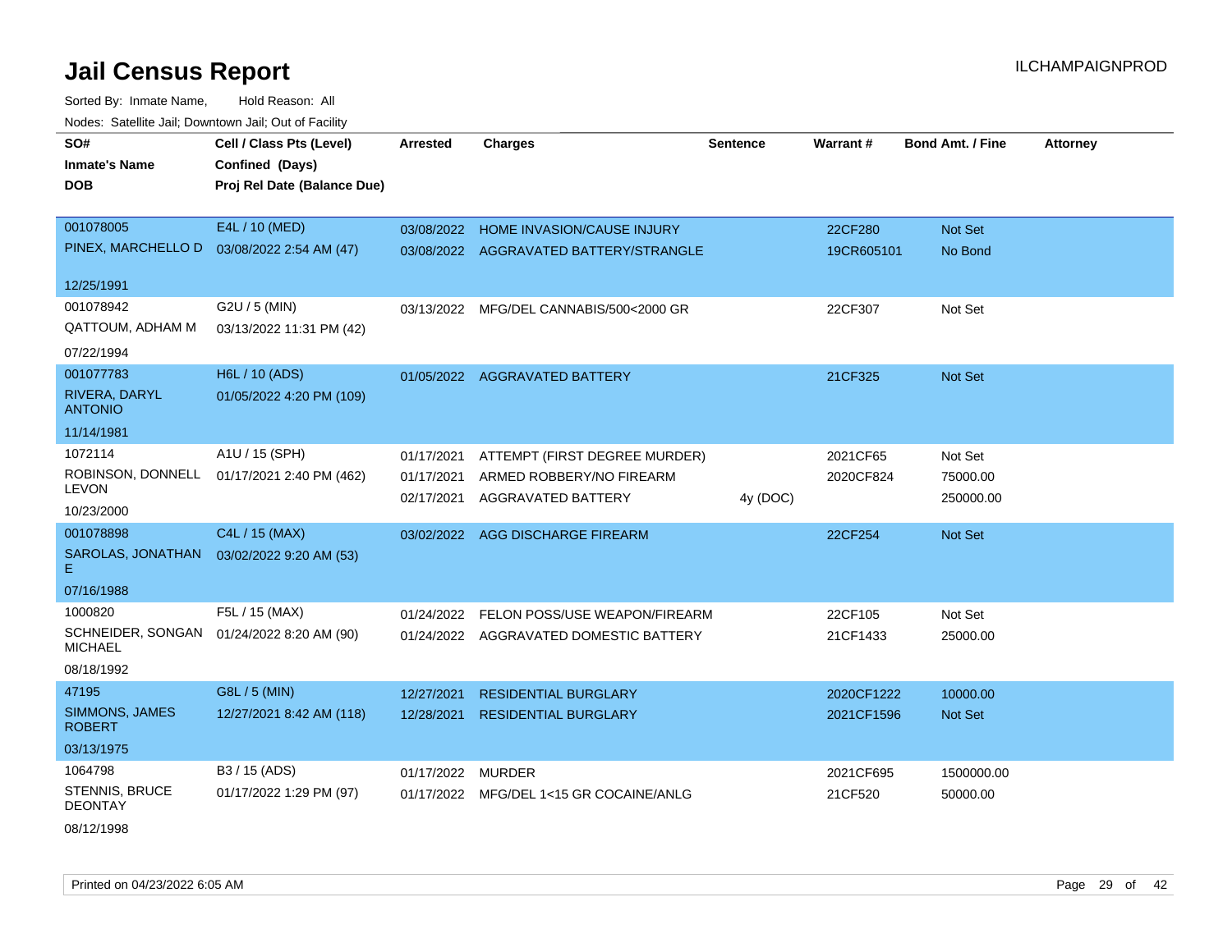# Jail Census Report

ILCHAMPAIGNPROD

Sorted By: Inmate Name, Hold Reason: All

Nodes: Satellite Jail; Downtown Jail; Out of Facility

| SO# / Inmate's Name / DOB | Cell / Class Pts (Level) / Confined (Days) / Proj Rel Date (Balance Due) | Arrested | Charges | Sentence | Warrant # | Bond Amt. / Fine | Attorney |
|---|---|---|---|---|---|---|---|
| 001078005 PINEX, MARCHELLO D 12/25/1991 | E4L / 10 (MED) 03/08/2022 2:54 AM (47) | 03/08/2022 | HOME INVASION/CAUSE INJURY | | 22CF280 | Not Set | |
| | | 03/08/2022 | AGGRAVATED BATTERY/STRANGLE | | 19CR605101 | No Bond | |
| 001078942 QATTOUM, ADHAM M 07/22/1994 | G2U / 5 (MIN) 03/13/2022 11:31 PM (42) | 03/13/2022 | MFG/DEL CANNABIS/500<2000 GR | | 22CF307 | Not Set | |
| 001077783 RIVERA, DARYL ANTONIO 11/14/1981 | H6L / 10 (ADS) 01/05/2022 4:20 PM (109) | 01/05/2022 | AGGRAVATED BATTERY | | 21CF325 | Not Set | |
| 1072114 ROBINSON, DONNELL LEVON 10/23/2000 | A1U / 15 (SPH) 01/17/2021 2:40 PM (462) | 01/17/2021 | ATTEMPT (FIRST DEGREE MURDER) | | 2021CF65 | Not Set | |
| | | 01/17/2021 | ARMED ROBBERY/NO FIREARM | | 2020CF824 | 75000.00 | |
| | | 02/17/2021 | AGGRAVATED BATTERY | 4y (DOC) | | 250000.00 | |
| 001078898 SAROLAS, JONATHAN E 07/16/1988 | C4L / 15 (MAX) 03/02/2022 9:20 AM (53) | 03/02/2022 | AGG DISCHARGE FIREARM | | 22CF254 | Not Set | |
| 1000820 SCHNEIDER, SONGAN MICHAEL 08/18/1992 | F5L / 15 (MAX) 01/24/2022 8:20 AM (90) | 01/24/2022 | FELON POSS/USE WEAPON/FIREARM | | 22CF105 | Not Set | |
| | | 01/24/2022 | AGGRAVATED DOMESTIC BATTERY | | 21CF1433 | 25000.00 | |
| 47195 SIMMONS, JAMES ROBERT 03/13/1975 | G8L / 5 (MIN) 12/27/2021 8:42 AM (118) | 12/27/2021 | RESIDENTIAL BURGLARY | | 2020CF1222 | 10000.00 | |
| | | 12/28/2021 | RESIDENTIAL BURGLARY | | 2021CF1596 | Not Set | |
| 1064798 STENNIS, BRUCE DEONTAY 08/12/1998 | B3 / 15 (ADS) 01/17/2022 1:29 PM (97) | 01/17/2022 | MURDER | | 2021CF695 | 1500000.00 | |
| | | 01/17/2022 | MFG/DEL 1<15 GR COCAINE/ANLG | | 21CF520 | 50000.00 | |

Printed on 04/23/2022 6:05 AM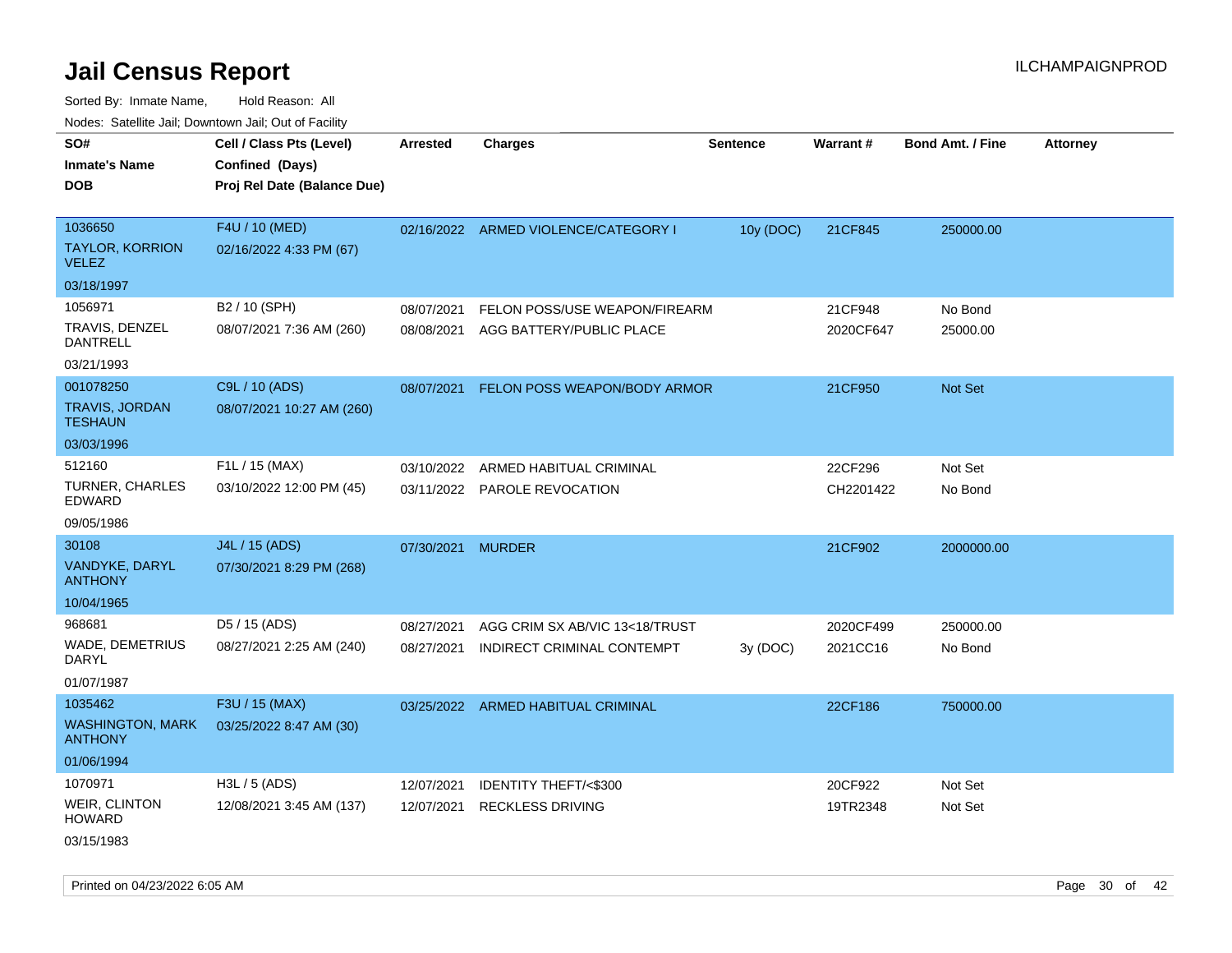# Jail Census Report

ILCHAMPAIGNPROD

Sorted By: Inmate Name, Hold Reason: All

Nodes: Satellite Jail; Downtown Jail; Out of Facility

| SO# / Inmate's Name / DOB | Cell / Class Pts (Level) / Confined (Days) / Proj Rel Date (Balance Due) | Arrested | Charges | Sentence | Warrant # | Bond Amt. / Fine | Attorney |
|---|---|---|---|---|---|---|---|
| 1036650<br>TAYLOR, KORRION VELEZ<br>03/18/1997 | F4U / 10 (MED)<br>02/16/2022 4:33 PM (67) | 02/16/2022 | ARMED VIOLENCE/CATEGORY I | 10y (DOC) | 21CF845 | 250000.00 | |
| 1056971<br>TRAVIS, DENZEL DANTRELL<br>03/21/1993 | B2 / 10 (SPH)<br>08/07/2021 7:36 AM (260) | 08/07/2021 | FELON POSS/USE WEAPON/FIREARM | | 21CF948 | No Bond | |
| | | 08/08/2021 | AGG BATTERY/PUBLIC PLACE | | 2020CF647 | 25000.00 | |
| 001078250<br>TRAVIS, JORDAN TESHAUN<br>03/03/1996 | C9L / 10 (ADS)<br>08/07/2021 10:27 AM (260) | 08/07/2021 | FELON POSS WEAPON/BODY ARMOR | | 21CF950 | Not Set | |
| 512160<br>TURNER, CHARLES EDWARD<br>09/05/1986 | F1L / 15 (MAX)<br>03/10/2022 12:00 PM (45) | 03/10/2022 | ARMED HABITUAL CRIMINAL | | 22CF296 | Not Set | |
| | | 03/11/2022 | PAROLE REVOCATION | | CH2201422 | No Bond | |
| 30108<br>VANDYKE, DARYL ANTHONY<br>10/04/1965 | J4L / 15 (ADS)<br>07/30/2021 8:29 PM (268) | 07/30/2021 | MURDER | | 21CF902 | 2000000.00 | |
| 968681<br>WADE, DEMETRIUS DARYL<br>01/07/1987 | D5 / 15 (ADS)<br>08/27/2021 2:25 AM (240) | 08/27/2021 | AGG CRIM SX AB/VIC 13<18/TRUST | | 2020CF499 | 250000.00 | |
| | | 08/27/2021 | INDIRECT CRIMINAL CONTEMPT | 3y (DOC) | 2021CC16 | No Bond | |
| 1035462<br>WASHINGTON, MARK ANTHONY<br>01/06/1994 | F3U / 15 (MAX)<br>03/25/2022 8:47 AM (30) | 03/25/2022 | ARMED HABITUAL CRIMINAL | | 22CF186 | 750000.00 | |
| 1070971<br>WEIR, CLINTON HOWARD<br>03/15/1983 | H3L / 5 (ADS)<br>12/08/2021 3:45 AM (137) | 12/07/2021 | IDENTITY THEFT/<$300 | | 20CF922 | Not Set | |
| | | 12/07/2021 | RECKLESS DRIVING | | 19TR2348 | Not Set | |

Printed on 04/23/2022 6:05 AM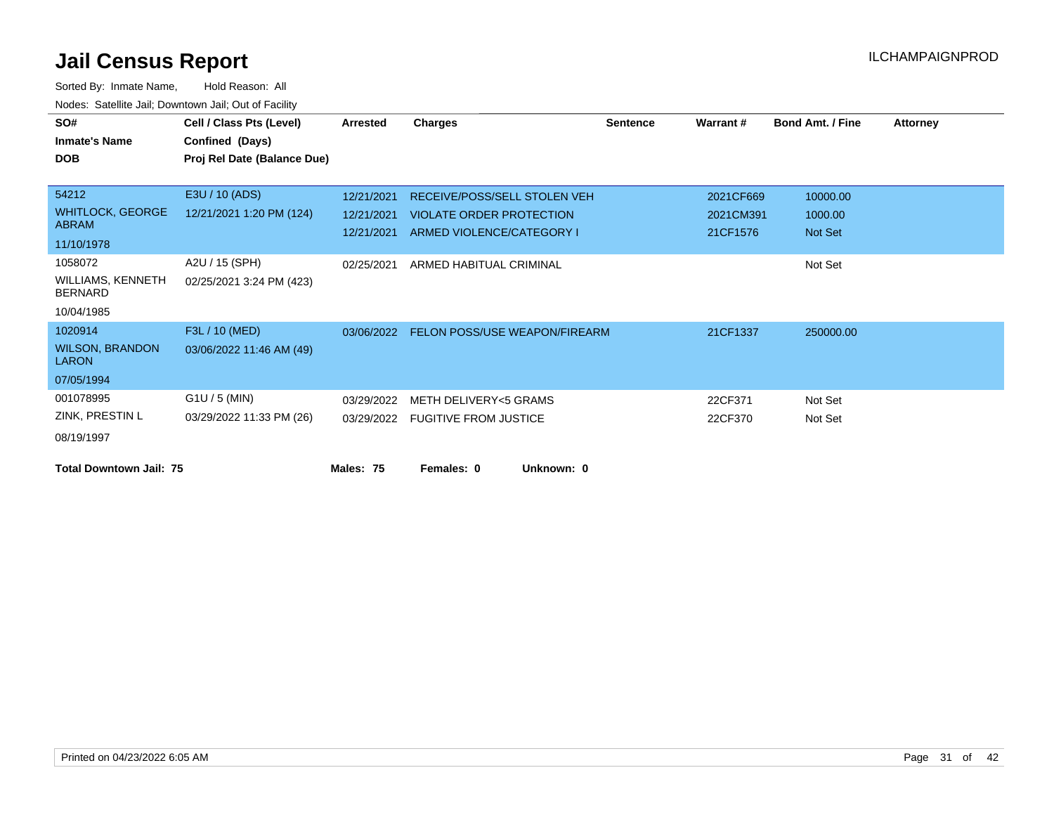# Jail Census Report

ILCHAMPAIGNPROD

Sorted By: Inmate Name, Hold Reason: All

Nodes: Satellite Jail; Downtown Jail; Out of Facility

| SO# / Inmate's Name / DOB | Cell / Class Pts (Level) / Confined (Days) / Proj Rel Date (Balance Due) | Arrested | Charges | Sentence | Warrant # | Bond Amt. / Fine | Attorney |
|---|---|---|---|---|---|---|---|
| 54212<br>WHITLOCK, GEORGE ABRAM<br>11/10/1978 | E3U / 10 (ADS)<br>12/21/2021 1:20 PM (124) | 12/21/2021 | RECEIVE/POSS/SELL STOLEN VEH | | 2021CF669 | 10000.00 | |
| | | 12/21/2021 | VIOLATE ORDER PROTECTION | | 2021CM391 | 1000.00 | |
| | | 12/21/2021 | ARMED VIOLENCE/CATEGORY I | | 21CF1576 | Not Set | |
| 1058072<br>WILLIAMS, KENNETH BERNARD<br>10/04/1985 | A2U / 15 (SPH)<br>02/25/2021 3:24 PM (423) | 02/25/2021 | ARMED HABITUAL CRIMINAL | | | Not Set | |
| 1020914<br>WILSON, BRANDON LARON<br>07/05/1994 | F3L / 10 (MED)<br>03/06/2022 11:46 AM (49) | 03/06/2022 | FELON POSS/USE WEAPON/FIREARM | | 21CF1337 | 250000.00 | |
| 001078995<br>ZINK, PRESTIN L<br>08/19/1997 | G1U / 5 (MIN)<br>03/29/2022 11:33 PM (26) | 03/29/2022 | METH DELIVERY<5 GRAMS | | 22CF371 | Not Set | |
| | | 03/29/2022 | FUGITIVE FROM JUSTICE | | 22CF370 | Not Set | |

**Total Downtown Jail: 75** **Males: 75** **Females: 0** **Unknown: 0**

Printed on 04/23/2022 6:05 AM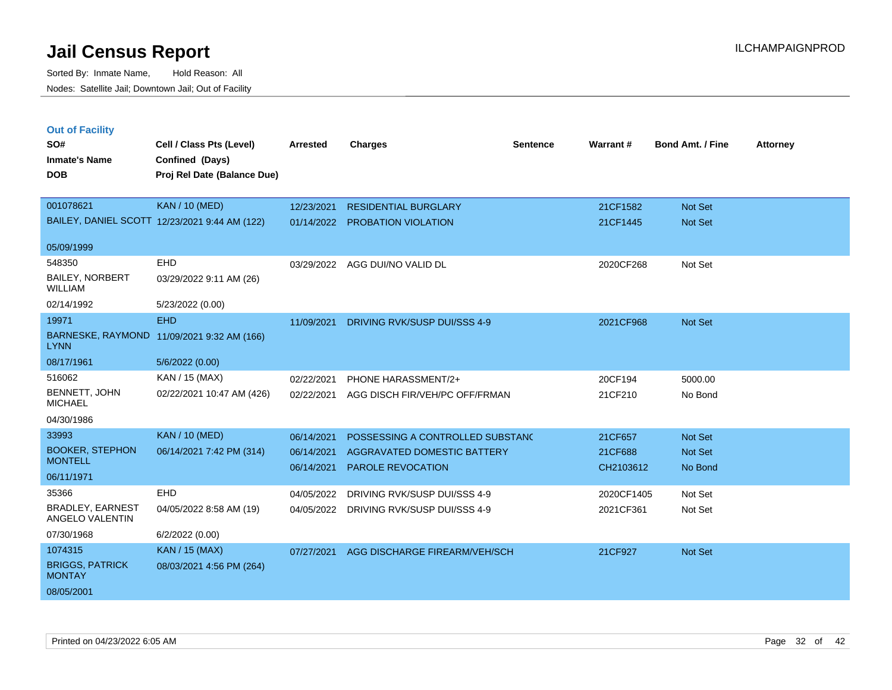# Jail Census Report

Sorted By: Inmate Name, Hold Reason: All

Nodes: Satellite Jail; Downtown Jail; Out of Facility

ILCHAMPAIGNPROD

## Out of Facility

| SO# / Inmate's Name / DOB | Cell / Class Pts (Level) / Confined (Days) / Proj Rel Date (Balance Due) | Arrested | Charges | Sentence | Warrant # | Bond Amt. / Fine | Attorney |
|---|---|---|---|---|---|---|---|
| 001078621 | KAN / 10 (MED) | 12/23/2021 | RESIDENTIAL BURGLARY | | 21CF1582 | Not Set | |
| BAILEY, DANIEL SCOTT | 12/23/2021 9:44 AM (122) | 01/14/2022 | PROBATION VIOLATION | | 21CF1445 | Not Set | |
| 05/09/1999 | | | | | | | |
| 548350 | EHD | 03/29/2022 | AGG DUI/NO VALID DL | | 2020CF268 | Not Set | |
| BAILEY, NORBERT WILLIAM | 03/29/2022 9:11 AM (26) | | | | | | |
| 02/14/1992 | 5/23/2022 (0.00) | | | | | | |
| 19971 | EHD | 11/09/2021 | DRIVING RVK/SUSP DUI/SSS 4-9 | | 2021CF968 | Not Set | |
| BARNESKE, RAYMOND LYNN | 11/09/2021 9:32 AM (166) | | | | | | |
| 08/17/1961 | 5/6/2022 (0.00) | | | | | | |
| 516062 | KAN / 15 (MAX) | 02/22/2021 | PHONE HARASSMENT/2+ | | 20CF194 | 5000.00 | |
| BENNETT, JOHN MICHAEL | 02/22/2021 10:47 AM (426) | 02/22/2021 | AGG DISCH FIR/VEH/PC OFF/FRMAN | | 21CF210 | No Bond | |
| 04/30/1986 | | | | | | | |
| 33993 | KAN / 10 (MED) | 06/14/2021 | POSSESSING A CONTROLLED SUBSTANC | | 21CF657 | Not Set | |
| BOOKER, STEPHON MONTELL | 06/14/2021 7:42 PM (314) | 06/14/2021 | AGGRAVATED DOMESTIC BATTERY | | 21CF688 | Not Set | |
| 06/11/1971 | | 06/14/2021 | PAROLE REVOCATION | | CH2103612 | No Bond | |
| 35366 | EHD | 04/05/2022 | DRIVING RVK/SUSP DUI/SSS 4-9 | | 2020CF1405 | Not Set | |
| BRADLEY, EARNEST ANGELO VALENTIN | 04/05/2022 8:58 AM (19) | 04/05/2022 | DRIVING RVK/SUSP DUI/SSS 4-9 | | 2021CF361 | Not Set | |
| 07/30/1968 | 6/2/2022 (0.00) | | | | | | |
| 1074315 | KAN / 15 (MAX) | 07/27/2021 | AGG DISCHARGE FIREARM/VEH/SCH | | 21CF927 | Not Set | |
| BRIGGS, PATRICK MONTAY | 08/03/2021 4:56 PM (264) | | | | | | |
| 08/05/2001 | | | | | | | |

Printed on 04/23/2022 6:05 AM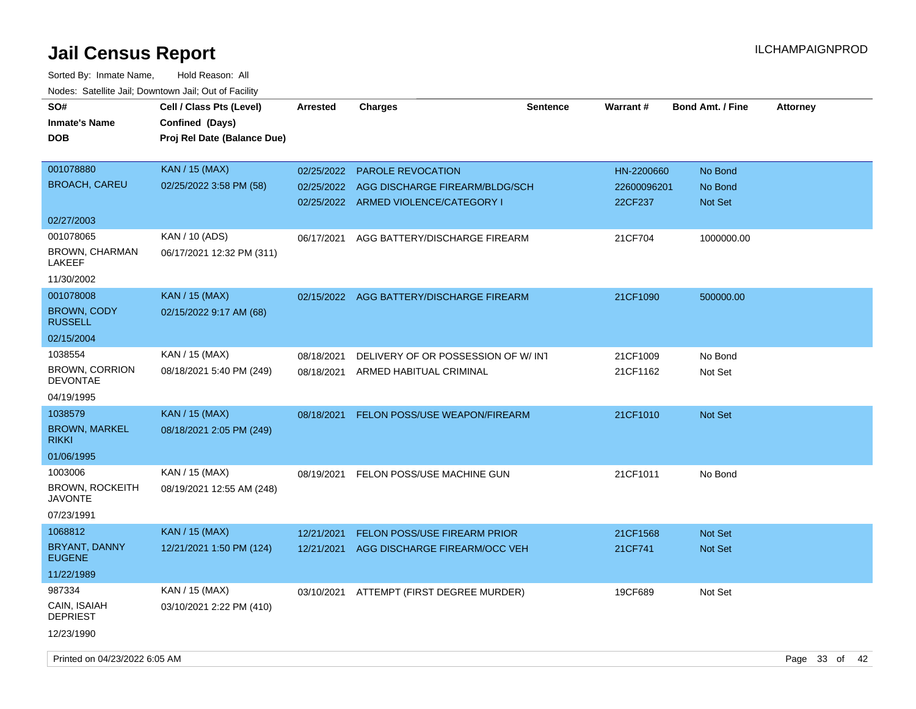# Jail Census Report

ILCHAMPAIGNPROD

Sorted By: Inmate Name, Hold Reason: All

Nodes: Satellite Jail; Downtown Jail; Out of Facility

| SO# / Inmate's Name / DOB | Cell / Class Pts (Level) / Confined (Days) / Proj Rel Date (Balance Due) | Arrested | Charges | Sentence | Warrant # | Bond Amt. / Fine | Attorney |
|---|---|---|---|---|---|---|---|
| 001078880<br>BROACH, CAREU<br>02/27/2003 | KAN / 15 (MAX)<br>02/25/2022 3:58 PM (58) | 02/25/2022<br>02/25/2022<br>02/25/2022 | PAROLE REVOCATION<br>AGG DISCHARGE FIREARM/BLDG/SCH<br>ARMED VIOLENCE/CATEGORY I | | HN-2200660<br>22600096201<br>22CF237 | No Bond<br>No Bond<br>Not Set | |
| 001078065<br>BROWN, CHARMAN LAKEEF<br>11/30/2002 | KAN / 10 (ADS)<br>06/17/2021 12:32 PM (311) | 06/17/2021 | AGG BATTERY/DISCHARGE FIREARM | | 21CF704 | 1000000.00 | |
| 001078008<br>BROWN, CODY RUSSELL<br>02/15/2004 | KAN / 15 (MAX)<br>02/15/2022 9:17 AM (68) | 02/15/2022 | AGG BATTERY/DISCHARGE FIREARM | | 21CF1090 | 500000.00 | |
| 1038554<br>BROWN, CORRION DEVONTAE<br>04/19/1995 | KAN / 15 (MAX)<br>08/18/2021 5:40 PM (249) | 08/18/2021<br>08/18/2021 | DELIVERY OF OR POSSESSION OF W/ INT<br>ARMED HABITUAL CRIMINAL | | 21CF1009<br>21CF1162 | No Bond<br>Not Set | |
| 1038579<br>BROWN, MARKEL RIKKI<br>01/06/1995 | KAN / 15 (MAX)<br>08/18/2021 2:05 PM (249) | 08/18/2021 | FELON POSS/USE WEAPON/FIREARM | | 21CF1010 | Not Set | |
| 1003006<br>BROWN, ROCKEITH JAVONTE<br>07/23/1991 | KAN / 15 (MAX)<br>08/19/2021 12:55 AM (248) | 08/19/2021 | FELON POSS/USE MACHINE GUN | | 21CF1011 | No Bond | |
| 1068812<br>BRYANT, DANNY EUGENE<br>11/22/1989 | KAN / 15 (MAX)<br>12/21/2021 1:50 PM (124) | 12/21/2021<br>12/21/2021 | FELON POSS/USE FIREARM PRIOR<br>AGG DISCHARGE FIREARM/OCC VEH | | 21CF1568<br>21CF741 | Not Set<br>Not Set | |
| 987334<br>CAIN, ISAIAH DEPRIEST<br>12/23/1990 | KAN / 15 (MAX)<br>03/10/2021 2:22 PM (410) | 03/10/2021 | ATTEMPT (FIRST DEGREE MURDER) | | 19CF689 | Not Set | |

Printed on 04/23/2022 6:05 AM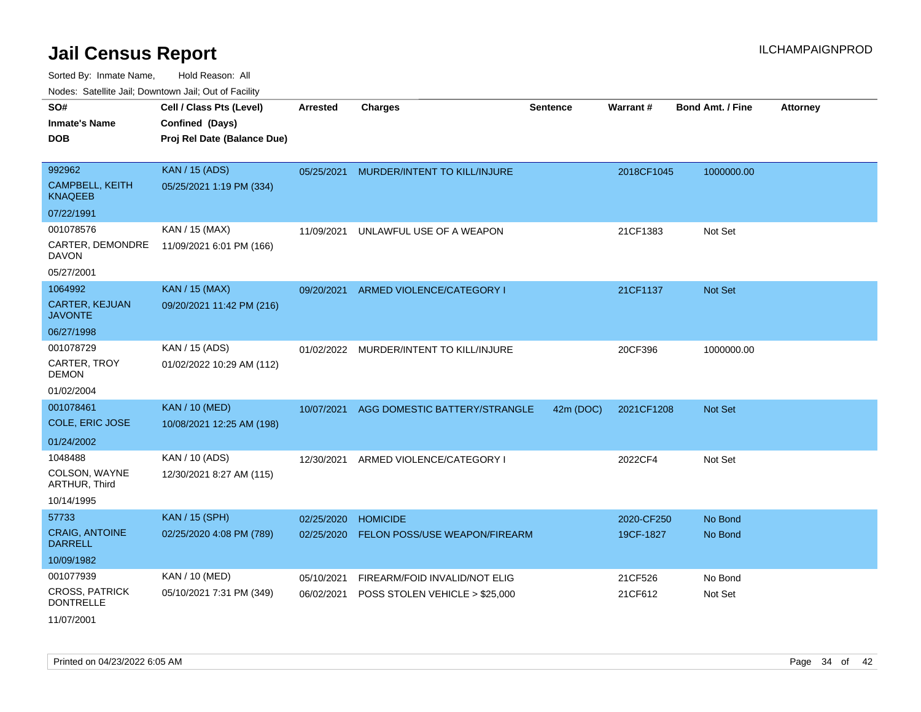# Jail Census Report

ILCHAMPAIGNPROD

Sorted By: Inmate Name, Hold Reason: All

Nodes: Satellite Jail; Downtown Jail; Out of Facility

| SO# / Inmate's Name / DOB | Cell / Class Pts (Level) / Confined (Days) / Proj Rel Date (Balance Due) | Arrested | Charges | Sentence | Warrant # | Bond Amt. / Fine | Attorney |
|---|---|---|---|---|---|---|---|
| 992962<br>CAMPBELL, KEITH KNAQEEB<br>07/22/1991 | KAN / 15 (ADS)<br>05/25/2021 1:19 PM (334) | 05/25/2021 | MURDER/INTENT TO KILL/INJURE | | 2018CF1045 | 1000000.00 | |
| 001078576<br>CARTER, DEMONDRE DAVON<br>05/27/2001 | KAN / 15 (MAX)<br>11/09/2021 6:01 PM (166) | 11/09/2021 | UNLAWFUL USE OF A WEAPON | | 21CF1383 | Not Set | |
| 1064992<br>CARTER, KEJUAN JAVONTE<br>06/27/1998 | KAN / 15 (MAX)<br>09/20/2021 11:42 PM (216) | 09/20/2021 | ARMED VIOLENCE/CATEGORY I | | 21CF1137 | Not Set | |
| 001078729<br>CARTER, TROY DEMON<br>01/02/2004 | KAN / 15 (ADS)<br>01/02/2022 10:29 AM (112) | 01/02/2022 | MURDER/INTENT TO KILL/INJURE | | 20CF396 | 1000000.00 | |
| 001078461<br>COLE, ERIC JOSE<br>01/24/2002 | KAN / 10 (MED)<br>10/08/2021 12:25 AM (198) | 10/07/2021 | AGG DOMESTIC BATTERY/STRANGLE | 42m (DOC) | 2021CF1208 | Not Set | |
| 1048488<br>COLSON, WAYNE ARTHUR, Third<br>10/14/1995 | KAN / 10 (ADS)<br>12/30/2021 8:27 AM (115) | 12/30/2021 | ARMED VIOLENCE/CATEGORY I | | 2022CF4 | Not Set | |
| 57733<br>CRAIG, ANTOINE DARRELL<br>10/09/1982 | KAN / 15 (SPH)<br>02/25/2020 4:08 PM (789) | 02/25/2020<br>02/25/2020 | HOMICIDE<br>FELON POSS/USE WEAPON/FIREARM | | 2020-CF250<br>19CF-1827 | No Bond<br>No Bond | |
| 001077939<br>CROSS, PATRICK DONTRELLE<br>11/07/2001 | KAN / 10 (MED)<br>05/10/2021 7:31 PM (349) | 05/10/2021<br>06/02/2021 | FIREARM/FOID INVALID/NOT ELIG<br>POSS STOLEN VEHICLE > $25,000 | | 21CF526<br>21CF612 | No Bond<br>Not Set | |

Printed on 04/23/2022 6:05 AM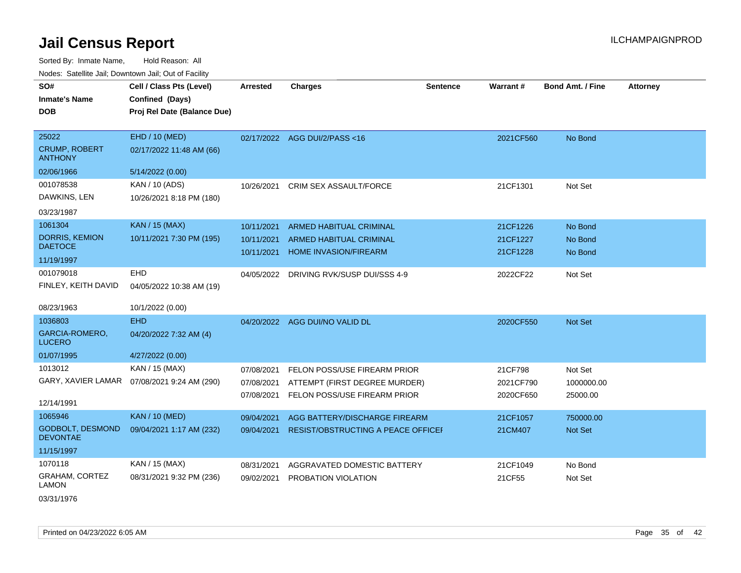# Jail Census Report

ILCHAMPAIGNPROD

Sorted By: Inmate Name, Hold Reason: All

Nodes: Satellite Jail; Downtown Jail; Out of Facility

| SO# / Inmate's Name / DOB | Cell / Class Pts (Level) / Confined (Days) / Proj Rel Date (Balance Due) | Arrested | Charges | Sentence | Warrant # | Bond Amt. / Fine | Attorney |
|---|---|---|---|---|---|---|---|
| 25022<br>CRUMP, ROBERT ANTHONY<br>02/06/1966 | EHD / 10 (MED)<br>02/17/2022 11:48 AM (66)<br>5/14/2022 (0.00) | 02/17/2022 | AGG DUI/2/PASS <16 | | 2021CF560 | No Bond | |
| 001078538<br>DAWKINS, LEN<br>03/23/1987 | KAN / 10 (ADS)<br>10/26/2021 8:18 PM (180) | 10/26/2021 | CRIM SEX ASSAULT/FORCE | | 21CF1301 | Not Set | |
| 1061304<br>DORRIS, KEMION DAETOCE<br>11/19/1997 | KAN / 15 (MAX)<br>10/11/2021 7:30 PM (195) | 10/11/2021 | ARMED HABITUAL CRIMINAL | | 21CF1226 | No Bond | |
| | | 10/11/2021 | ARMED HABITUAL CRIMINAL | | 21CF1227 | No Bond | |
| | | 10/11/2021 | HOME INVASION/FIREARM | | 21CF1228 | No Bond | |
| 001079018<br>FINLEY, KEITH DAVID<br>08/23/1963 | EHD<br>04/05/2022 10:38 AM (19)<br>10/1/2022 (0.00) | 04/05/2022 | DRIVING RVK/SUSP DUI/SSS 4-9 | | 2022CF22 | Not Set | |
| 1036803<br>GARCIA-ROMERO, LUCERO<br>01/07/1995 | EHD<br>04/20/2022 7:32 AM (4)<br>4/27/2022 (0.00) | 04/20/2022 | AGG DUI/NO VALID DL | | 2020CF550 | Not Set | |
| 1013012<br>GARY, XAVIER LAMAR<br>12/14/1991 | KAN / 15 (MAX)<br>07/08/2021 9:24 AM (290) | 07/08/2021 | FELON POSS/USE FIREARM PRIOR | | 21CF798 | Not Set | |
| | | 07/08/2021 | ATTEMPT (FIRST DEGREE MURDER) | | 2021CF790 | 1000000.00 | |
| | | 07/08/2021 | FELON POSS/USE FIREARM PRIOR | | 2020CF650 | 25000.00 | |
| 1065946<br>GODBOLT, DESMOND DEVONTAE<br>11/15/1997 | KAN / 10 (MED)<br>09/04/2021 1:17 AM (232) | 09/04/2021 | AGG BATTERY/DISCHARGE FIREARM | | 21CF1057 | 750000.00 | |
| | | 09/04/2021 | RESIST/OBSTRUCTING A PEACE OFFICEI | | 21CM407 | Not Set | |
| 1070118<br>GRAHAM, CORTEZ LAMON<br>03/31/1976 | KAN / 15 (MAX)<br>08/31/2021 9:32 PM (236) | 08/31/2021 | AGGRAVATED DOMESTIC BATTERY | | 21CF1049 | No Bond | |
| | | 09/02/2021 | PROBATION VIOLATION | | 21CF55 | Not Set | |

Printed on 04/23/2022 6:05 AM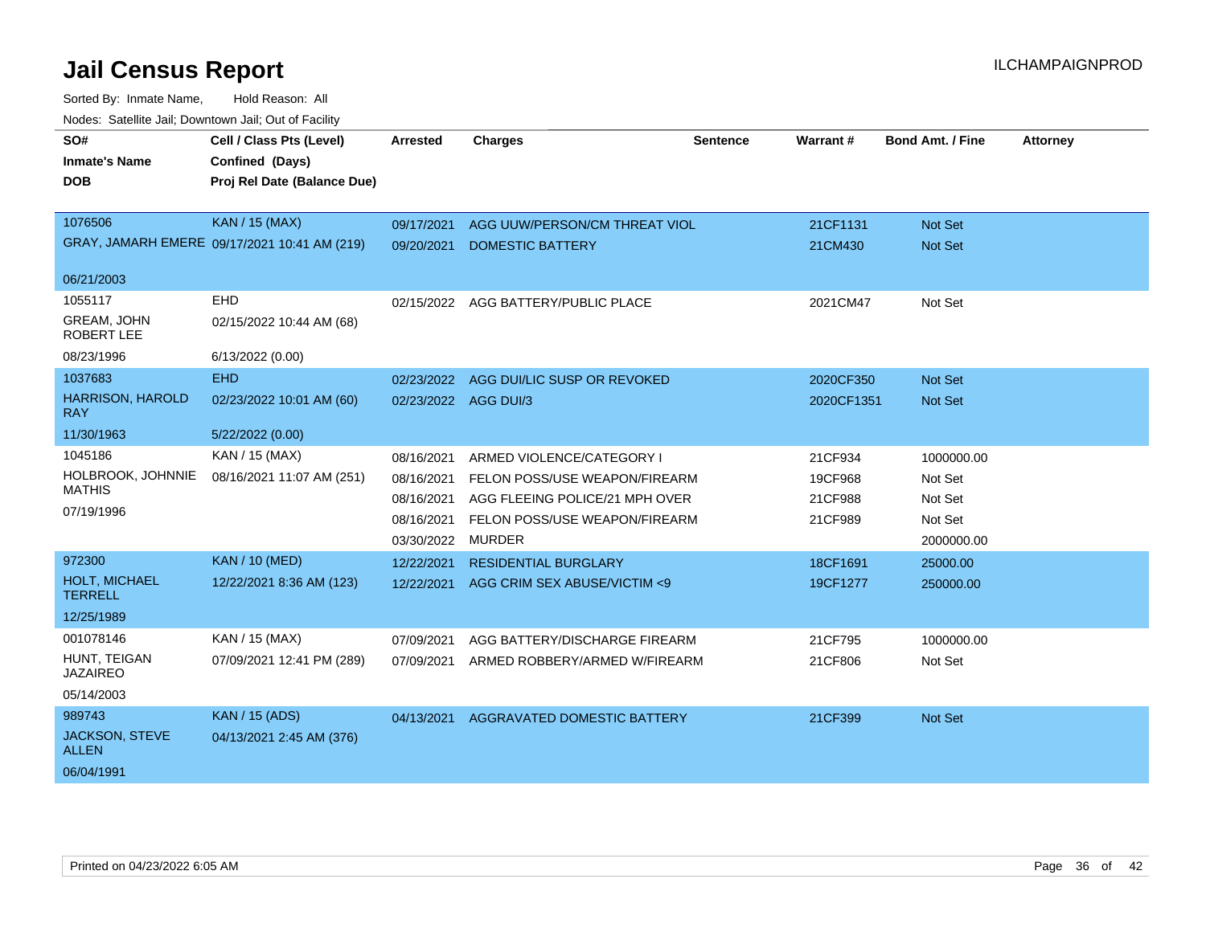# Jail Census Report

Sorted By: Inmate Name, Hold Reason: All

Nodes: Satellite Jail; Downtown Jail; Out of Facility

| SO# / Inmate's Name / DOB | Cell / Class Pts (Level) / Confined (Days) / Proj Rel Date (Balance Due) | Arrested | Charges | Sentence | Warrant # | Bond Amt. / Fine | Attorney |
|---|---|---|---|---|---|---|---|
| 1076506 | KAN / 15 (MAX) | 09/17/2021 | AGG UUW/PERSON/CM THREAT VIOL | | 21CF1131 | Not Set | |
| GRAY, JAMARH EMERE | 09/17/2021 10:41 AM (219) | 09/20/2021 | DOMESTIC BATTERY | | 21CM430 | Not Set | |
| 06/21/2003 | | | | | | | |
| 1055117 | EHD | 02/15/2022 | AGG BATTERY/PUBLIC PLACE | | 2021CM47 | Not Set | |
| GREAM, JOHN ROBERT LEE | 02/15/2022 10:44 AM (68) | | | | | | |
| 08/23/1996 | 6/13/2022 (0.00) | | | | | | |
| 1037683 | EHD | 02/23/2022 | AGG DUI/LIC SUSP OR REVOKED | | 2020CF350 | Not Set | |
| HARRISON, HAROLD RAY | 02/23/2022 10:01 AM (60) | 02/23/2022 | AGG DUI/3 | | 2020CF1351 | Not Set | |
| 11/30/1963 | 5/22/2022 (0.00) | | | | | | |
| 1045186 | KAN / 15 (MAX) | 08/16/2021 | ARMED VIOLENCE/CATEGORY I | | 21CF934 | 1000000.00 | |
| HOLBROOK, JOHNNIE MATHIS | 08/16/2021 11:07 AM (251) | 08/16/2021 | FELON POSS/USE WEAPON/FIREARM | | 19CF968 | Not Set | |
| 07/19/1996 | | 08/16/2021 | AGG FLEEING POLICE/21 MPH OVER | | 21CF988 | Not Set | |
| | | 08/16/2021 | FELON POSS/USE WEAPON/FIREARM | | 21CF989 | Not Set | |
| | | 03/30/2022 | MURDER | | | 2000000.00 | |
| 972300 | KAN / 10 (MED) | 12/22/2021 | RESIDENTIAL BURGLARY | | 18CF1691 | 25000.00 | |
| HOLT, MICHAEL TERRELL | 12/22/2021 8:36 AM (123) | 12/22/2021 | AGG CRIM SEX ABUSE/VICTIM <9 | | 19CF1277 | 250000.00 | |
| 12/25/1989 | | | | | | | |
| 001078146 | KAN / 15 (MAX) | 07/09/2021 | AGG BATTERY/DISCHARGE FIREARM | | 21CF795 | 1000000.00 | |
| HUNT, TEIGAN JAZAIREO | 07/09/2021 12:41 PM (289) | 07/09/2021 | ARMED ROBBERY/ARMED W/FIREARM | | 21CF806 | Not Set | |
| 05/14/2003 | | | | | | | |
| 989743 | KAN / 15 (ADS) | 04/13/2021 | AGGRAVATED DOMESTIC BATTERY | | 21CF399 | Not Set | |
| JACKSON, STEVE ALLEN | 04/13/2021 2:45 AM (376) | | | | | | |
| 06/04/1991 | | | | | | | |

Printed on 04/23/2022 6:05 AM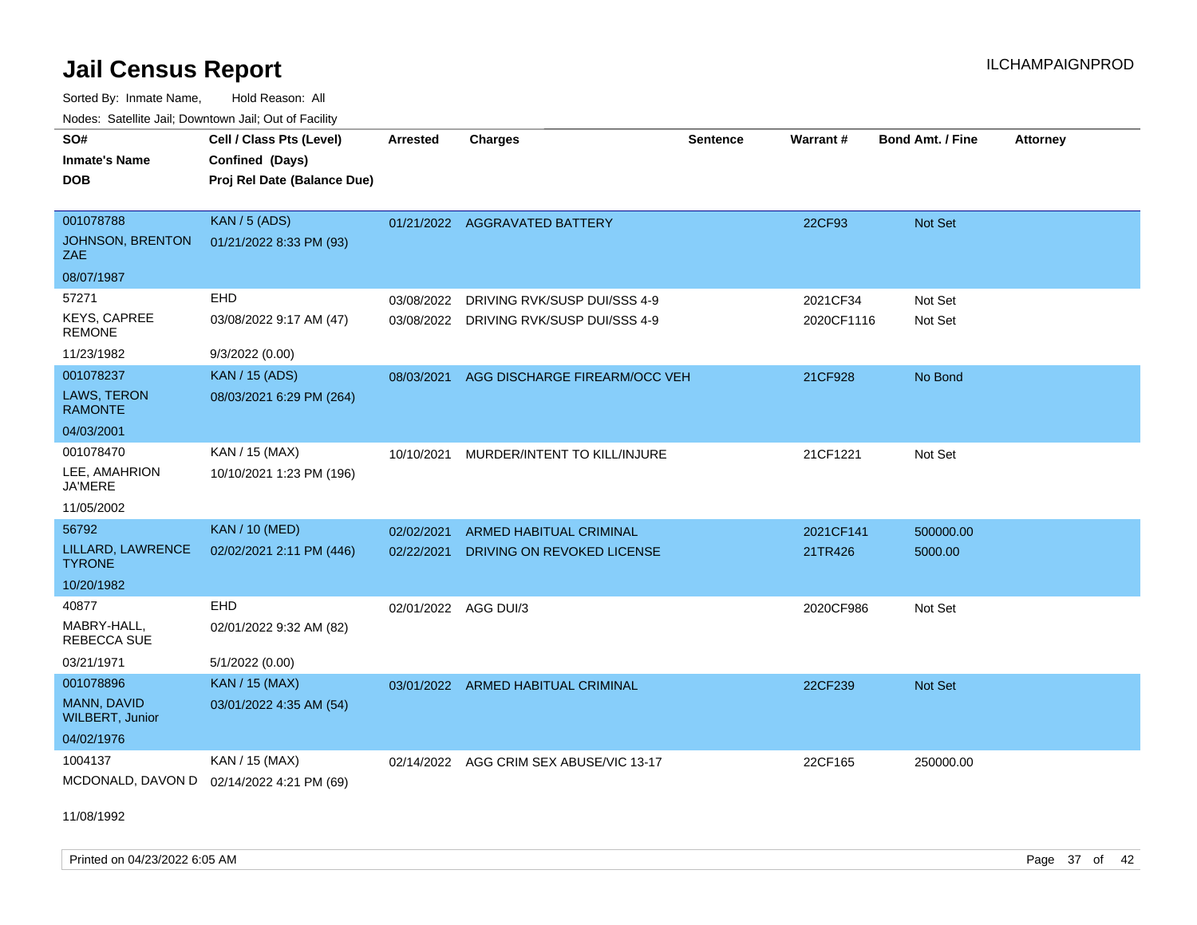# Jail Census Report

Sorted By: Inmate Name, Hold Reason: All

Nodes: Satellite Jail; Downtown Jail; Out of Facility

| SO# / Inmate's Name / DOB | Cell / Class Pts (Level) / Confined (Days) / Proj Rel Date (Balance Due) | Arrested | Charges | Sentence | Warrant # | Bond Amt. / Fine | Attorney |
|---|---|---|---|---|---|---|---|
| 001078788<br>JOHNSON, BRENTON ZAE<br>08/07/1987 | KAN / 5 (ADS)<br>01/21/2022 8:33 PM (93) | 01/21/2022 | AGGRAVATED BATTERY | | 22CF93 | Not Set | |
| 57271<br>KEYS, CAPREE REMONE<br>11/23/1982 | EHD<br>03/08/2022 9:17 AM (47)<br>9/3/2022 (0.00) | 03/08/2022<br>03/08/2022 | DRIVING RVK/SUSP DUI/SSS 4-9<br>DRIVING RVK/SUSP DUI/SSS 4-9 | | 2021CF34<br>2020CF1116 | Not Set<br>Not Set | |
| 001078237<br>LAWS, TERON RAMONTE<br>04/03/2001 | KAN / 15 (ADS)<br>08/03/2021 6:29 PM (264) | 08/03/2021 | AGG DISCHARGE FIREARM/OCC VEH | | 21CF928 | No Bond | |
| 001078470<br>LEE, AMAHRION JA'MERE<br>11/05/2002 | KAN / 15 (MAX)<br>10/10/2021 1:23 PM (196) | 10/10/2021 | MURDER/INTENT TO KILL/INJURE | | 21CF1221 | Not Set | |
| 56792<br>LILLARD, LAWRENCE TYRONE<br>10/20/1982 | KAN / 10 (MED)<br>02/02/2021 2:11 PM (446) | 02/02/2021<br>02/22/2021 | ARMED HABITUAL CRIMINAL<br>DRIVING ON REVOKED LICENSE | | 2021CF141<br>21TR426 | 500000.00<br>5000.00 | |
| 40877<br>MABRY-HALL, REBECCA SUE<br>03/21/1971 | EHD<br>02/01/2022 9:32 AM (82)<br>5/1/2022 (0.00) | 02/01/2022 | AGG DUI/3 | | 2020CF986 | Not Set | |
| 001078896<br>MANN, DAVID WILBERT, Junior<br>04/02/1976 | KAN / 15 (MAX)<br>03/01/2022 4:35 AM (54) | 03/01/2022 | ARMED HABITUAL CRIMINAL | | 22CF239 | Not Set | |
| 1004137<br>MCDONALD, DAVON D<br>11/08/1992 | KAN / 15 (MAX)<br>02/14/2022 4:21 PM (69) | 02/14/2022 | AGG CRIM SEX ABUSE/VIC 13-17 | | 22CF165 | 250000.00 | |

Printed on 04/23/2022 6:05 AM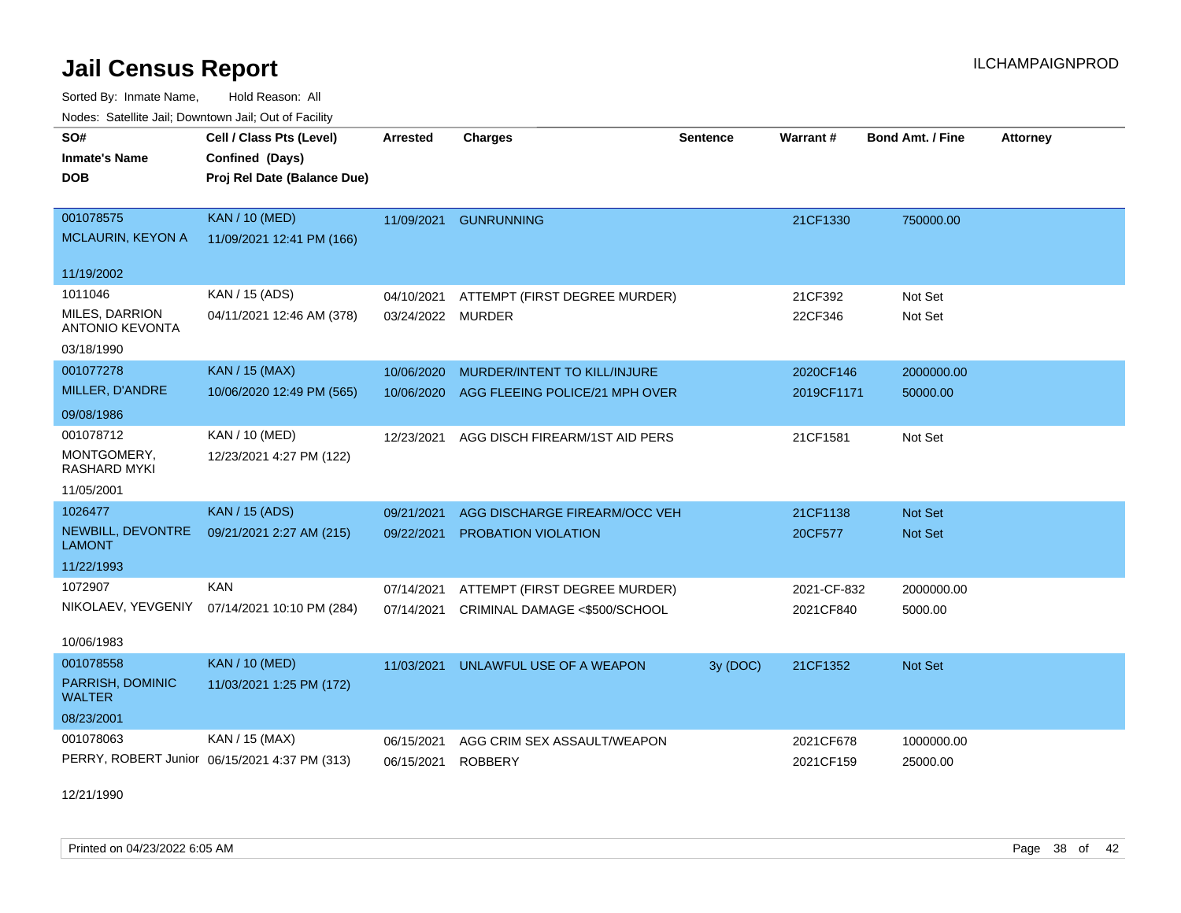# Jail Census Report

Sorted By: Inmate Name, Hold Reason: All

Nodes: Satellite Jail; Downtown Jail; Out of Facility

| SO# / Inmate's Name / DOB | Cell / Class Pts (Level) / Confined (Days) / Proj Rel Date (Balance Due) | Arrested | Charges | Sentence | Warrant # | Bond Amt. / Fine | Attorney |
|---|---|---|---|---|---|---|---|
| 001078575 MCLAURIN, KEYON A 11/19/2002 | KAN / 10 (MED) 11/09/2021 12:41 PM (166) | 11/09/2021 | GUNRUNNING | | 21CF1330 | 750000.00 | |
| 1011046 MILES, DARRION ANTONIO KEVONTA 03/18/1990 | KAN / 15 (ADS) 04/11/2021 12:46 AM (378) | 04/10/2021 | ATTEMPT (FIRST DEGREE MURDER) | | 21CF392 | Not Set | |
| | | 03/24/2022 | MURDER | | 22CF346 | Not Set | |
| 001077278 MILLER, D'ANDRE 09/08/1986 | KAN / 15 (MAX) 10/06/2020 12:49 PM (565) | 10/06/2020 | MURDER/INTENT TO KILL/INJURE | | 2020CF146 | 2000000.00 | |
| | | 10/06/2020 | AGG FLEEING POLICE/21 MPH OVER | | 2019CF1171 | 50000.00 | |
| 001078712 MONTGOMERY, RASHARD MYKI 11/05/2001 | KAN / 10 (MED) 12/23/2021 4:27 PM (122) | 12/23/2021 | AGG DISCH FIREARM/1ST AID PERS | | 21CF1581 | Not Set | |
| 1026477 NEWBILL, DEVONTRE LAMONT 11/22/1993 | KAN / 15 (ADS) 09/21/2021 2:27 AM (215) | 09/21/2021 | AGG DISCHARGE FIREARM/OCC VEH | | 21CF1138 | Not Set | |
| | | 09/22/2021 | PROBATION VIOLATION | | 20CF577 | Not Set | |
| 1072907 NIKOLAEV, YEVGENIY 10/06/1983 | KAN 07/14/2021 10:10 PM (284) | 07/14/2021 | ATTEMPT (FIRST DEGREE MURDER) | | 2021-CF-832 | 2000000.00 | |
| | | 07/14/2021 | CRIMINAL DAMAGE <$500/SCHOOL | | 2021CF840 | 5000.00 | |
| 001078558 PARRISH, DOMINIC WALTER 08/23/2001 | KAN / 10 (MED) 11/03/2021 1:25 PM (172) | 11/03/2021 | UNLAWFUL USE OF A WEAPON | 3y (DOC) | 21CF1352 | Not Set | |
| 001078063 PERRY, ROBERT Junior 12/21/1990 | KAN / 15 (MAX) 06/15/2021 4:37 PM (313) | 06/15/2021 | AGG CRIM SEX ASSAULT/WEAPON | | 2021CF678 | 1000000.00 | |
| | | 06/15/2021 | ROBBERY | | 2021CF159 | 25000.00 | |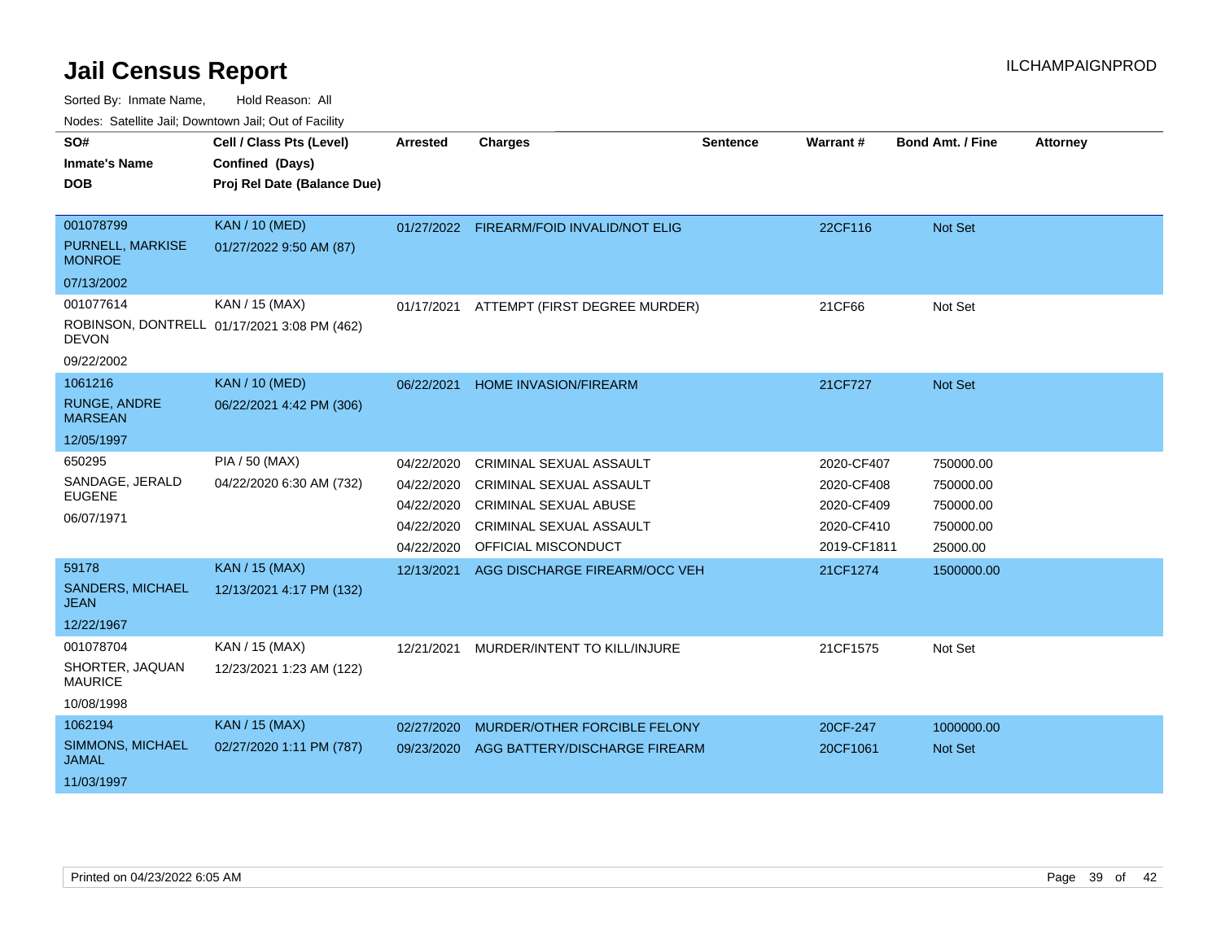# Jail Census Report

ILCHAMPAIGNPROD

Sorted By: Inmate Name, Hold Reason: All

Nodes: Satellite Jail; Downtown Jail; Out of Facility

| SO# / Inmate's Name / DOB | Cell / Class Pts (Level) / Confined (Days) / Proj Rel Date (Balance Due) | Arrested | Charges | Sentence | Warrant # | Bond Amt. / Fine | Attorney |
|---|---|---|---|---|---|---|---|
| 001078799<br>PURNELL, MARKISE MONROE<br>07/13/2002 | KAN / 10 (MED)<br>01/27/2022 9:50 AM (87) | 01/27/2022 | FIREARM/FOID INVALID/NOT ELIG | | 22CF116 | Not Set | |
| 001077614<br>ROBINSON, DONTRELL DEVON<br>09/22/2002 | KAN / 15 (MAX)<br>01/17/2021 3:08 PM (462) | 01/17/2021 | ATTEMPT (FIRST DEGREE MURDER) | | 21CF66 | Not Set | |
| 1061216<br>RUNGE, ANDRE MARSEAN<br>12/05/1997 | KAN / 10 (MED)<br>06/22/2021 4:42 PM (306) | 06/22/2021 | HOME INVASION/FIREARM | | 21CF727 | Not Set | |
| 650295<br>SANDAGE, JERALD EUGENE<br>06/07/1971 | PIA / 50 (MAX)<br>04/22/2020 6:30 AM (732) | 04/22/2020 | CRIMINAL SEXUAL ASSAULT | | 2020-CF407 | 750000.00 | |
| | | 04/22/2020 | CRIMINAL SEXUAL ASSAULT | | 2020-CF408 | 750000.00 | |
| | | 04/22/2020 | CRIMINAL SEXUAL ABUSE | | 2020-CF409 | 750000.00 | |
| | | 04/22/2020 | CRIMINAL SEXUAL ASSAULT | | 2020-CF410 | 750000.00 | |
| | | 04/22/2020 | OFFICIAL MISCONDUCT | | 2019-CF1811 | 25000.00 | |
| 59178<br>SANDERS, MICHAEL JEAN<br>12/22/1967 | KAN / 15 (MAX)<br>12/13/2021 4:17 PM (132) | 12/13/2021 | AGG DISCHARGE FIREARM/OCC VEH | | 21CF1274 | 1500000.00 | |
| 001078704<br>SHORTER, JAQUAN MAURICE<br>10/08/1998 | KAN / 15 (MAX)<br>12/23/2021 1:23 AM (122) | 12/21/2021 | MURDER/INTENT TO KILL/INJURE | | 21CF1575 | Not Set | |
| 1062194<br>SIMMONS, MICHAEL JAMAL<br>11/03/1997 | KAN / 15 (MAX)<br>02/27/2020 1:11 PM (787) | 02/27/2020 | MURDER/OTHER FORCIBLE FELONY | | 20CF-247 | 1000000.00 | |
| | | 09/23/2020 | AGG BATTERY/DISCHARGE FIREARM | | 20CF1061 | Not Set | |

Printed on 04/23/2022 6:05 AM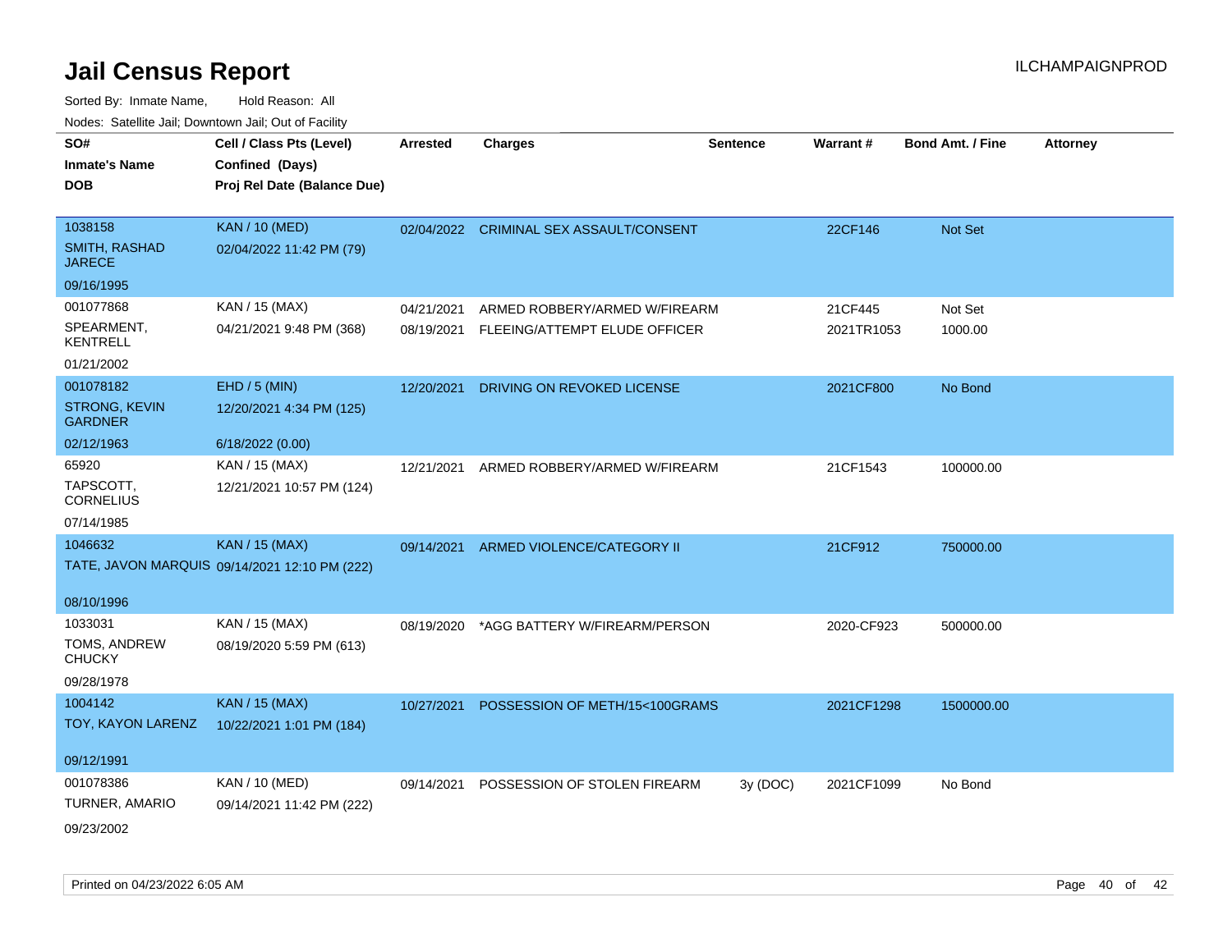# Jail Census Report

ILCHAMPAIGNPROD

Sorted By: Inmate Name, Hold Reason: All

Nodes: Satellite Jail; Downtown Jail; Out of Facility

| SO# / Inmate's Name / DOB | Cell / Class Pts (Level) / Confined (Days) / Proj Rel Date (Balance Due) | Arrested | Charges | Sentence | Warrant # | Bond Amt. / Fine | Attorney |
|---|---|---|---|---|---|---|---|
| 1038158 SMITH, RASHAD JARECE 09/16/1995 | KAN / 10 (MED) 02/04/2022 11:42 PM (79) | 02/04/2022 | CRIMINAL SEX ASSAULT/CONSENT | | 22CF146 | Not Set | |
| 001077868 SPEARMENT, KENTRELL 01/21/2002 | KAN / 15 (MAX) 04/21/2021 9:48 PM (368) | 04/21/2021 | ARMED ROBBERY/ARMED W/FIREARM | | 21CF445 | Not Set | |
| | | 08/19/2021 | FLEEING/ATTEMPT ELUDE OFFICER | | 2021TR1053 | 1000.00 | |
| 001078182 STRONG, KEVIN GARDNER 02/12/1963 | EHD / 5 (MIN) 12/20/2021 4:34 PM (125) 6/18/2022 (0.00) | 12/20/2021 | DRIVING ON REVOKED LICENSE | | 2021CF800 | No Bond | |
| 65920 TAPSCOTT, CORNELIUS 07/14/1985 | KAN / 15 (MAX) 12/21/2021 10:57 PM (124) | 12/21/2021 | ARMED ROBBERY/ARMED W/FIREARM | | 21CF1543 | 100000.00 | |
| 1046632 TATE, JAVON MARQUIS 08/10/1996 | KAN / 15 (MAX) 09/14/2021 12:10 PM (222) | 09/14/2021 | ARMED VIOLENCE/CATEGORY II | | 21CF912 | 750000.00 | |
| 1033031 TOMS, ANDREW CHUCKY 09/28/1978 | KAN / 15 (MAX) 08/19/2020 5:59 PM (613) | 08/19/2020 | *AGG BATTERY W/FIREARM/PERSON | | 2020-CF923 | 500000.00 | |
| 1004142 TOY, KAYON LARENZ 09/12/1991 | KAN / 15 (MAX) 10/22/2021 1:01 PM (184) | 10/27/2021 | POSSESSION OF METH/15<100GRAMS | | 2021CF1298 | 1500000.00 | |
| 001078386 TURNER, AMARIO 09/23/2002 | KAN / 10 (MED) 09/14/2021 11:42 PM (222) | 09/14/2021 | POSSESSION OF STOLEN FIREARM | 3y (DOC) | 2021CF1099 | No Bond | |

Printed on 04/23/2022 6:05 AM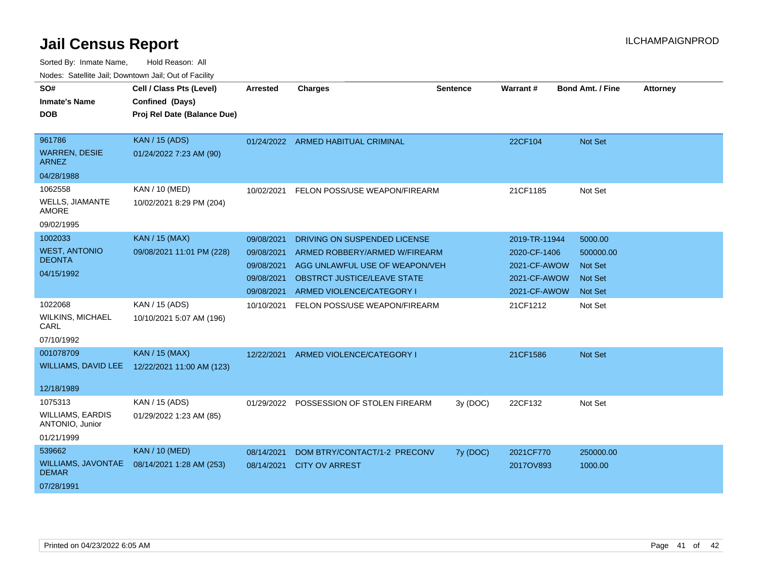# Jail Census Report

ILCHAMPAIGNPROD

Sorted By: Inmate Name, Hold Reason: All

Nodes: Satellite Jail; Downtown Jail; Out of Facility

| SO# / Inmate's Name / DOB | Cell / Class Pts (Level) / Confined (Days) / Proj Rel Date (Balance Due) | Arrested | Charges | Sentence | Warrant # | Bond Amt. / Fine | Attorney |
|---|---|---|---|---|---|---|---|
| 961786<br>WARREN, DESIE ARNEZ<br>04/28/1988 | KAN / 15 (ADS)<br>01/24/2022 7:23 AM (90) | 01/24/2022 | ARMED HABITUAL CRIMINAL | | 22CF104 | Not Set | |
| 1062558<br>WELLS, JIAMANTE AMORE<br>09/02/1995 | KAN / 10 (MED)<br>10/02/2021 8:29 PM (204) | 10/02/2021 | FELON POSS/USE WEAPON/FIREARM | | 21CF1185 | Not Set | |
| 1002033<br>WEST, ANTONIO DEONTA<br>04/15/1992 | KAN / 15 (MAX)<br>09/08/2021 11:01 PM (228) | 09/08/2021 | DRIVING ON SUSPENDED LICENSE | | 2019-TR-11944 | 5000.00 | |
| | | 09/08/2021 | ARMED ROBBERY/ARMED W/FIREARM | | 2020-CF-1406 | 500000.00 | |
| | | 09/08/2021 | AGG UNLAWFUL USE OF WEAPON/VEH | | 2021-CF-AWOW | Not Set | |
| | | 09/08/2021 | OBSTRCT JUSTICE/LEAVE STATE | | 2021-CF-AWOW | Not Set | |
| | | 09/08/2021 | ARMED VIOLENCE/CATEGORY I | | 2021-CF-AWOW | Not Set | |
| 1022068<br>WILKINS, MICHAEL CARL<br>07/10/1992 | KAN / 15 (ADS)<br>10/10/2021 5:07 AM (196) | 10/10/2021 | FELON POSS/USE WEAPON/FIREARM | | 21CF1212 | Not Set | |
| 001078709<br>WILLIAMS, DAVID LEE<br>12/18/1989 | KAN / 15 (MAX)<br>12/22/2021 11:00 AM (123) | 12/22/2021 | ARMED VIOLENCE/CATEGORY I | | 21CF1586 | Not Set | |
| 1075313<br>WILLIAMS, EARDIS ANTONIO, Junior<br>01/21/1999 | KAN / 15 (ADS)<br>01/29/2022 1:23 AM (85) | 01/29/2022 | POSSESSION OF STOLEN FIREARM | 3y (DOC) | 22CF132 | Not Set | |
| 539662<br>WILLIAMS, JAVONTAE DEMAR<br>07/28/1991 | KAN / 10 (MED)<br>08/14/2021 1:28 AM (253) | 08/14/2021 | DOM BTRY/CONTACT/1-2 PRECONV | 7y (DOC) | 2021CF770 | 250000.00 | |
| | | 08/14/2021 | CITY OV ARREST | | 2017OV893 | 1000.00 | |

Printed on 04/23/2022 6:05 AM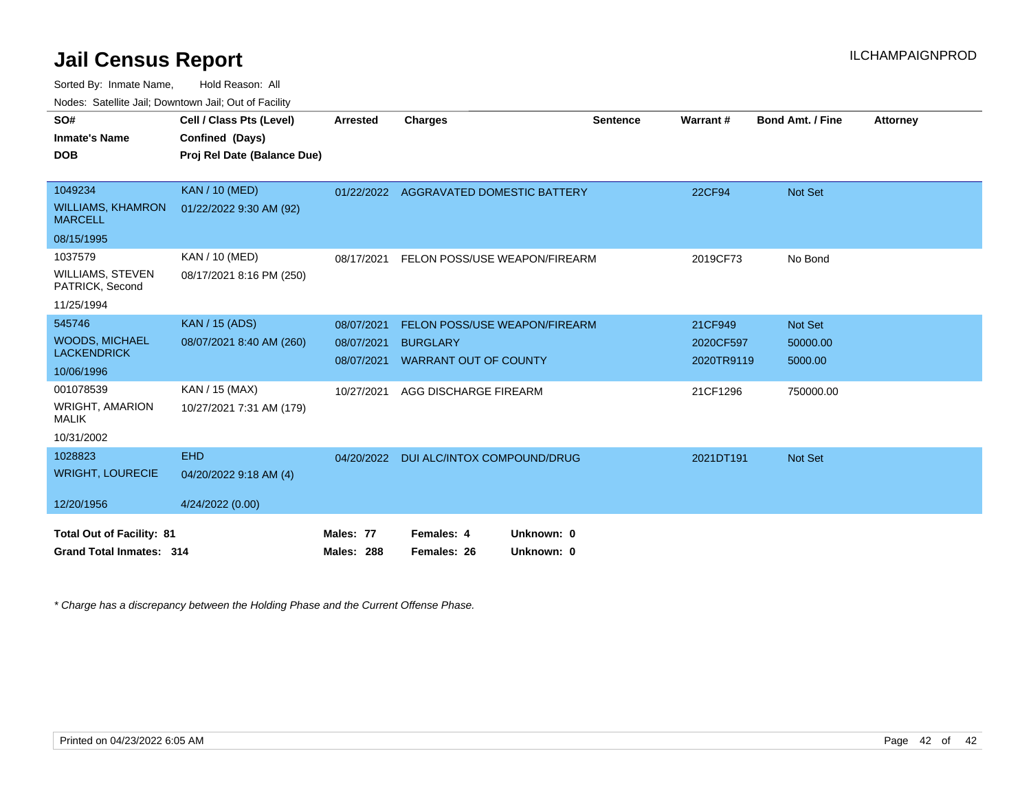# Jail Census Report

ILCHAMPAIGNPROD

Sorted By: Inmate Name, Hold Reason: All

Nodes: Satellite Jail; Downtown Jail; Out of Facility

| SO# / Inmate's Name / DOB | Cell / Class Pts (Level) / Confined (Days) / Proj Rel Date (Balance Due) | Arrested | Charges | Sentence | Warrant # | Bond Amt. / Fine | Attorney |
|---|---|---|---|---|---|---|---|
| 1049234<br>WILLIAMS, KHAMRON MARCELL<br>08/15/1995 | KAN / 10 (MED)<br>01/22/2022 9:30 AM (92) | 01/22/2022 | AGGRAVATED DOMESTIC BATTERY | | 22CF94 | Not Set | |
| 1037579<br>WILLIAMS, STEVEN PATRICK, Second<br>11/25/1994 | KAN / 10 (MED)<br>08/17/2021 8:16 PM (250) | 08/17/2021 | FELON POSS/USE WEAPON/FIREARM | | 2019CF73 | No Bond | |
| 545746<br>WOODS, MICHAEL LACKENDRICK<br>10/06/1996 | KAN / 15 (ADS)<br>08/07/2021 8:40 AM (260) | 08/07/2021 | FELON POSS/USE WEAPON/FIREARM | | 21CF949 | Not Set | |
| | | 08/07/2021 | BURGLARY | | 2020CF597 | 50000.00 | |
| | | 08/07/2021 | WARRANT OUT OF COUNTY | | 2020TR9119 | 5000.00 | |
| 001078539<br>WRIGHT, AMARION MALIK<br>10/31/2002 | KAN / 15 (MAX)<br>10/27/2021 7:31 AM (179) | 10/27/2021 | AGG DISCHARGE FIREARM | | 21CF1296 | 750000.00 | |
| 1028823<br>WRIGHT, LOURECIE<br>12/20/1956 | EHD<br>04/20/2022 9:18 AM (4)<br>4/24/2022 (0.00) | 04/20/2022 | DUI ALC/INTOX COMPOUND/DRUG | | 2021DT191 | Not Set | |

**Total Out of Facility: 81** **Males: 77** **Females: 4** **Unknown: 0**

**Grand Total Inmates: 314** **Males: 288** **Females: 26** **Unknown: 0**

*\* Charge has a discrepancy between the Holding Phase and the Current Offense Phase.*

Printed on 04/23/2022 6:05 AM